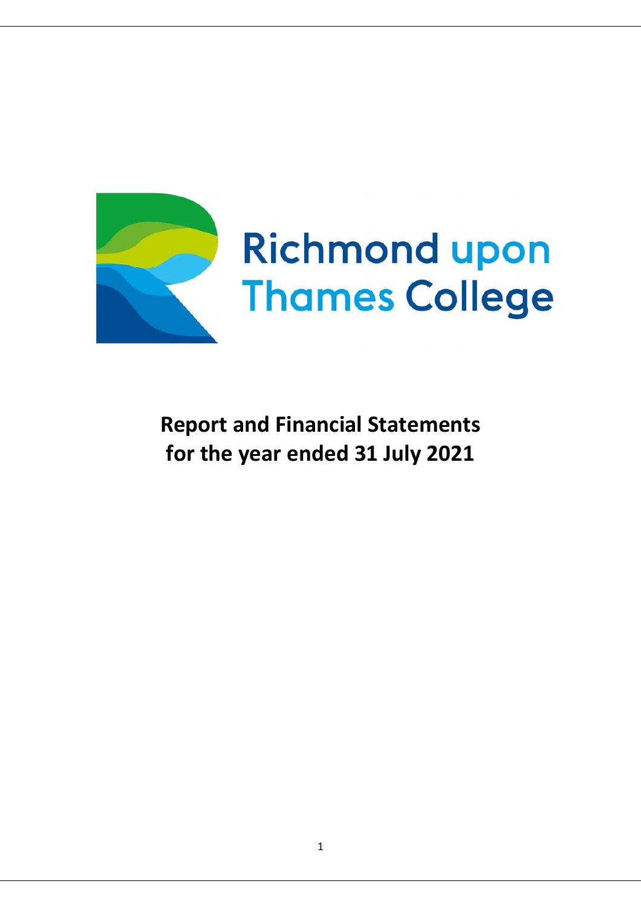Richmond upon Thames College

# Report and Financial Statements for the year ended 31 July 2021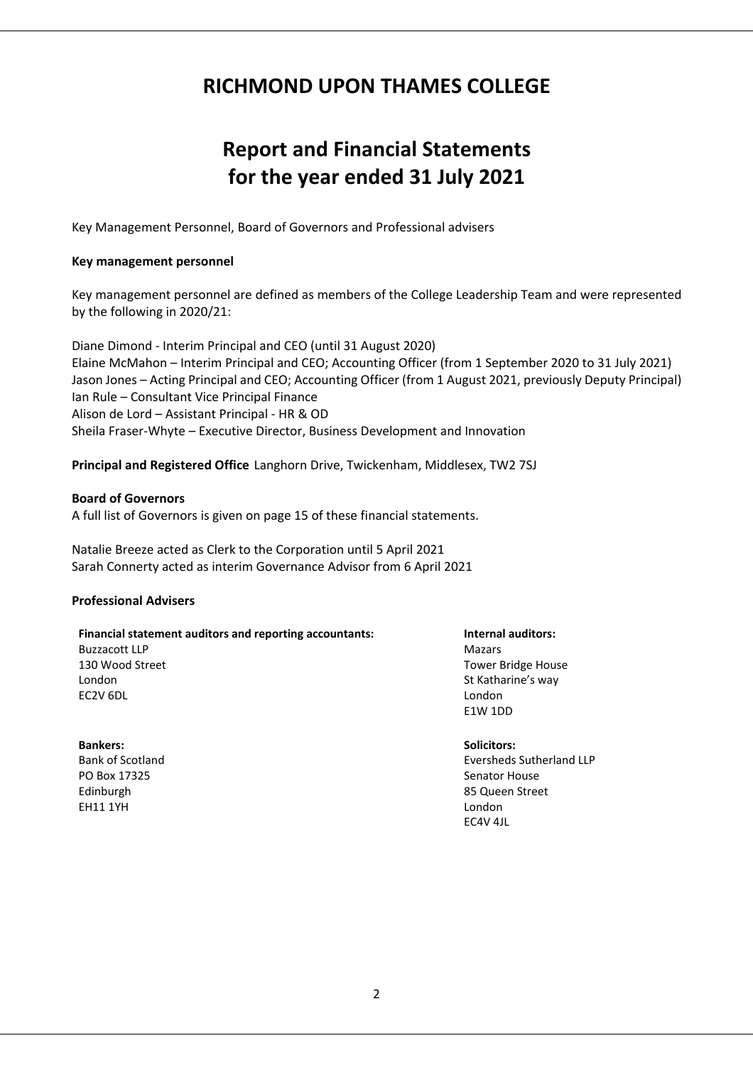# RICHMOND UPON THAMES COLLEGE

# Report and Financial Statements for the year ended 31 July 2021

Key Management Personnel, Board of Governors and Professional advisers

**Key management personnel**

Key management personnel are defined as members of the College Leadership Team and were represented by the following in 2020/21:

Diane Dimond - Interim Principal and CEO (until 31 August 2020)
Elaine McMahon – Interim Principal and CEO; Accounting Officer (from 1 September 2020 to 31 July 2021)
Jason Jones – Acting Principal and CEO; Accounting Officer (from 1 August 2021, previously Deputy Principal)
Ian Rule – Consultant Vice Principal Finance
Alison de Lord – Assistant Principal - HR & OD
Sheila Fraser-Whyte – Executive Director, Business Development and Innovation

**Principal and Registered Office** Langhorn Drive, Twickenham, Middlesex, TW2 7SJ

**Board of Governors**
A full list of Governors is given on page 15 of these financial statements.

Natalie Breeze acted as Clerk to the Corporation until 5 April 2021
Sarah Connerty acted as interim Governance Advisor from 6 April 2021

**Professional Advisers**

**Financial statement auditors and reporting accountants:**
Buzzacott LLP
130 Wood Street
London
EC2V 6DL

**Internal auditors:**
Mazars
Tower Bridge House
St Katharine's way
London
E1W 1DD

**Bankers:**
Bank of Scotland
PO Box 17325
Edinburgh
EH11 1YH

**Solicitors:**
Eversheds Sutherland LLP
Senator House
85 Queen Street
London
EC4V 4JL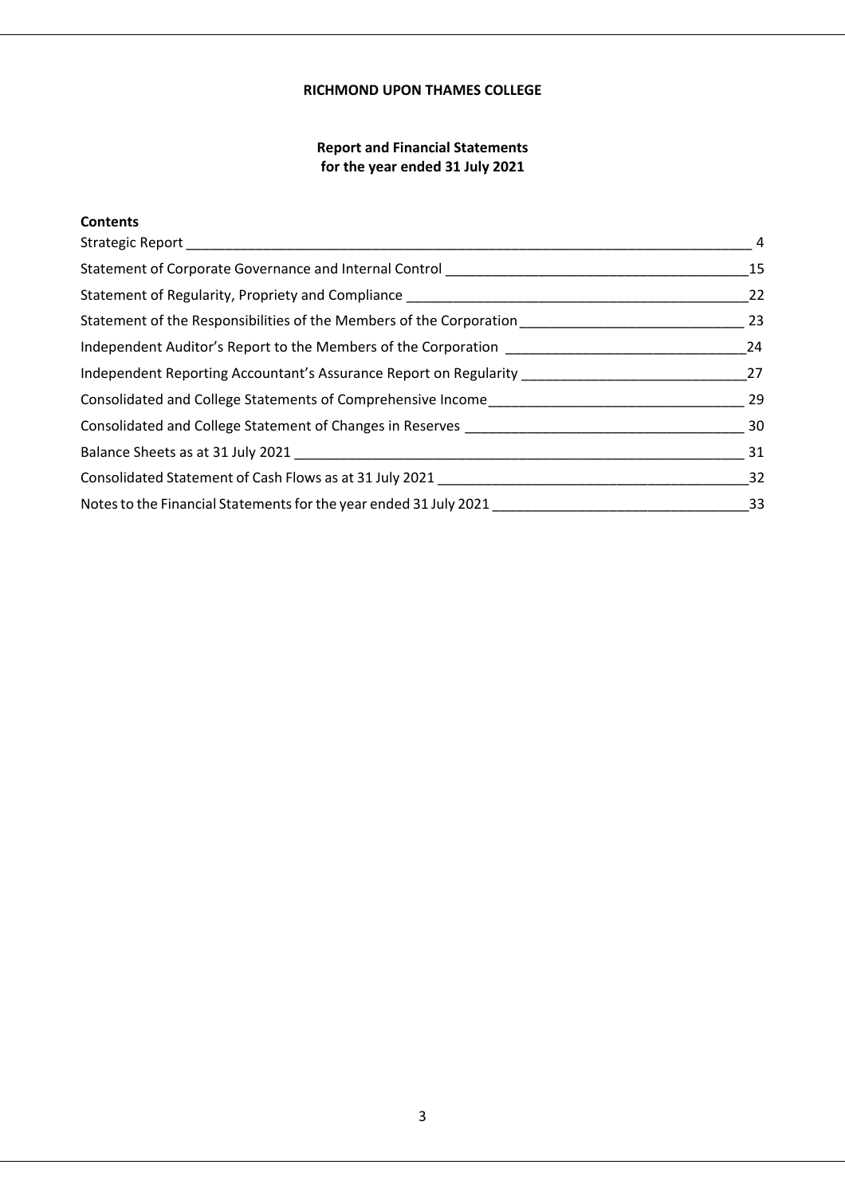**RICHMOND UPON THAMES COLLEGE**

**Report and Financial Statements**
**for the year ended 31 July 2021**

**Contents**

| | |
|---|---|
| Strategic Report | 4 |
| Statement of Corporate Governance and Internal Control | 15 |
| Statement of Regularity, Propriety and Compliance | 22 |
| Statement of the Responsibilities of the Members of the Corporation | 23 |
| Independent Auditor's Report to the Members of the Corporation | 24 |
| Independent Reporting Accountant's Assurance Report on Regularity | 27 |
| Consolidated and College Statements of Comprehensive Income | 29 |
| Consolidated and College Statement of Changes in Reserves | 30 |
| Balance Sheets as at 31 July 2021 | 31 |
| Consolidated Statement of Cash Flows as at 31 July 2021 | 32 |
| Notes to the Financial Statements for the year ended 31 July 2021 | 33 |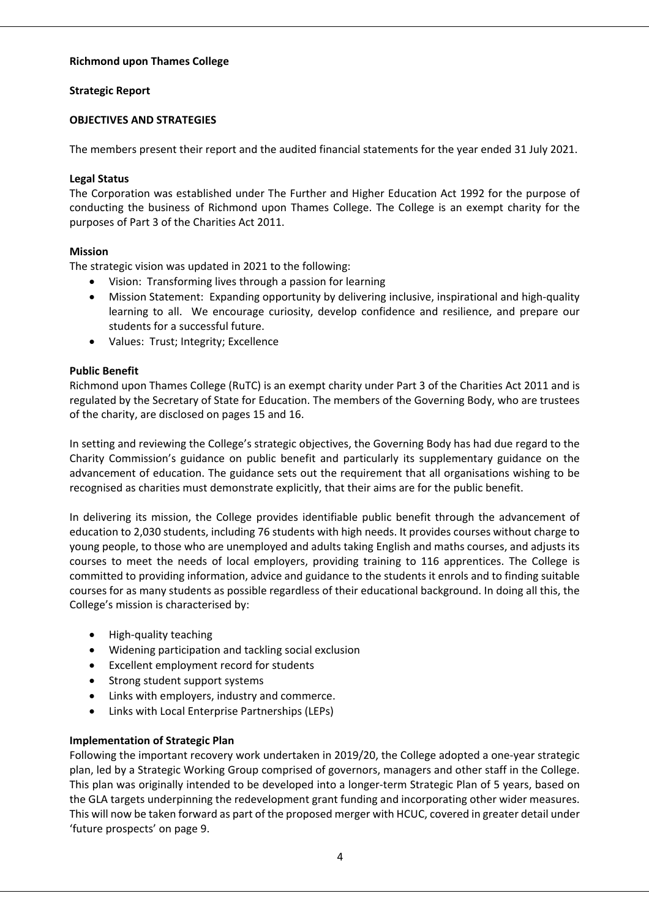**Richmond upon Thames College**

**Strategic Report**

**OBJECTIVES AND STRATEGIES**

The members present their report and the audited financial statements for the year ended 31 July 2021.

**Legal Status**

The Corporation was established under The Further and Higher Education Act 1992 for the purpose of conducting the business of Richmond upon Thames College. The College is an exempt charity for the purposes of Part 3 of the Charities Act 2011.

**Mission**

The strategic vision was updated in 2021 to the following:

- Vision: Transforming lives through a passion for learning
- Mission Statement: Expanding opportunity by delivering inclusive, inspirational and high-quality learning to all. We encourage curiosity, develop confidence and resilience, and prepare our students for a successful future.
- Values: Trust; Integrity; Excellence

**Public Benefit**

Richmond upon Thames College (RuTC) is an exempt charity under Part 3 of the Charities Act 2011 and is regulated by the Secretary of State for Education. The members of the Governing Body, who are trustees of the charity, are disclosed on pages 15 and 16.

In setting and reviewing the College's strategic objectives, the Governing Body has had due regard to the Charity Commission's guidance on public benefit and particularly its supplementary guidance on the advancement of education. The guidance sets out the requirement that all organisations wishing to be recognised as charities must demonstrate explicitly, that their aims are for the public benefit.

In delivering its mission, the College provides identifiable public benefit through the advancement of education to 2,030 students, including 76 students with high needs. It provides courses without charge to young people, to those who are unemployed and adults taking English and maths courses, and adjusts its courses to meet the needs of local employers, providing training to 116 apprentices. The College is committed to providing information, advice and guidance to the students it enrols and to finding suitable courses for as many students as possible regardless of their educational background. In doing all this, the College's mission is characterised by:

- High-quality teaching
- Widening participation and tackling social exclusion
- Excellent employment record for students
- Strong student support systems
- Links with employers, industry and commerce.
- Links with Local Enterprise Partnerships (LEPs)

**Implementation of Strategic Plan**

Following the important recovery work undertaken in 2019/20, the College adopted a one-year strategic plan, led by a Strategic Working Group comprised of governors, managers and other staff in the College. This plan was originally intended to be developed into a longer-term Strategic Plan of 5 years, based on the GLA targets underpinning the redevelopment grant funding and incorporating other wider measures. This will now be taken forward as part of the proposed merger with HCUC, covered in greater detail under 'future prospects' on page 9.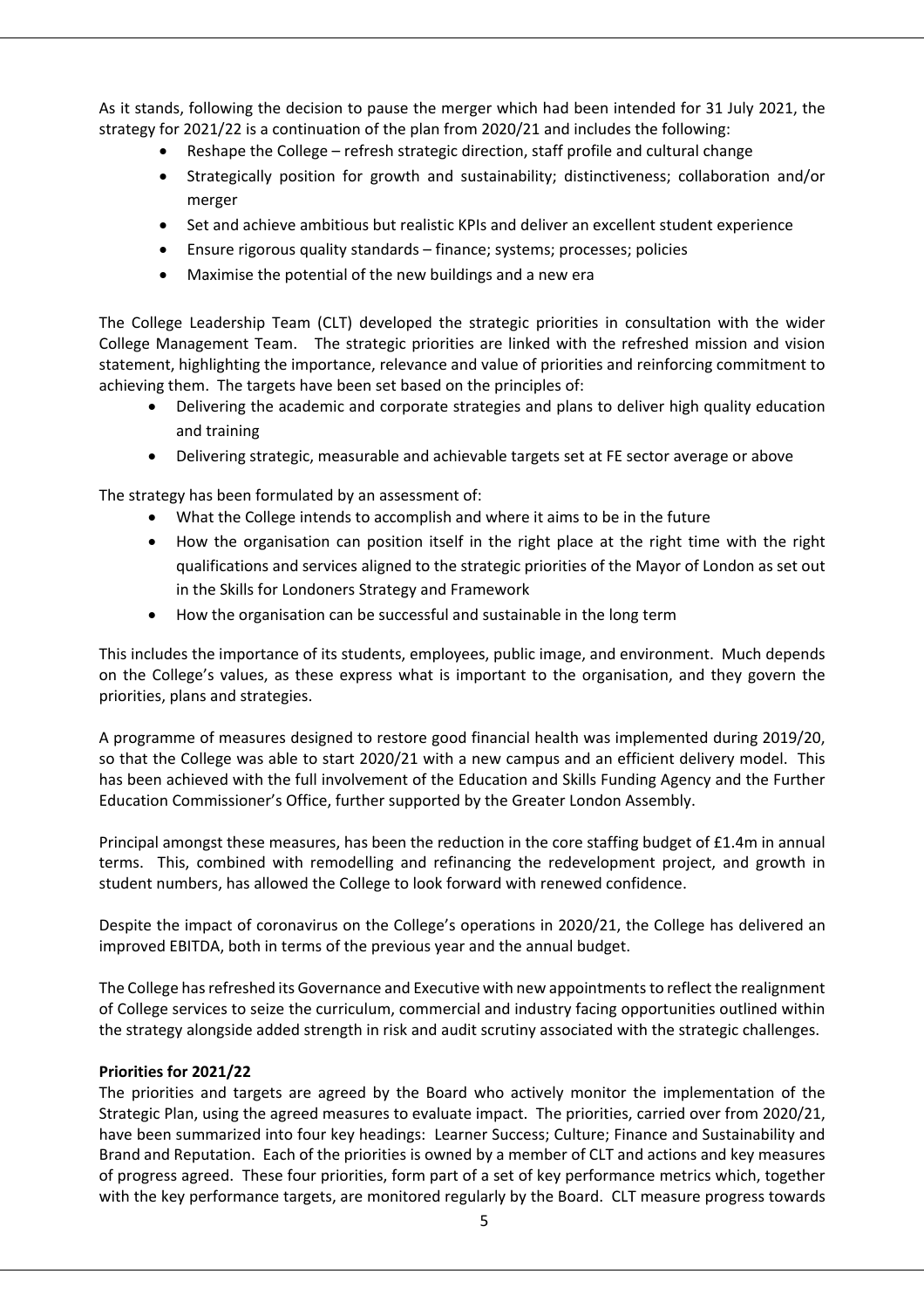As it stands, following the decision to pause the merger which had been intended for 31 July 2021, the strategy for 2021/22 is a continuation of the plan from 2020/21 and includes the following:

- Reshape the College – refresh strategic direction, staff profile and cultural change
- Strategically position for growth and sustainability; distinctiveness; collaboration and/or merger
- Set and achieve ambitious but realistic KPIs and deliver an excellent student experience
- Ensure rigorous quality standards – finance; systems; processes; policies
- Maximise the potential of the new buildings and a new era

The College Leadership Team (CLT) developed the strategic priorities in consultation with the wider College Management Team. The strategic priorities are linked with the refreshed mission and vision statement, highlighting the importance, relevance and value of priorities and reinforcing commitment to achieving them. The targets have been set based on the principles of:

- Delivering the academic and corporate strategies and plans to deliver high quality education and training
- Delivering strategic, measurable and achievable targets set at FE sector average or above

The strategy has been formulated by an assessment of:

- What the College intends to accomplish and where it aims to be in the future
- How the organisation can position itself in the right place at the right time with the right qualifications and services aligned to the strategic priorities of the Mayor of London as set out in the Skills for Londoners Strategy and Framework
- How the organisation can be successful and sustainable in the long term

This includes the importance of its students, employees, public image, and environment. Much depends on the College's values, as these express what is important to the organisation, and they govern the priorities, plans and strategies.

A programme of measures designed to restore good financial health was implemented during 2019/20, so that the College was able to start 2020/21 with a new campus and an efficient delivery model. This has been achieved with the full involvement of the Education and Skills Funding Agency and the Further Education Commissioner's Office, further supported by the Greater London Assembly.

Principal amongst these measures, has been the reduction in the core staffing budget of £1.4m in annual terms. This, combined with remodelling and refinancing the redevelopment project, and growth in student numbers, has allowed the College to look forward with renewed confidence.

Despite the impact of coronavirus on the College's operations in 2020/21, the College has delivered an improved EBITDA, both in terms of the previous year and the annual budget.

The College has refreshed its Governance and Executive with new appointments to reflect the realignment of College services to seize the curriculum, commercial and industry facing opportunities outlined within the strategy alongside added strength in risk and audit scrutiny associated with the strategic challenges.

**Priorities for 2021/22**

The priorities and targets are agreed by the Board who actively monitor the implementation of the Strategic Plan, using the agreed measures to evaluate impact. The priorities, carried over from 2020/21, have been summarized into four key headings: Learner Success; Culture; Finance and Sustainability and Brand and Reputation. Each of the priorities is owned by a member of CLT and actions and key measures of progress agreed. These four priorities, form part of a set of key performance metrics which, together with the key performance targets, are monitored regularly by the Board. CLT measure progress towards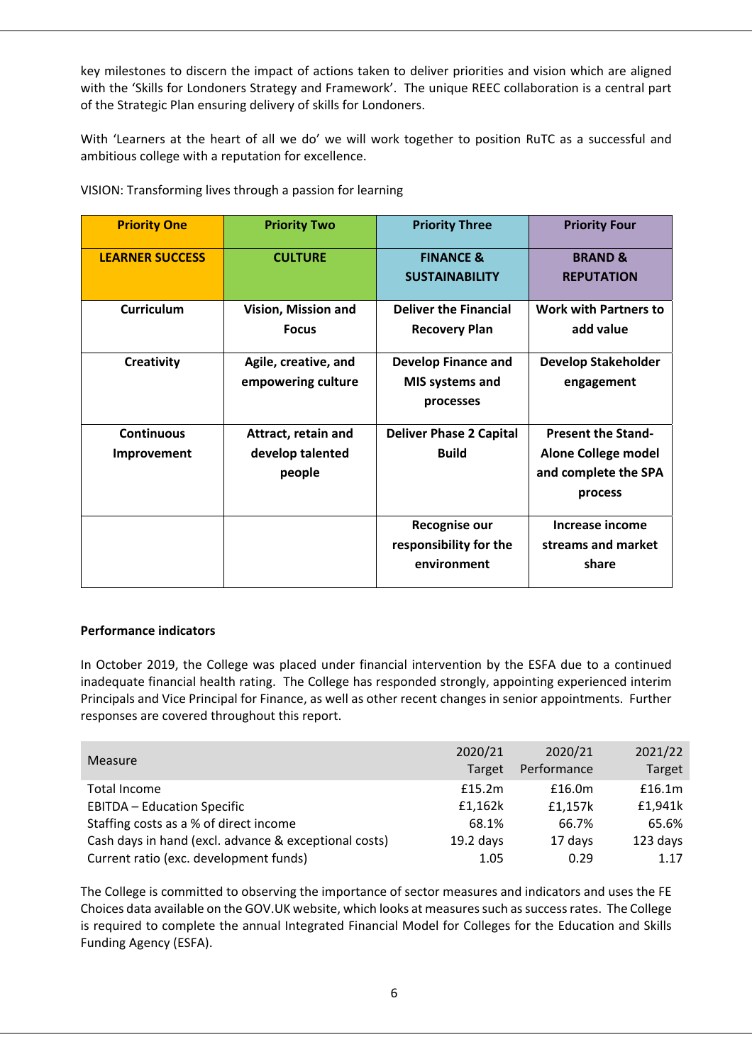key milestones to discern the impact of actions taken to deliver priorities and vision which are aligned with the 'Skills for Londoners Strategy and Framework'. The unique REEC collaboration is a central part of the Strategic Plan ensuring delivery of skills for Londoners.

With 'Learners at the heart of all we do' we will work together to position RuTC as a successful and ambitious college with a reputation for excellence.

VISION: Transforming lives through a passion for learning

| **Priority One** | **Priority Two** | **Priority Three** | **Priority Four** |
|---|---|---|---|
| **LEARNER SUCCESS** | **CULTURE** | **FINANCE & SUSTAINABILITY** | **BRAND & REPUTATION** |
| **Curriculum** | **Vision, Mission and Focus** | **Deliver the Financial Recovery Plan** | **Work with Partners to add value** |
| **Creativity** | **Agile, creative, and empowering culture** | **Develop Finance and MIS systems and processes** | **Develop Stakeholder engagement** |
| **Continuous Improvement** | **Attract, retain and develop talented people** | **Deliver Phase 2 Capital Build** | **Present the Stand-Alone College model and complete the SPA process** |
| | | **Recognise our responsibility for the environment** | **Increase income streams and market share** |

**Performance indicators**

In October 2019, the College was placed under financial intervention by the ESFA due to a continued inadequate financial health rating. The College has responded strongly, appointing experienced interim Principals and Vice Principal for Finance, as well as other recent changes in senior appointments. Further responses are covered throughout this report.

| Measure | 2020/21 Target | 2020/21 Performance | 2021/22 Target |
|---|---|---|---|
| Total Income | £15.2m | £16.0m | £16.1m |
| EBITDA – Education Specific | £1,162k | £1,157k | £1,941k |
| Staffing costs as a % of direct income | 68.1% | 66.7% | 65.6% |
| Cash days in hand (excl. advance & exceptional costs) | 19.2 days | 17 days | 123 days |
| Current ratio (exc. development funds) | 1.05 | 0.29 | 1.17 |

The College is committed to observing the importance of sector measures and indicators and uses the FE Choices data available on the GOV.UK website, which looks at measures such as success rates. The College is required to complete the annual Integrated Financial Model for Colleges for the Education and Skills Funding Agency (ESFA).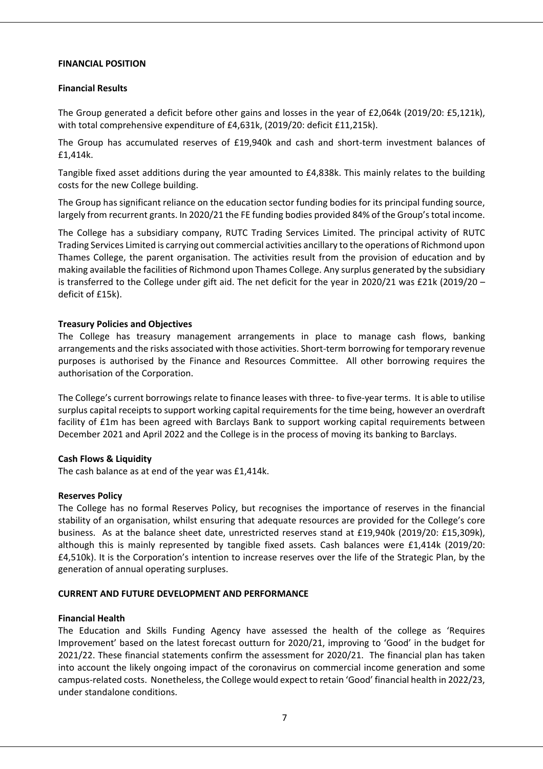## FINANCIAL POSITION

### Financial Results

The Group generated a deficit before other gains and losses in the year of £2,064k (2019/20: £5,121k), with total comprehensive expenditure of £4,631k, (2019/20: deficit £11,215k).

The Group has accumulated reserves of £19,940k and cash and short-term investment balances of £1,414k.

Tangible fixed asset additions during the year amounted to £4,838k. This mainly relates to the building costs for the new College building.

The Group has significant reliance on the education sector funding bodies for its principal funding source, largely from recurrent grants. In 2020/21 the FE funding bodies provided 84% of the Group's total income.

The College has a subsidiary company, RUTC Trading Services Limited. The principal activity of RUTC Trading Services Limited is carrying out commercial activities ancillary to the operations of Richmond upon Thames College, the parent organisation. The activities result from the provision of education and by making available the facilities of Richmond upon Thames College. Any surplus generated by the subsidiary is transferred to the College under gift aid. The net deficit for the year in 2020/21 was £21k (2019/20 – deficit of £15k).

### Treasury Policies and Objectives

The College has treasury management arrangements in place to manage cash flows, banking arrangements and the risks associated with those activities. Short-term borrowing for temporary revenue purposes is authorised by the Finance and Resources Committee. All other borrowing requires the authorisation of the Corporation.

The College's current borrowings relate to finance leases with three- to five-year terms. It is able to utilise surplus capital receipts to support working capital requirements for the time being, however an overdraft facility of £1m has been agreed with Barclays Bank to support working capital requirements between December 2021 and April 2022 and the College is in the process of moving its banking to Barclays.

### Cash Flows & Liquidity

The cash balance as at end of the year was £1,414k.

### Reserves Policy

The College has no formal Reserves Policy, but recognises the importance of reserves in the financial stability of an organisation, whilst ensuring that adequate resources are provided for the College's core business. As at the balance sheet date, unrestricted reserves stand at £19,940k (2019/20: £15,309k), although this is mainly represented by tangible fixed assets. Cash balances were £1,414k (2019/20: £4,510k). It is the Corporation's intention to increase reserves over the life of the Strategic Plan, by the generation of annual operating surpluses.

## CURRENT AND FUTURE DEVELOPMENT AND PERFORMANCE

### Financial Health

The Education and Skills Funding Agency have assessed the health of the college as 'Requires Improvement' based on the latest forecast outturn for 2020/21, improving to 'Good' in the budget for 2021/22. These financial statements confirm the assessment for 2020/21. The financial plan has taken into account the likely ongoing impact of the coronavirus on commercial income generation and some campus-related costs. Nonetheless, the College would expect to retain 'Good' financial health in 2022/23, under standalone conditions.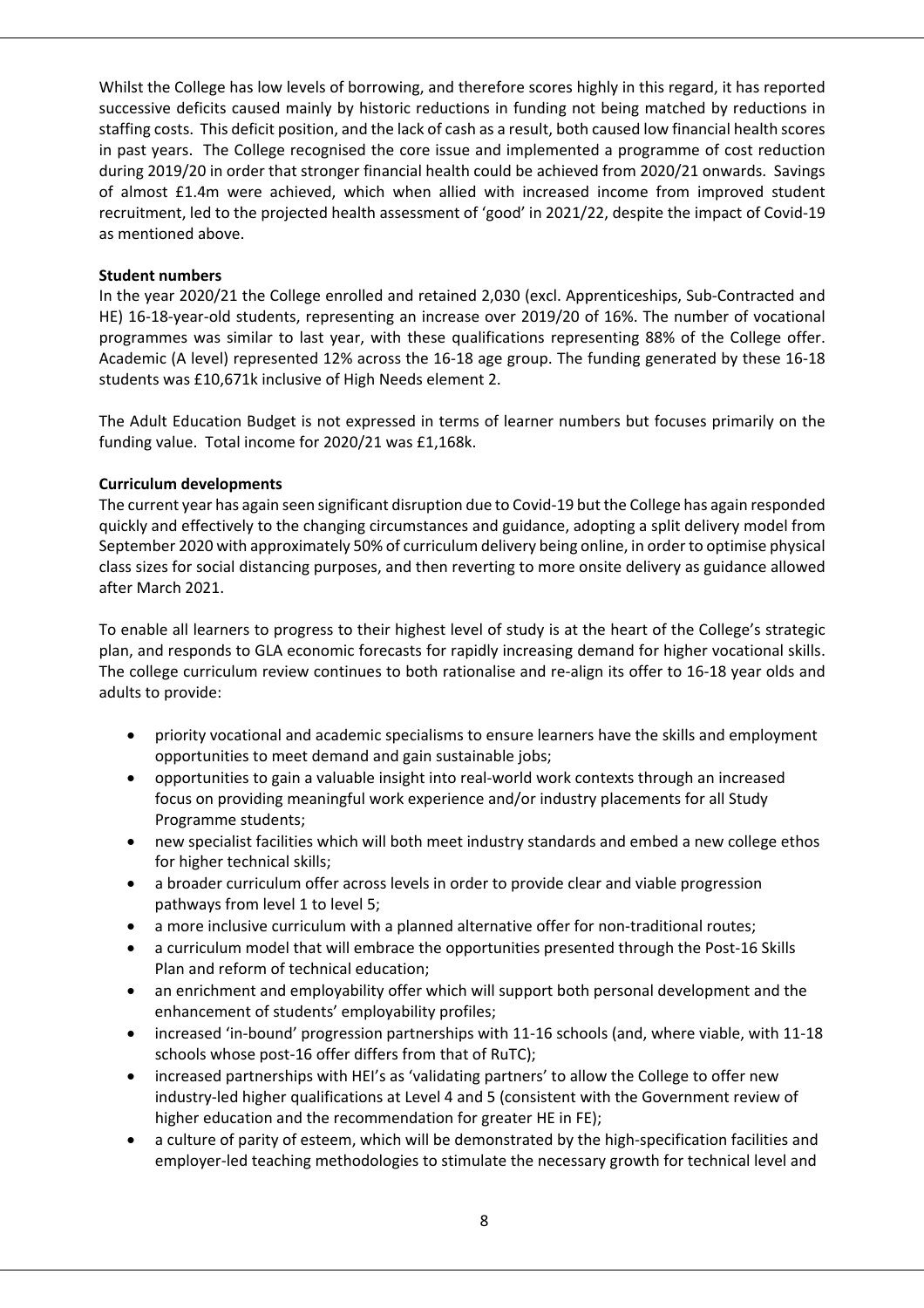Whilst the College has low levels of borrowing, and therefore scores highly in this regard, it has reported successive deficits caused mainly by historic reductions in funding not being matched by reductions in staffing costs. This deficit position, and the lack of cash as a result, both caused low financial health scores in past years. The College recognised the core issue and implemented a programme of cost reduction during 2019/20 in order that stronger financial health could be achieved from 2020/21 onwards. Savings of almost £1.4m were achieved, which when allied with increased income from improved student recruitment, led to the projected health assessment of 'good' in 2021/22, despite the impact of Covid-19 as mentioned above.

**Student numbers**

In the year 2020/21 the College enrolled and retained 2,030 (excl. Apprenticeships, Sub-Contracted and HE) 16-18-year-old students, representing an increase over 2019/20 of 16%. The number of vocational programmes was similar to last year, with these qualifications representing 88% of the College offer. Academic (A level) represented 12% across the 16-18 age group. The funding generated by these 16-18 students was £10,671k inclusive of High Needs element 2.

The Adult Education Budget is not expressed in terms of learner numbers but focuses primarily on the funding value. Total income for 2020/21 was £1,168k.

**Curriculum developments**

The current year has again seen significant disruption due to Covid-19 but the College has again responded quickly and effectively to the changing circumstances and guidance, adopting a split delivery model from September 2020 with approximately 50% of curriculum delivery being online, in order to optimise physical class sizes for social distancing purposes, and then reverting to more onsite delivery as guidance allowed after March 2021.

To enable all learners to progress to their highest level of study is at the heart of the College's strategic plan, and responds to GLA economic forecasts for rapidly increasing demand for higher vocational skills. The college curriculum review continues to both rationalise and re-align its offer to 16-18 year olds and adults to provide:

- priority vocational and academic specialisms to ensure learners have the skills and employment opportunities to meet demand and gain sustainable jobs;
- opportunities to gain a valuable insight into real-world work contexts through an increased focus on providing meaningful work experience and/or industry placements for all Study Programme students;
- new specialist facilities which will both meet industry standards and embed a new college ethos for higher technical skills;
- a broader curriculum offer across levels in order to provide clear and viable progression pathways from level 1 to level 5;
- a more inclusive curriculum with a planned alternative offer for non-traditional routes;
- a curriculum model that will embrace the opportunities presented through the Post-16 Skills Plan and reform of technical education;
- an enrichment and employability offer which will support both personal development and the enhancement of students' employability profiles;
- increased 'in-bound' progression partnerships with 11-16 schools (and, where viable, with 11-18 schools whose post-16 offer differs from that of RuTC);
- increased partnerships with HEI's as 'validating partners' to allow the College to offer new industry-led higher qualifications at Level 4 and 5 (consistent with the Government review of higher education and the recommendation for greater HE in FE);
- a culture of parity of esteem, which will be demonstrated by the high-specification facilities and employer-led teaching methodologies to stimulate the necessary growth for technical level and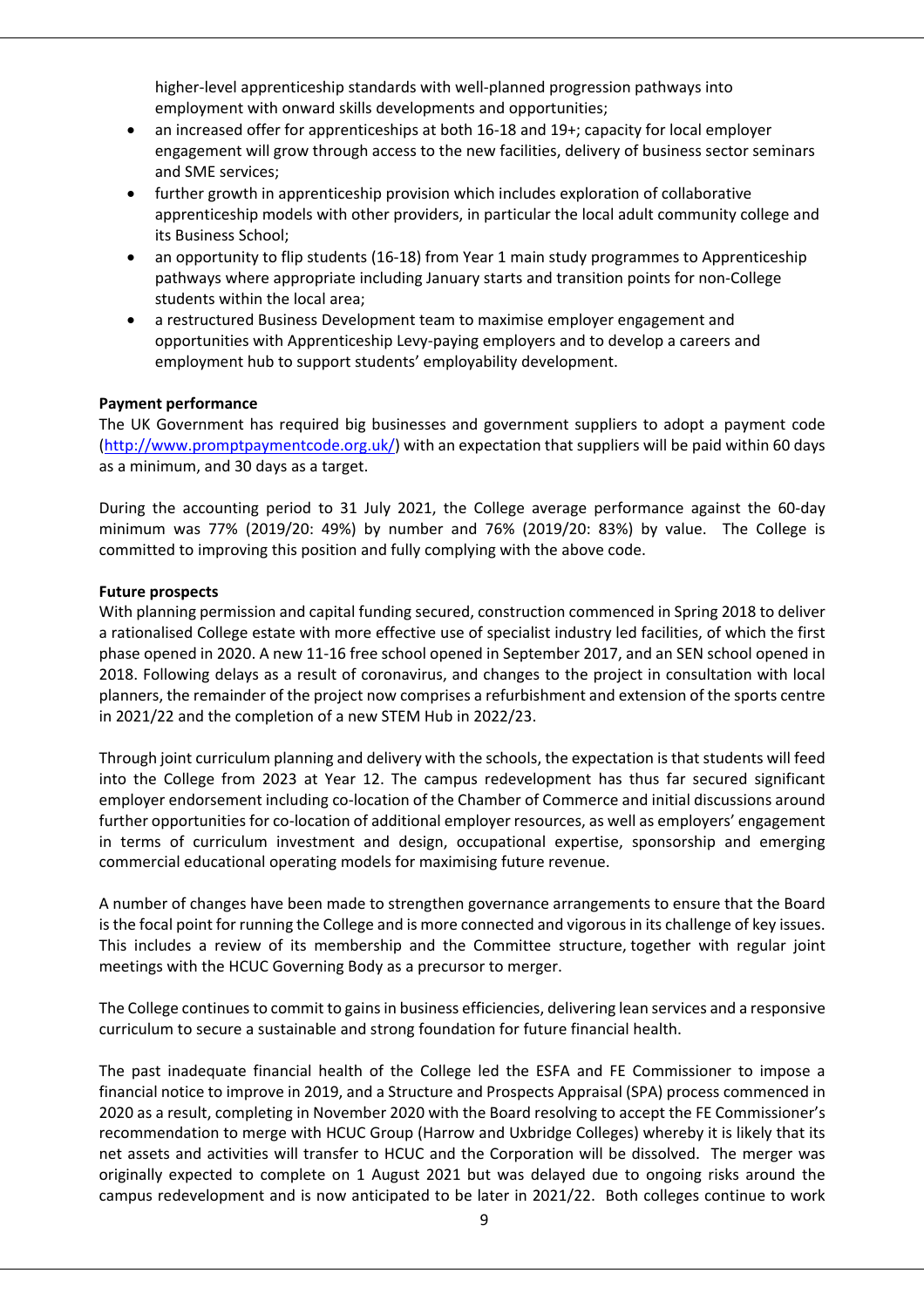higher-level apprenticeship standards with well-planned progression pathways into employment with onward skills developments and opportunities;

- an increased offer for apprenticeships at both 16-18 and 19+; capacity for local employer engagement will grow through access to the new facilities, delivery of business sector seminars and SME services;
- further growth in apprenticeship provision which includes exploration of collaborative apprenticeship models with other providers, in particular the local adult community college and its Business School;
- an opportunity to flip students (16-18) from Year 1 main study programmes to Apprenticeship pathways where appropriate including January starts and transition points for non-College students within the local area;
- a restructured Business Development team to maximise employer engagement and opportunities with Apprenticeship Levy-paying employers and to develop a careers and employment hub to support students' employability development.

**Payment performance**

The UK Government has required big businesses and government suppliers to adopt a payment code (http://www.promptpaymentcode.org.uk/) with an expectation that suppliers will be paid within 60 days as a minimum, and 30 days as a target.

During the accounting period to 31 July 2021, the College average performance against the 60-day minimum was 77% (2019/20: 49%) by number and 76% (2019/20: 83%) by value. The College is committed to improving this position and fully complying with the above code.

**Future prospects**

With planning permission and capital funding secured, construction commenced in Spring 2018 to deliver a rationalised College estate with more effective use of specialist industry led facilities, of which the first phase opened in 2020. A new 11-16 free school opened in September 2017, and an SEN school opened in 2018. Following delays as a result of coronavirus, and changes to the project in consultation with local planners, the remainder of the project now comprises a refurbishment and extension of the sports centre in 2021/22 and the completion of a new STEM Hub in 2022/23.

Through joint curriculum planning and delivery with the schools, the expectation is that students will feed into the College from 2023 at Year 12. The campus redevelopment has thus far secured significant employer endorsement including co-location of the Chamber of Commerce and initial discussions around further opportunities for co-location of additional employer resources, as well as employers' engagement in terms of curriculum investment and design, occupational expertise, sponsorship and emerging commercial educational operating models for maximising future revenue.

A number of changes have been made to strengthen governance arrangements to ensure that the Board is the focal point for running the College and is more connected and vigorous in its challenge of key issues. This includes a review of its membership and the Committee structure, together with regular joint meetings with the HCUC Governing Body as a precursor to merger.

The College continues to commit to gains in business efficiencies, delivering lean services and a responsive curriculum to secure a sustainable and strong foundation for future financial health.

The past inadequate financial health of the College led the ESFA and FE Commissioner to impose a financial notice to improve in 2019, and a Structure and Prospects Appraisal (SPA) process commenced in 2020 as a result, completing in November 2020 with the Board resolving to accept the FE Commissioner's recommendation to merge with HCUC Group (Harrow and Uxbridge Colleges) whereby it is likely that its net assets and activities will transfer to HCUC and the Corporation will be dissolved. The merger was originally expected to complete on 1 August 2021 but was delayed due to ongoing risks around the campus redevelopment and is now anticipated to be later in 2021/22. Both colleges continue to work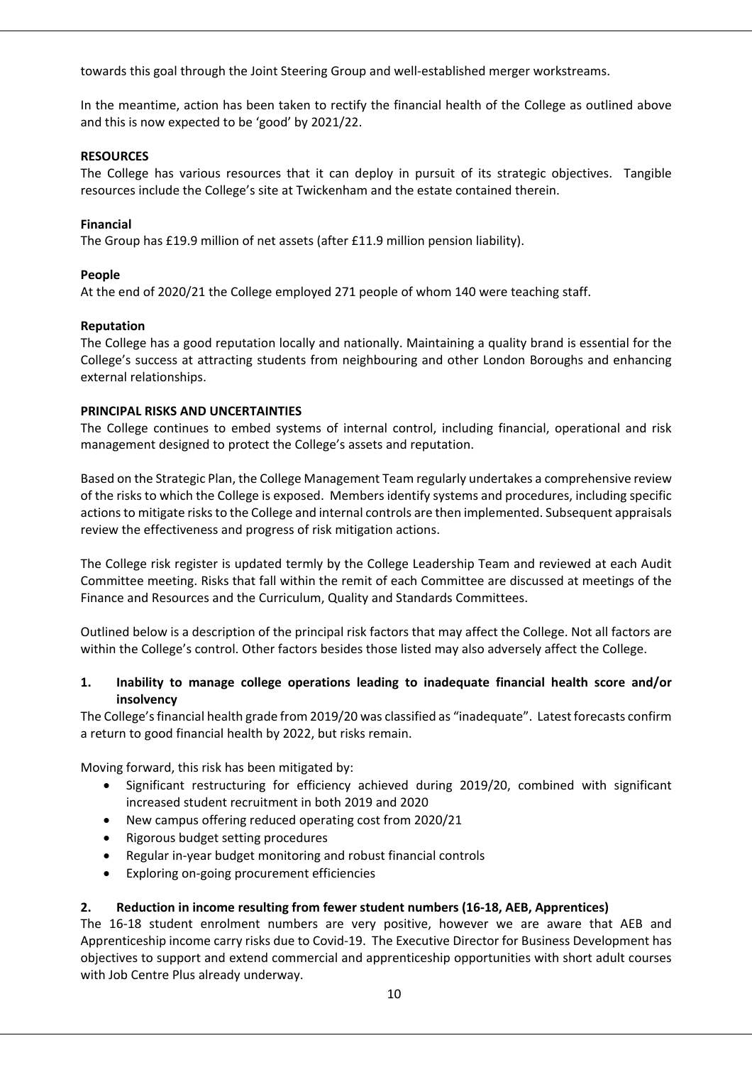towards this goal through the Joint Steering Group and well-established merger workstreams.

In the meantime, action has been taken to rectify the financial health of the College as outlined above and this is now expected to be 'good' by 2021/22.

## RESOURCES

The College has various resources that it can deploy in pursuit of its strategic objectives. Tangible resources include the College's site at Twickenham and the estate contained therein.

### Financial

The Group has £19.9 million of net assets (after £11.9 million pension liability).

### People

At the end of 2020/21 the College employed 271 people of whom 140 were teaching staff.

### Reputation

The College has a good reputation locally and nationally. Maintaining a quality brand is essential for the College's success at attracting students from neighbouring and other London Boroughs and enhancing external relationships.

## PRINCIPAL RISKS AND UNCERTAINTIES

The College continues to embed systems of internal control, including financial, operational and risk management designed to protect the College's assets and reputation.

Based on the Strategic Plan, the College Management Team regularly undertakes a comprehensive review of the risks to which the College is exposed. Members identify systems and procedures, including specific actions to mitigate risks to the College and internal controls are then implemented. Subsequent appraisals review the effectiveness and progress of risk mitigation actions.

The College risk register is updated termly by the College Leadership Team and reviewed at each Audit Committee meeting. Risks that fall within the remit of each Committee are discussed at meetings of the Finance and Resources and the Curriculum, Quality and Standards Committees.

Outlined below is a description of the principal risk factors that may affect the College. Not all factors are within the College's control. Other factors besides those listed may also adversely affect the College.

### 1. Inability to manage college operations leading to inadequate financial health score and/or insolvency

The College's financial health grade from 2019/20 was classified as "inadequate". Latest forecasts confirm a return to good financial health by 2022, but risks remain.

Moving forward, this risk has been mitigated by:

- Significant restructuring for efficiency achieved during 2019/20, combined with significant increased student recruitment in both 2019 and 2020
- New campus offering reduced operating cost from 2020/21
- Rigorous budget setting procedures
- Regular in-year budget monitoring and robust financial controls
- Exploring on-going procurement efficiencies

### 2. Reduction in income resulting from fewer student numbers (16-18, AEB, Apprentices)

The 16-18 student enrolment numbers are very positive, however we are aware that AEB and Apprenticeship income carry risks due to Covid-19. The Executive Director for Business Development has objectives to support and extend commercial and apprenticeship opportunities with short adult courses with Job Centre Plus already underway.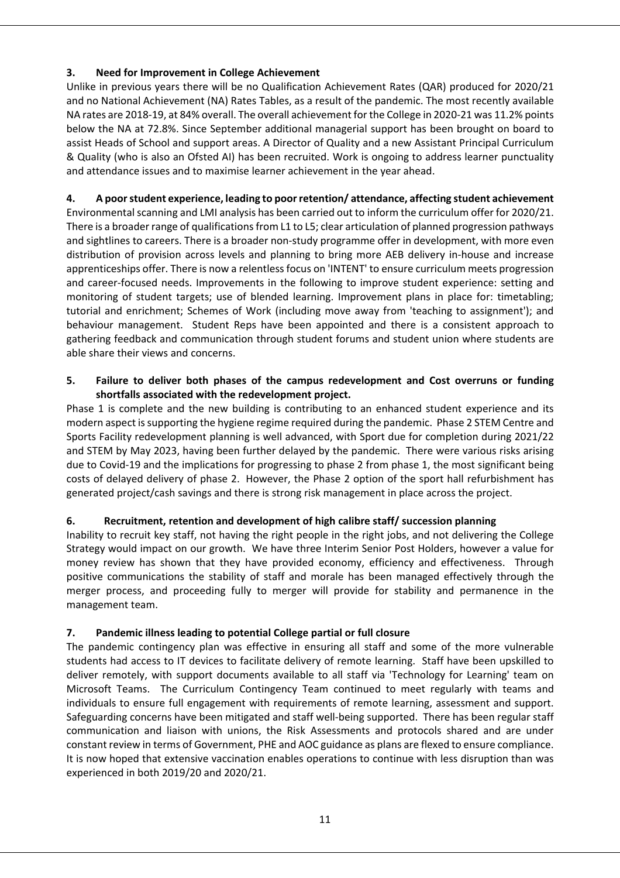**3. Need for Improvement in College Achievement**

Unlike in previous years there will be no Qualification Achievement Rates (QAR) produced for 2020/21 and no National Achievement (NA) Rates Tables, as a result of the pandemic. The most recently available NA rates are 2018-19, at 84% overall. The overall achievement for the College in 2020-21 was 11.2% points below the NA at 72.8%. Since September additional managerial support has been brought on board to assist Heads of School and support areas. A Director of Quality and a new Assistant Principal Curriculum & Quality (who is also an Ofsted AI) has been recruited. Work is ongoing to address learner punctuality and attendance issues and to maximise learner achievement in the year ahead.

**4. A poor student experience, leading to poor retention/ attendance, affecting student achievement**

Environmental scanning and LMI analysis has been carried out to inform the curriculum offer for 2020/21. There is a broader range of qualifications from L1 to L5; clear articulation of planned progression pathways and sightlines to careers. There is a broader non-study programme offer in development, with more even distribution of provision across levels and planning to bring more AEB delivery in-house and increase apprenticeships offer. There is now a relentless focus on 'INTENT' to ensure curriculum meets progression and career-focused needs. Improvements in the following to improve student experience: setting and monitoring of student targets; use of blended learning. Improvement plans in place for: timetabling; tutorial and enrichment; Schemes of Work (including move away from 'teaching to assignment'); and behaviour management. Student Reps have been appointed and there is a consistent approach to gathering feedback and communication through student forums and student union where students are able share their views and concerns.

**5. Failure to deliver both phases of the campus redevelopment and Cost overruns or funding shortfalls associated with the redevelopment project.**

Phase 1 is complete and the new building is contributing to an enhanced student experience and its modern aspect is supporting the hygiene regime required during the pandemic. Phase 2 STEM Centre and Sports Facility redevelopment planning is well advanced, with Sport due for completion during 2021/22 and STEM by May 2023, having been further delayed by the pandemic. There were various risks arising due to Covid-19 and the implications for progressing to phase 2 from phase 1, the most significant being costs of delayed delivery of phase 2. However, the Phase 2 option of the sport hall refurbishment has generated project/cash savings and there is strong risk management in place across the project.

**6. Recruitment, retention and development of high calibre staff/ succession planning**

Inability to recruit key staff, not having the right people in the right jobs, and not delivering the College Strategy would impact on our growth. We have three Interim Senior Post Holders, however a value for money review has shown that they have provided economy, efficiency and effectiveness. Through positive communications the stability of staff and morale has been managed effectively through the merger process, and proceeding fully to merger will provide for stability and permanence in the management team.

**7. Pandemic illness leading to potential College partial or full closure**

The pandemic contingency plan was effective in ensuring all staff and some of the more vulnerable students had access to IT devices to facilitate delivery of remote learning. Staff have been upskilled to deliver remotely, with support documents available to all staff via 'Technology for Learning' team on Microsoft Teams. The Curriculum Contingency Team continued to meet regularly with teams and individuals to ensure full engagement with requirements of remote learning, assessment and support. Safeguarding concerns have been mitigated and staff well-being supported. There has been regular staff communication and liaison with unions, the Risk Assessments and protocols shared and are under constant review in terms of Government, PHE and AOC guidance as plans are flexed to ensure compliance. It is now hoped that extensive vaccination enables operations to continue with less disruption than was experienced in both 2019/20 and 2020/21.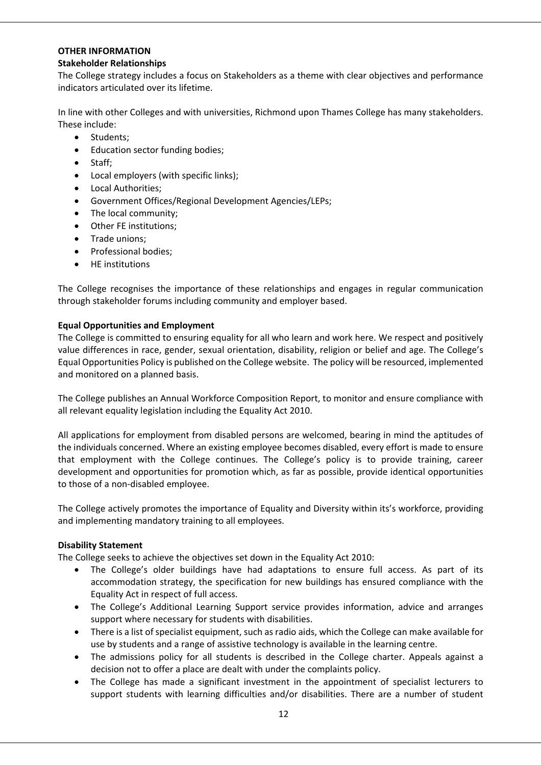**OTHER INFORMATION**

**Stakeholder Relationships**

The College strategy includes a focus on Stakeholders as a theme with clear objectives and performance indicators articulated over its lifetime.

In line with other Colleges and with universities, Richmond upon Thames College has many stakeholders. These include:

- Students;
- Education sector funding bodies;
- Staff;
- Local employers (with specific links);
- Local Authorities;
- Government Offices/Regional Development Agencies/LEPs;
- The local community;
- Other FE institutions;
- Trade unions;
- Professional bodies;
- HE institutions

The College recognises the importance of these relationships and engages in regular communication through stakeholder forums including community and employer based.

**Equal Opportunities and Employment**

The College is committed to ensuring equality for all who learn and work here. We respect and positively value differences in race, gender, sexual orientation, disability, religion or belief and age. The College's Equal Opportunities Policy is published on the College website. The policy will be resourced, implemented and monitored on a planned basis.

The College publishes an Annual Workforce Composition Report, to monitor and ensure compliance with all relevant equality legislation including the Equality Act 2010.

All applications for employment from disabled persons are welcomed, bearing in mind the aptitudes of the individuals concerned. Where an existing employee becomes disabled, every effort is made to ensure that employment with the College continues. The College's policy is to provide training, career development and opportunities for promotion which, as far as possible, provide identical opportunities to those of a non-disabled employee.

The College actively promotes the importance of Equality and Diversity within its's workforce, providing and implementing mandatory training to all employees.

**Disability Statement**

The College seeks to achieve the objectives set down in the Equality Act 2010:

- The College's older buildings have had adaptations to ensure full access. As part of its accommodation strategy, the specification for new buildings has ensured compliance with the Equality Act in respect of full access.
- The College's Additional Learning Support service provides information, advice and arranges support where necessary for students with disabilities.
- There is a list of specialist equipment, such as radio aids, which the College can make available for use by students and a range of assistive technology is available in the learning centre.
- The admissions policy for all students is described in the College charter. Appeals against a decision not to offer a place are dealt with under the complaints policy.
- The College has made a significant investment in the appointment of specialist lecturers to support students with learning difficulties and/or disabilities. There are a number of student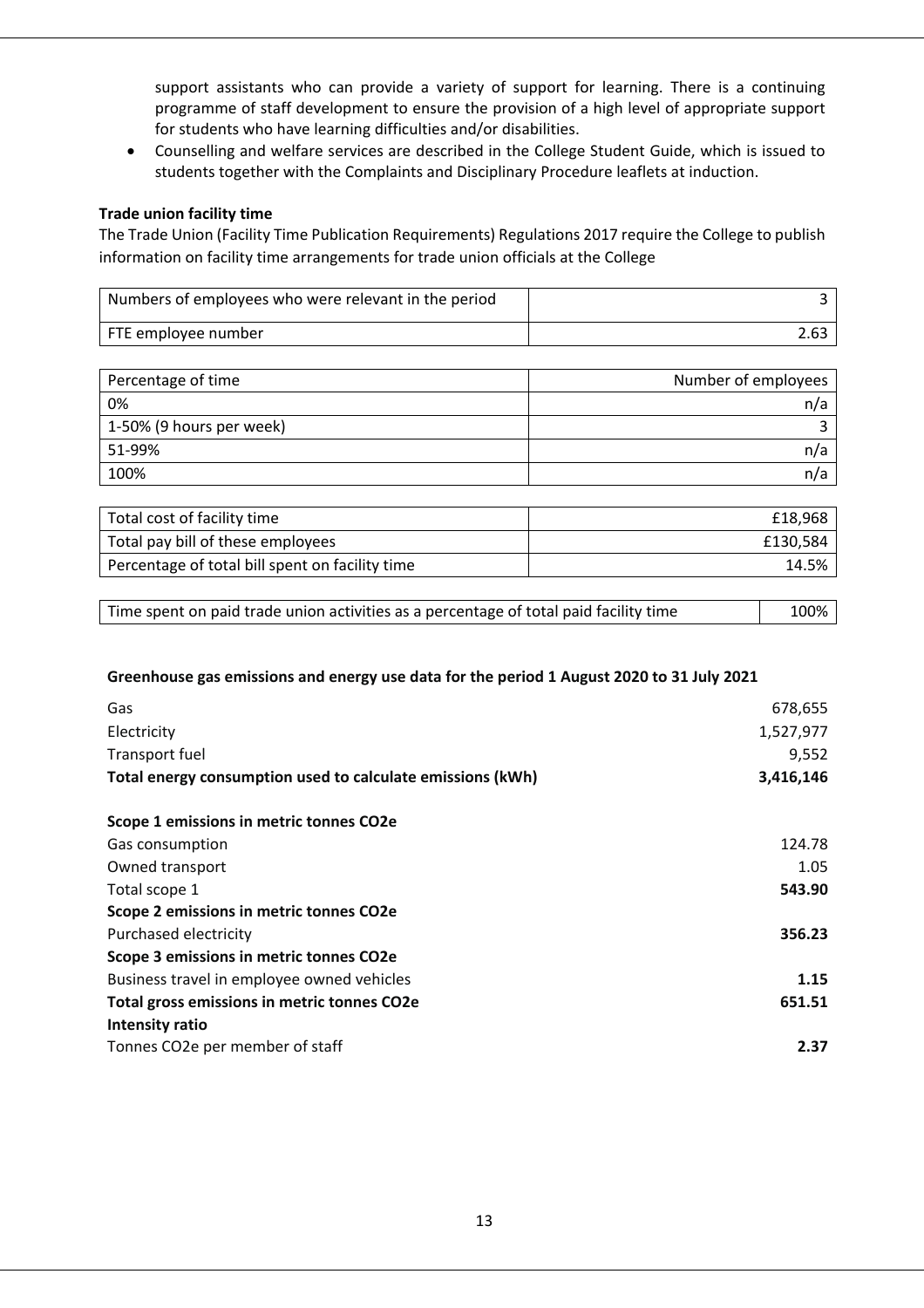support assistants who can provide a variety of support for learning. There is a continuing programme of staff development to ensure the provision of a high level of appropriate support for students who have learning difficulties and/or disabilities.
- Counselling and welfare services are described in the College Student Guide, which is issued to students together with the Complaints and Disciplinary Procedure leaflets at induction.

**Trade union facility time**

The Trade Union (Facility Time Publication Requirements) Regulations 2017 require the College to publish information on facility time arrangements for trade union officials at the College

| | |
|---|---:|
| Numbers of employees who were relevant in the period | 3 |
| FTE employee number | 2.63 |

| Percentage of time | Number of employees |
|---|---:|
| 0% | n/a |
| 1-50% (9 hours per week) | 3 |
| 51-99% | n/a |
| 100% | n/a |

| | |
|---|---:|
| Total cost of facility time | £18,968 |
| Total pay bill of these employees | £130,584 |
| Percentage of total bill spent on facility time | 14.5% |

| | |
|---|---:|
| Time spent on paid trade union activities as a percentage of total paid facility time | 100% |

**Greenhouse gas emissions and energy use data for the period 1 August 2020 to 31 July 2021**

| | |
|---|---:|
| Gas | 678,655 |
| Electricity | 1,527,977 |
| Transport fuel | 9,552 |
| **Total energy consumption used to calculate emissions (kWh)** | **3,416,146** |
| | |
| **Scope 1 emissions in metric tonnes $CO_2e$** | |
| Gas consumption | 124.78 |
| Owned transport | 1.05 |
| Total scope 1 | **543.90** |
| **Scope 2 emissions in metric tonnes $CO_2e$** | |
| Purchased electricity | **356.23** |
| **Scope 3 emissions in metric tonnes $CO_2e$** | |
| Business travel in employee owned vehicles | **1.15** |
| **Total gross emissions in metric tonnes $CO_2e$** | **651.51** |
| **Intensity ratio** | |
| Tonnes $CO_2e$ per member of staff | **2.37** |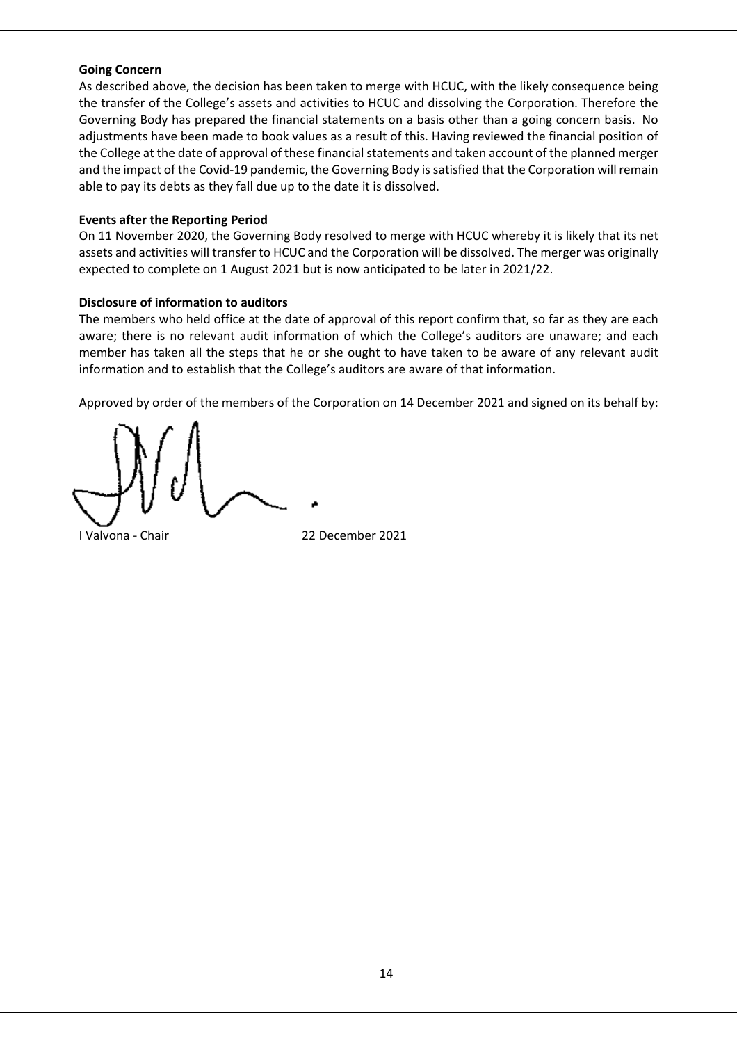**Going Concern**

As described above, the decision has been taken to merge with HCUC, with the likely consequence being the transfer of the College's assets and activities to HCUC and dissolving the Corporation. Therefore the Governing Body has prepared the financial statements on a basis other than a going concern basis. No adjustments have been made to book values as a result of this. Having reviewed the financial position of the College at the date of approval of these financial statements and taken account of the planned merger and the impact of the Covid-19 pandemic, the Governing Body is satisfied that the Corporation will remain able to pay its debts as they fall due up to the date it is dissolved.

**Events after the Reporting Period**

On 11 November 2020, the Governing Body resolved to merge with HCUC whereby it is likely that its net assets and activities will transfer to HCUC and the Corporation will be dissolved. The merger was originally expected to complete on 1 August 2021 but is now anticipated to be later in 2021/22.

**Disclosure of information to auditors**

The members who held office at the date of approval of this report confirm that, so far as they are each aware; there is no relevant audit information of which the College's auditors are unaware; and each member has taken all the steps that he or she ought to have taken to be aware of any relevant audit information and to establish that the College's auditors are aware of that information.

Approved by order of the members of the Corporation on 14 December 2021 and signed on its behalf by:

I Valvona - Chair 22 December 2021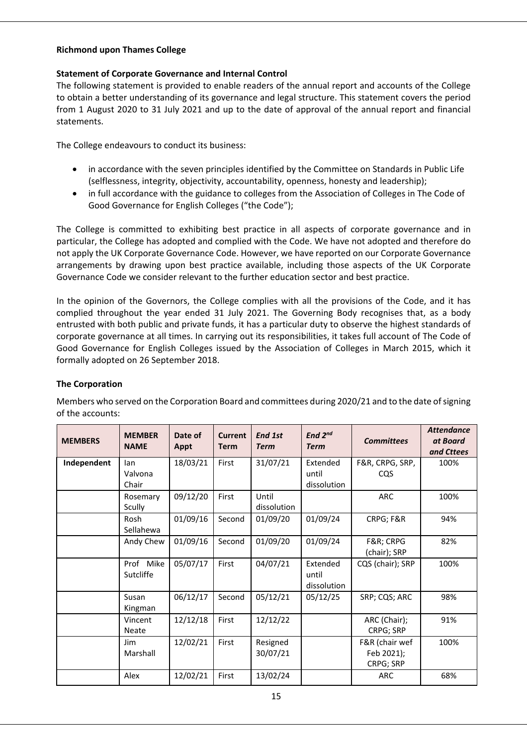**Richmond upon Thames College**

**Statement of Corporate Governance and Internal Control**

The following statement is provided to enable readers of the annual report and accounts of the College to obtain a better understanding of its governance and legal structure. This statement covers the period from 1 August 2020 to 31 July 2021 and up to the date of approval of the annual report and financial statements.

The College endeavours to conduct its business:

- in accordance with the seven principles identified by the Committee on Standards in Public Life (selflessness, integrity, objectivity, accountability, openness, honesty and leadership);
- in full accordance with the guidance to colleges from the Association of Colleges in The Code of Good Governance for English Colleges ("the Code");

The College is committed to exhibiting best practice in all aspects of corporate governance and in particular, the College has adopted and complied with the Code. We have not adopted and therefore do not apply the UK Corporate Governance Code. However, we have reported on our Corporate Governance arrangements by drawing upon best practice available, including those aspects of the UK Corporate Governance Code we consider relevant to the further education sector and best practice.

In the opinion of the Governors, the College complies with all the provisions of the Code, and it has complied throughout the year ended 31 July 2021. The Governing Body recognises that, as a body entrusted with both public and private funds, it has a particular duty to observe the highest standards of corporate governance at all times. In carrying out its responsibilities, it takes full account of The Code of Good Governance for English Colleges issued by the Association of Colleges in March 2015, which it formally adopted on 26 September 2018.

**The Corporation**

Members who served on the Corporation Board and committees during 2020/21 and to the date of signing of the accounts:

| MEMBERS | MEMBER NAME | Date of Appt | Current Term | *End 1st Term* | *End 2nd Term* | *Committees* | *Attendance at Board and Cttees* |
|---|---|---|---|---|---|---|---|
| Independent | Ian Valvona Chair | 18/03/21 | First | 31/07/21 | Extended until dissolution | F&R, CRPG, SRP, CQS | 100% |
| | Rosemary Scully | 09/12/20 | First | Until dissolution | | ARC | 100% |
| | Rosh Sellahewa | 01/09/16 | Second | 01/09/20 | 01/09/24 | CRPG; F&R | 94% |
| | Andy Chew | 01/09/16 | Second | 01/09/20 | 01/09/24 | F&R; CRPG (chair); SRP | 82% |
| | Prof Mike Sutcliffe | 05/07/17 | First | 04/07/21 | Extended until dissolution | CQS (chair); SRP | 100% |
| | Susan Kingman | 06/12/17 | Second | 05/12/21 | 05/12/25 | SRP; CQS; ARC | 98% |
| | Vincent Neate | 12/12/18 | First | 12/12/22 | | ARC (Chair); CRPG; SRP | 91% |
| | Jim Marshall | 12/02/21 | First | Resigned 30/07/21 | | F&R (chair wef Feb 2021); CRPG; SRP | 100% |
| | Alex | 12/02/21 | First | 13/02/24 | | ARC | 68% |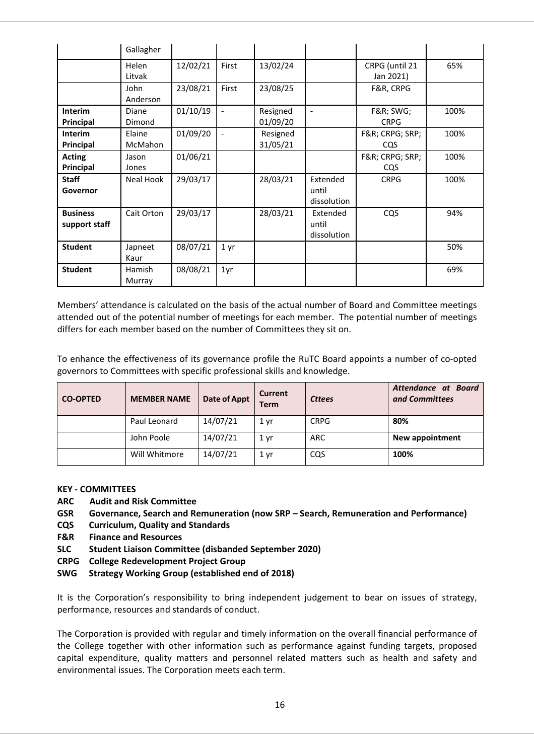| | | | | | | | |
|---|---|---|---|---|---|---|---|
| | Gallagher | | | | | | |
| | Helen Litvak | 12/02/21 | First | 13/02/24 | | CRPG (until 21 Jan 2021) | 65% |
| | John Anderson | 23/08/21 | First | 23/08/25 | | F&R, CRPG | |
| **Interim Principal** | Diane Dimond | 01/10/19 | - | Resigned 01/09/20 | - | F&R; SWG; CRPG | 100% |
| **Interim Principal** | Elaine McMahon | 01/09/20 | - | Resigned 31/05/21 | | F&R; CRPG; SRP; CQS | 100% |
| **Acting Principal** | Jason Jones | 01/06/21 | | | | F&R; CRPG; SRP; CQS | 100% |
| **Staff Governor** | Neal Hook | 29/03/17 | | 28/03/21 | Extended until dissolution | CRPG | 100% |
| **Business support staff** | Cait Orton | 29/03/17 | | 28/03/21 | Extended until dissolution | CQS | 94% |
| **Student** | Japneet Kaur | 08/07/21 | 1 yr | | | | 50% |
| **Student** | Hamish Murray | 08/08/21 | 1yr | | | | 69% |

Members' attendance is calculated on the basis of the actual number of Board and Committee meetings attended out of the potential number of meetings for each member. The potential number of meetings differs for each member based on the number of Committees they sit on.

To enhance the effectiveness of its governance profile the RuTC Board appoints a number of co-opted governors to Committees with specific professional skills and knowledge.

| CO-OPTED | MEMBER NAME | Date of Appt | Current Term | *Cttees* | ***Attendance at Board and Committees*** |
|---|---|---|---|---|---|
| | Paul Leonard | 14/07/21 | 1 yr | CRPG | **80%** |
| | John Poole | 14/07/21 | 1 yr | ARC | **New appointment** |
| | Will Whitmore | 14/07/21 | 1 yr | CQS | **100%** |

**KEY - COMMITTEES**

**ARC Audit and Risk Committee**
**GSR Governance, Search and Remuneration (now SRP – Search, Remuneration and Performance)**
**CQS Curriculum, Quality and Standards**
**F&R Finance and Resources**
**SLC Student Liaison Committee (disbanded September 2020)**
**CRPG College Redevelopment Project Group**
**SWG Strategy Working Group (established end of 2018)**

It is the Corporation's responsibility to bring independent judgement to bear on issues of strategy, performance, resources and standards of conduct.

The Corporation is provided with regular and timely information on the overall financial performance of the College together with other information such as performance against funding targets, proposed capital expenditure, quality matters and personnel related matters such as health and safety and environmental issues. The Corporation meets each term.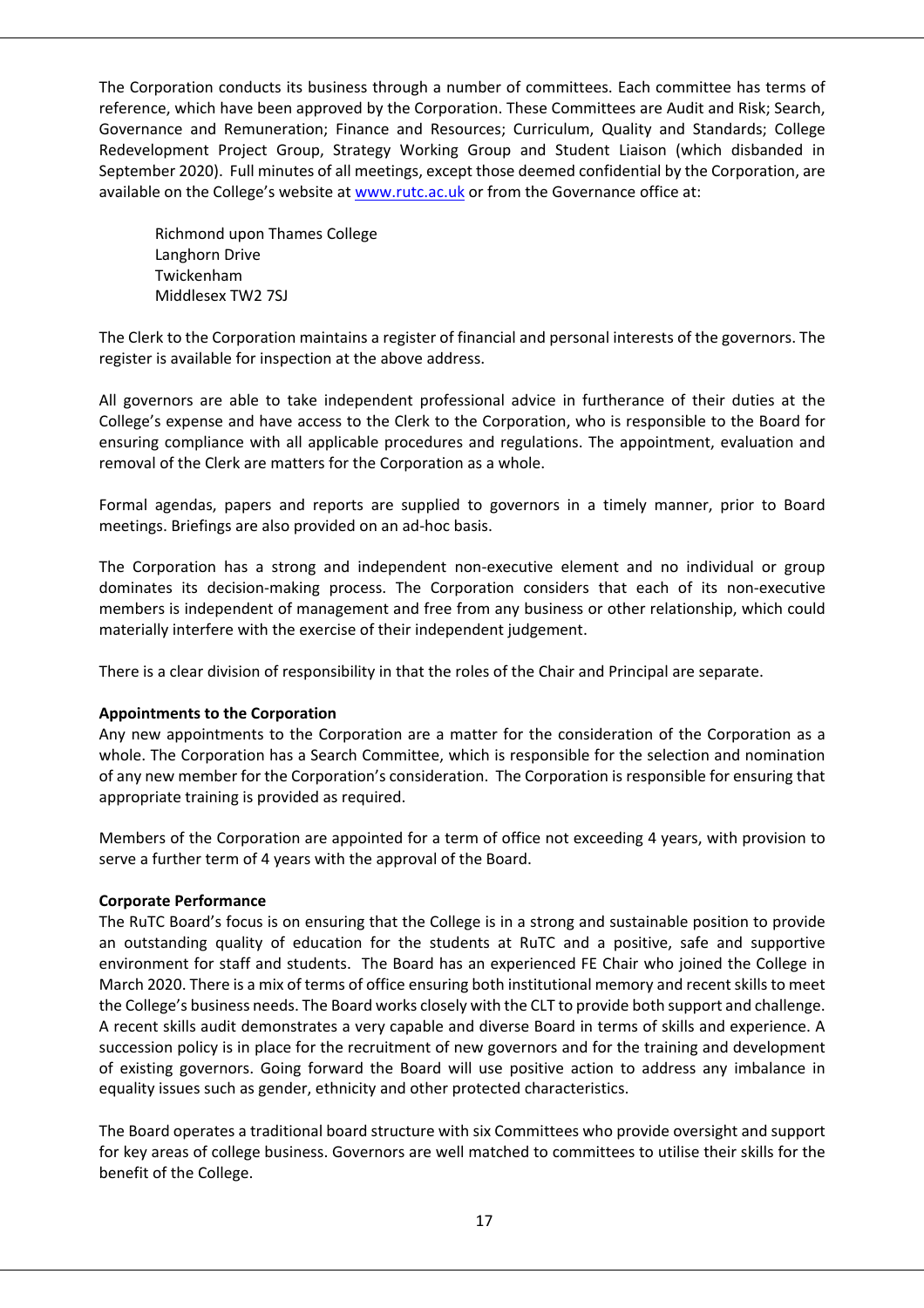The Corporation conducts its business through a number of committees. Each committee has terms of reference, which have been approved by the Corporation. These Committees are Audit and Risk; Search, Governance and Remuneration; Finance and Resources; Curriculum, Quality and Standards; College Redevelopment Project Group, Strategy Working Group and Student Liaison (which disbanded in September 2020). Full minutes of all meetings, except those deemed confidential by the Corporation, are available on the College's website at www.rutc.ac.uk or from the Governance office at:

Richmond upon Thames College
Langhorn Drive
Twickenham
Middlesex TW2 7SJ

The Clerk to the Corporation maintains a register of financial and personal interests of the governors. The register is available for inspection at the above address.

All governors are able to take independent professional advice in furtherance of their duties at the College's expense and have access to the Clerk to the Corporation, who is responsible to the Board for ensuring compliance with all applicable procedures and regulations. The appointment, evaluation and removal of the Clerk are matters for the Corporation as a whole.

Formal agendas, papers and reports are supplied to governors in a timely manner, prior to Board meetings. Briefings are also provided on an ad-hoc basis.

The Corporation has a strong and independent non-executive element and no individual or group dominates its decision-making process. The Corporation considers that each of its non-executive members is independent of management and free from any business or other relationship, which could materially interfere with the exercise of their independent judgement.

There is a clear division of responsibility in that the roles of the Chair and Principal are separate.

**Appointments to the Corporation**
Any new appointments to the Corporation are a matter for the consideration of the Corporation as a whole. The Corporation has a Search Committee, which is responsible for the selection and nomination of any new member for the Corporation's consideration. The Corporation is responsible for ensuring that appropriate training is provided as required.

Members of the Corporation are appointed for a term of office not exceeding 4 years, with provision to serve a further term of 4 years with the approval of the Board.

**Corporate Performance**
The RuTC Board's focus is on ensuring that the College is in a strong and sustainable position to provide an outstanding quality of education for the students at RuTC and a positive, safe and supportive environment for staff and students. The Board has an experienced FE Chair who joined the College in March 2020. There is a mix of terms of office ensuring both institutional memory and recent skills to meet the College's business needs. The Board works closely with the CLT to provide both support and challenge. A recent skills audit demonstrates a very capable and diverse Board in terms of skills and experience. A succession policy is in place for the recruitment of new governors and for the training and development of existing governors. Going forward the Board will use positive action to address any imbalance in equality issues such as gender, ethnicity and other protected characteristics.

The Board operates a traditional board structure with six Committees who provide oversight and support for key areas of college business. Governors are well matched to committees to utilise their skills for the benefit of the College.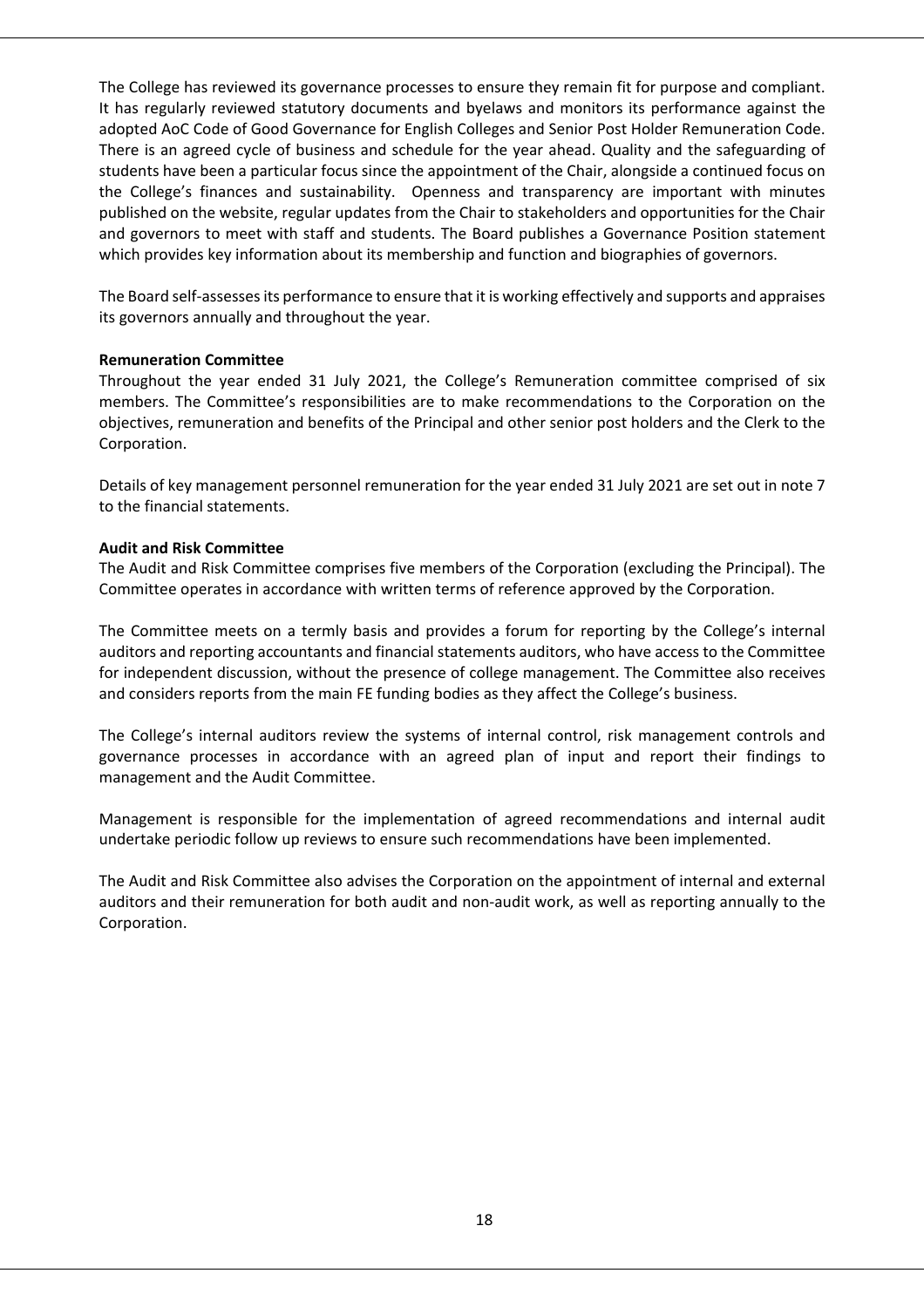The College has reviewed its governance processes to ensure they remain fit for purpose and compliant. It has regularly reviewed statutory documents and byelaws and monitors its performance against the adopted AoC Code of Good Governance for English Colleges and Senior Post Holder Remuneration Code. There is an agreed cycle of business and schedule for the year ahead. Quality and the safeguarding of students have been a particular focus since the appointment of the Chair, alongside a continued focus on the College's finances and sustainability. Openness and transparency are important with minutes published on the website, regular updates from the Chair to stakeholders and opportunities for the Chair and governors to meet with staff and students. The Board publishes a Governance Position statement which provides key information about its membership and function and biographies of governors.

The Board self-assesses its performance to ensure that it is working effectively and supports and appraises its governors annually and throughout the year.

**Remuneration Committee**

Throughout the year ended 31 July 2021, the College's Remuneration committee comprised of six members. The Committee's responsibilities are to make recommendations to the Corporation on the objectives, remuneration and benefits of the Principal and other senior post holders and the Clerk to the Corporation.

Details of key management personnel remuneration for the year ended 31 July 2021 are set out in note 7 to the financial statements.

**Audit and Risk Committee**

The Audit and Risk Committee comprises five members of the Corporation (excluding the Principal). The Committee operates in accordance with written terms of reference approved by the Corporation.

The Committee meets on a termly basis and provides a forum for reporting by the College's internal auditors and reporting accountants and financial statements auditors, who have access to the Committee for independent discussion, without the presence of college management. The Committee also receives and considers reports from the main FE funding bodies as they affect the College's business.

The College's internal auditors review the systems of internal control, risk management controls and governance processes in accordance with an agreed plan of input and report their findings to management and the Audit Committee.

Management is responsible for the implementation of agreed recommendations and internal audit undertake periodic follow up reviews to ensure such recommendations have been implemented.

The Audit and Risk Committee also advises the Corporation on the appointment of internal and external auditors and their remuneration for both audit and non-audit work, as well as reporting annually to the Corporation.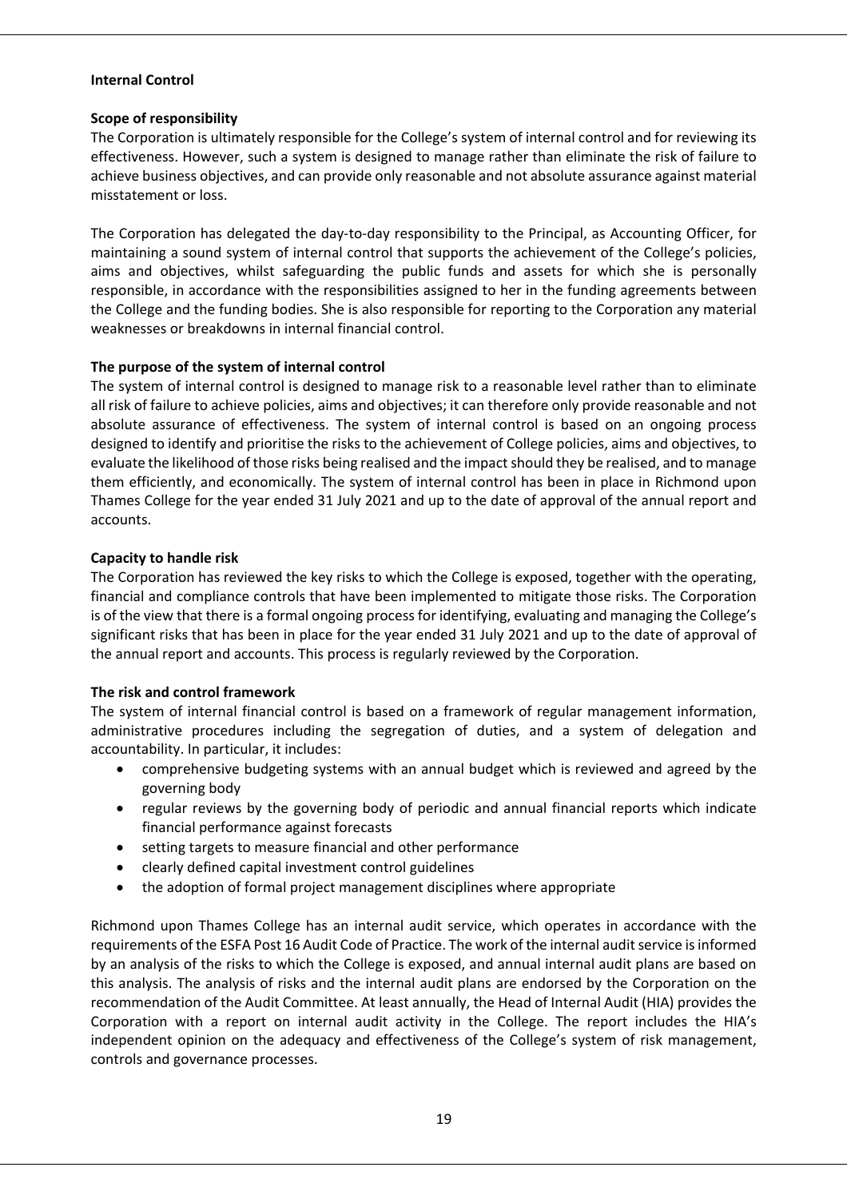## Internal Control

### Scope of responsibility

The Corporation is ultimately responsible for the College's system of internal control and for reviewing its effectiveness. However, such a system is designed to manage rather than eliminate the risk of failure to achieve business objectives, and can provide only reasonable and not absolute assurance against material misstatement or loss.

The Corporation has delegated the day-to-day responsibility to the Principal, as Accounting Officer, for maintaining a sound system of internal control that supports the achievement of the College's policies, aims and objectives, whilst safeguarding the public funds and assets for which she is personally responsible, in accordance with the responsibilities assigned to her in the funding agreements between the College and the funding bodies. She is also responsible for reporting to the Corporation any material weaknesses or breakdowns in internal financial control.

### The purpose of the system of internal control

The system of internal control is designed to manage risk to a reasonable level rather than to eliminate all risk of failure to achieve policies, aims and objectives; it can therefore only provide reasonable and not absolute assurance of effectiveness. The system of internal control is based on an ongoing process designed to identify and prioritise the risks to the achievement of College policies, aims and objectives, to evaluate the likelihood of those risks being realised and the impact should they be realised, and to manage them efficiently, and economically. The system of internal control has been in place in Richmond upon Thames College for the year ended 31 July 2021 and up to the date of approval of the annual report and accounts.

### Capacity to handle risk

The Corporation has reviewed the key risks to which the College is exposed, together with the operating, financial and compliance controls that have been implemented to mitigate those risks. The Corporation is of the view that there is a formal ongoing process for identifying, evaluating and managing the College's significant risks that has been in place for the year ended 31 July 2021 and up to the date of approval of the annual report and accounts. This process is regularly reviewed by the Corporation.

### The risk and control framework

The system of internal financial control is based on a framework of regular management information, administrative procedures including the segregation of duties, and a system of delegation and accountability. In particular, it includes:

- comprehensive budgeting systems with an annual budget which is reviewed and agreed by the governing body
- regular reviews by the governing body of periodic and annual financial reports which indicate financial performance against forecasts
- setting targets to measure financial and other performance
- clearly defined capital investment control guidelines
- the adoption of formal project management disciplines where appropriate

Richmond upon Thames College has an internal audit service, which operates in accordance with the requirements of the ESFA Post 16 Audit Code of Practice. The work of the internal audit service is informed by an analysis of the risks to which the College is exposed, and annual internal audit plans are based on this analysis. The analysis of risks and the internal audit plans are endorsed by the Corporation on the recommendation of the Audit Committee. At least annually, the Head of Internal Audit (HIA) provides the Corporation with a report on internal audit activity in the College. The report includes the HIA's independent opinion on the adequacy and effectiveness of the College's system of risk management, controls and governance processes.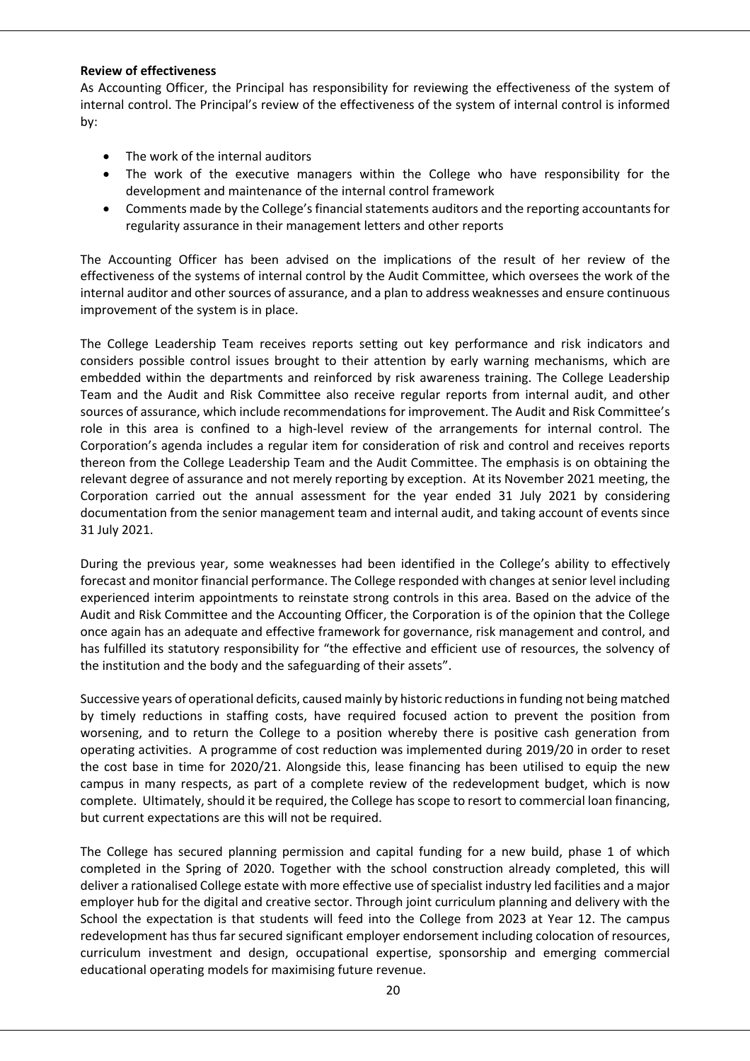**Review of effectiveness**

As Accounting Officer, the Principal has responsibility for reviewing the effectiveness of the system of internal control. The Principal's review of the effectiveness of the system of internal control is informed by:

- The work of the internal auditors
- The work of the executive managers within the College who have responsibility for the development and maintenance of the internal control framework
- Comments made by the College's financial statements auditors and the reporting accountants for regularity assurance in their management letters and other reports

The Accounting Officer has been advised on the implications of the result of her review of the effectiveness of the systems of internal control by the Audit Committee, which oversees the work of the internal auditor and other sources of assurance, and a plan to address weaknesses and ensure continuous improvement of the system is in place.

The College Leadership Team receives reports setting out key performance and risk indicators and considers possible control issues brought to their attention by early warning mechanisms, which are embedded within the departments and reinforced by risk awareness training. The College Leadership Team and the Audit and Risk Committee also receive regular reports from internal audit, and other sources of assurance, which include recommendations for improvement. The Audit and Risk Committee's role in this area is confined to a high-level review of the arrangements for internal control. The Corporation's agenda includes a regular item for consideration of risk and control and receives reports thereon from the College Leadership Team and the Audit Committee. The emphasis is on obtaining the relevant degree of assurance and not merely reporting by exception. At its November 2021 meeting, the Corporation carried out the annual assessment for the year ended 31 July 2021 by considering documentation from the senior management team and internal audit, and taking account of events since 31 July 2021.

During the previous year, some weaknesses had been identified in the College's ability to effectively forecast and monitor financial performance. The College responded with changes at senior level including experienced interim appointments to reinstate strong controls in this area. Based on the advice of the Audit and Risk Committee and the Accounting Officer, the Corporation is of the opinion that the College once again has an adequate and effective framework for governance, risk management and control, and has fulfilled its statutory responsibility for "the effective and efficient use of resources, the solvency of the institution and the body and the safeguarding of their assets".

Successive years of operational deficits, caused mainly by historic reductions in funding not being matched by timely reductions in staffing costs, have required focused action to prevent the position from worsening, and to return the College to a position whereby there is positive cash generation from operating activities. A programme of cost reduction was implemented during 2019/20 in order to reset the cost base in time for 2020/21. Alongside this, lease financing has been utilised to equip the new campus in many respects, as part of a complete review of the redevelopment budget, which is now complete. Ultimately, should it be required, the College has scope to resort to commercial loan financing, but current expectations are this will not be required.

The College has secured planning permission and capital funding for a new build, phase 1 of which completed in the Spring of 2020. Together with the school construction already completed, this will deliver a rationalised College estate with more effective use of specialist industry led facilities and a major employer hub for the digital and creative sector. Through joint curriculum planning and delivery with the School the expectation is that students will feed into the College from 2023 at Year 12. The campus redevelopment has thus far secured significant employer endorsement including colocation of resources, curriculum investment and design, occupational expertise, sponsorship and emerging commercial educational operating models for maximising future revenue.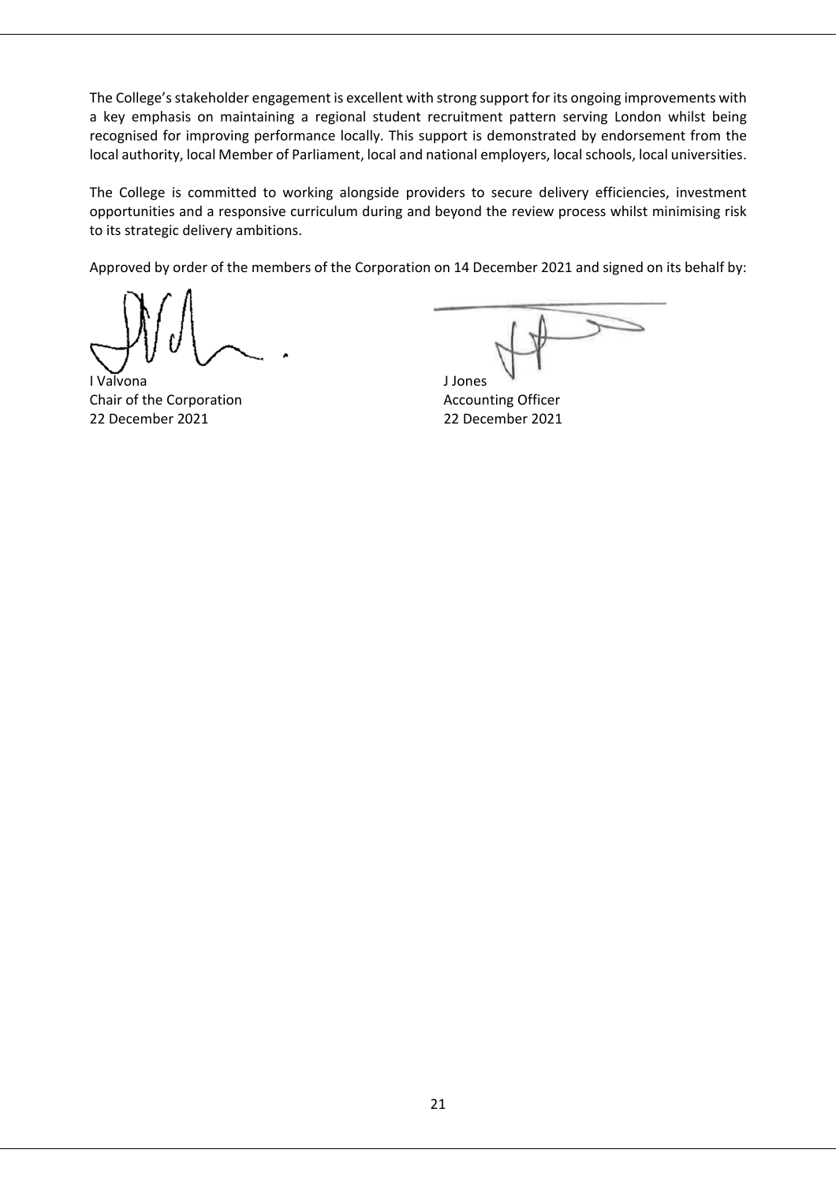The College's stakeholder engagement is excellent with strong support for its ongoing improvements with a key emphasis on maintaining a regional student recruitment pattern serving London whilst being recognised for improving performance locally. This support is demonstrated by endorsement from the local authority, local Member of Parliament, local and national employers, local schools, local universities.

The College is committed to working alongside providers to secure delivery efficiencies, investment opportunities and a responsive curriculum during and beyond the review process whilst minimising risk to its strategic delivery ambitions.

Approved by order of the members of the Corporation on 14 December 2021 and signed on its behalf by:

I Valvona
Chair of the Corporation
22 December 2021

J Jones
Accounting Officer
22 December 2021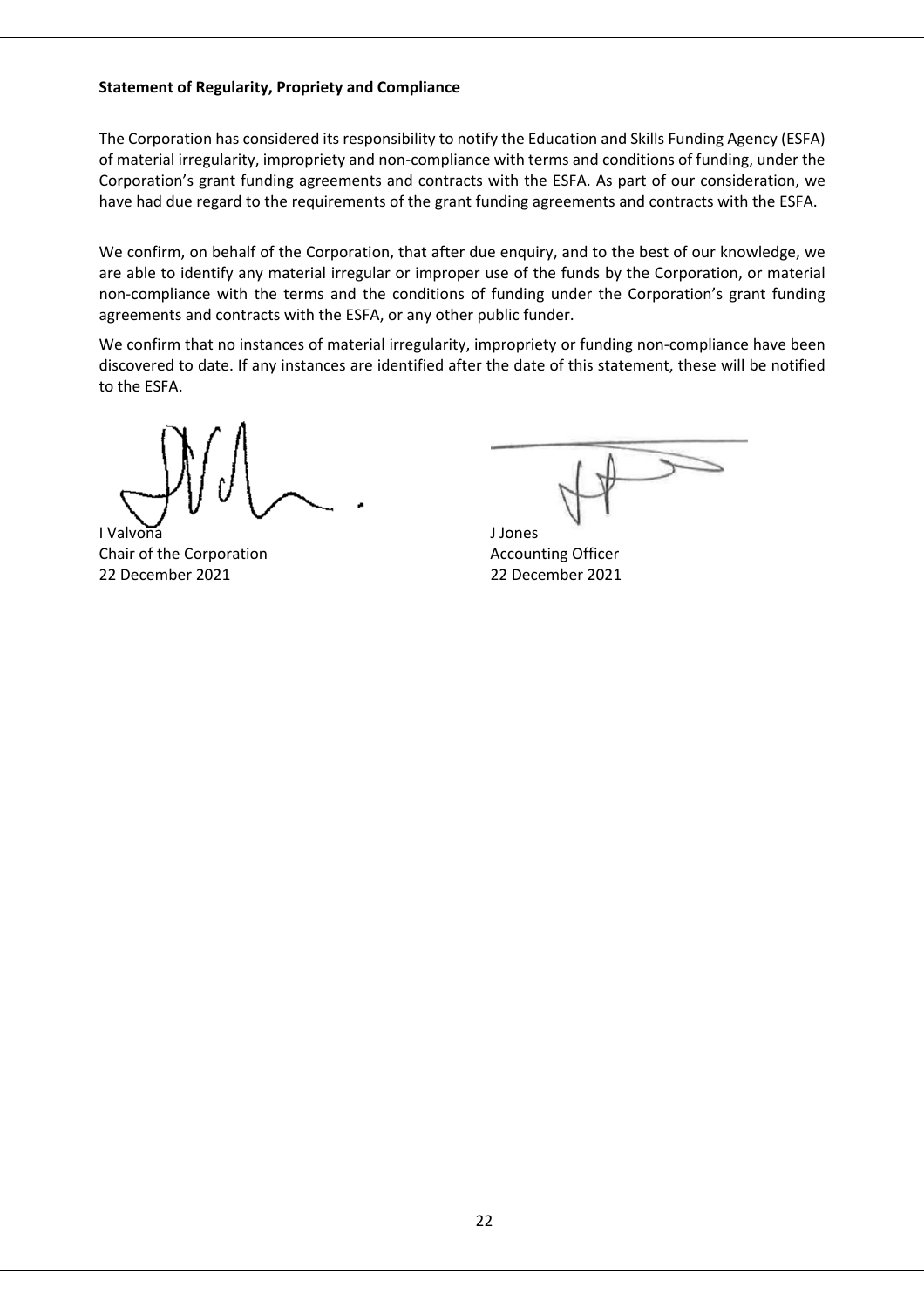**Statement of Regularity, Propriety and Compliance**

The Corporation has considered its responsibility to notify the Education and Skills Funding Agency (ESFA) of material irregularity, impropriety and non-compliance with terms and conditions of funding, under the Corporation's grant funding agreements and contracts with the ESFA. As part of our consideration, we have had due regard to the requirements of the grant funding agreements and contracts with the ESFA.

We confirm, on behalf of the Corporation, that after due enquiry, and to the best of our knowledge, we are able to identify any material irregular or improper use of the funds by the Corporation, or material non-compliance with the terms and the conditions of funding under the Corporation's grant funding agreements and contracts with the ESFA, or any other public funder.

We confirm that no instances of material irregularity, impropriety or funding non-compliance have been discovered to date. If any instances are identified after the date of this statement, these will be notified to the ESFA.

I Valvona
Chair of the Corporation
22 December 2021

J Jones
Accounting Officer
22 December 2021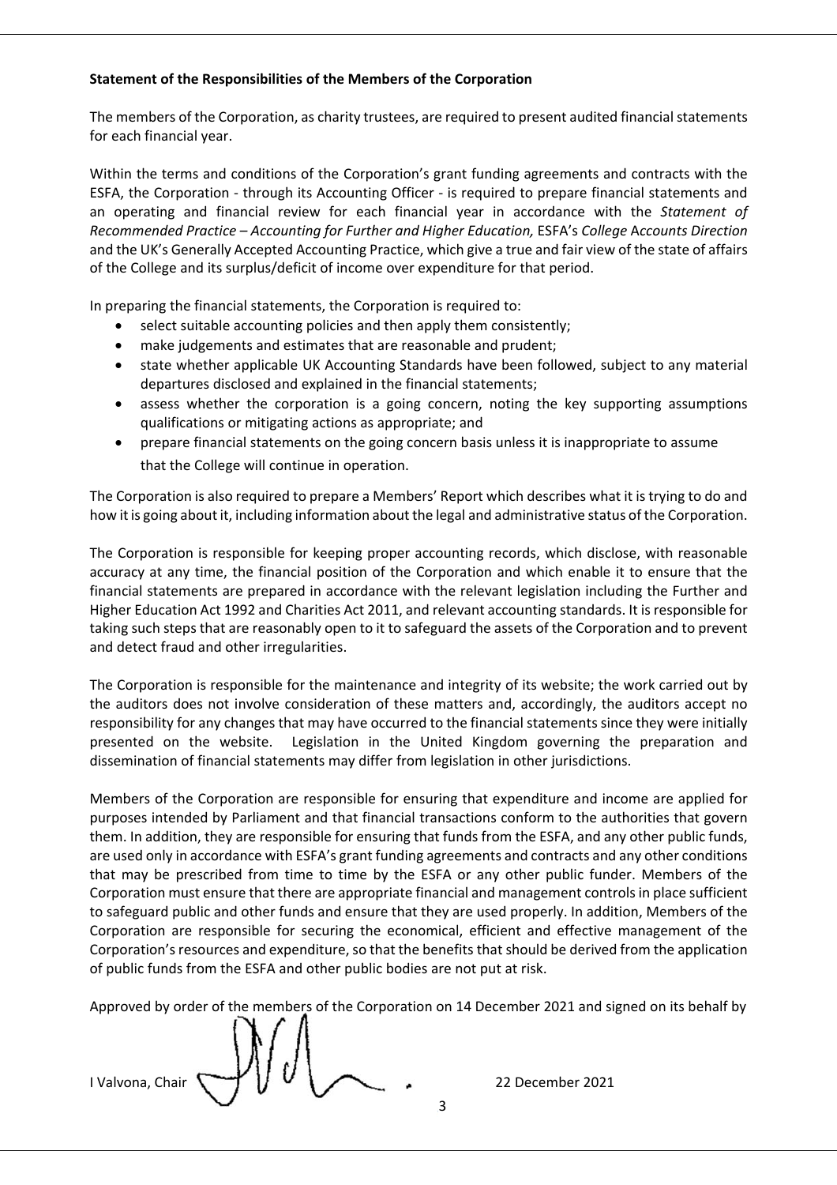**Statement of the Responsibilities of the Members of the Corporation**

The members of the Corporation, as charity trustees, are required to present audited financial statements for each financial year.

Within the terms and conditions of the Corporation's grant funding agreements and contracts with the ESFA, the Corporation - through its Accounting Officer - is required to prepare financial statements and an operating and financial review for each financial year in accordance with the *Statement of Recommended Practice – Accounting for Further and Higher Education,* ESFA's *College* A*ccounts Direction* and the UK's Generally Accepted Accounting Practice, which give a true and fair view of the state of affairs of the College and its surplus/deficit of income over expenditure for that period.

In preparing the financial statements, the Corporation is required to:

- select suitable accounting policies and then apply them consistently;
- make judgements and estimates that are reasonable and prudent;
- state whether applicable UK Accounting Standards have been followed, subject to any material departures disclosed and explained in the financial statements;
- assess whether the corporation is a going concern, noting the key supporting assumptions qualifications or mitigating actions as appropriate; and
- prepare financial statements on the going concern basis unless it is inappropriate to assume that the College will continue in operation.

The Corporation is also required to prepare a Members' Report which describes what it is trying to do and how it is going about it, including information about the legal and administrative status of the Corporation.

The Corporation is responsible for keeping proper accounting records, which disclose, with reasonable accuracy at any time, the financial position of the Corporation and which enable it to ensure that the financial statements are prepared in accordance with the relevant legislation including the Further and Higher Education Act 1992 and Charities Act 2011, and relevant accounting standards. It is responsible for taking such steps that are reasonably open to it to safeguard the assets of the Corporation and to prevent and detect fraud and other irregularities.

The Corporation is responsible for the maintenance and integrity of its website; the work carried out by the auditors does not involve consideration of these matters and, accordingly, the auditors accept no responsibility for any changes that may have occurred to the financial statements since they were initially presented on the website. Legislation in the United Kingdom governing the preparation and dissemination of financial statements may differ from legislation in other jurisdictions.

Members of the Corporation are responsible for ensuring that expenditure and income are applied for purposes intended by Parliament and that financial transactions conform to the authorities that govern them. In addition, they are responsible for ensuring that funds from the ESFA, and any other public funds, are used only in accordance with ESFA's grant funding agreements and contracts and any other conditions that may be prescribed from time to time by the ESFA or any other public funder. Members of the Corporation must ensure that there are appropriate financial and management controls in place sufficient to safeguard public and other funds and ensure that they are used properly. In addition, Members of the Corporation are responsible for securing the economical, efficient and effective management of the Corporation's resources and expenditure, so that the benefits that should be derived from the application of public funds from the ESFA and other public bodies are not put at risk.

Approved by order of the members of the Corporation on 14 December 2021 and signed on its behalf by

I Valvona, Chair                                        22 December 2021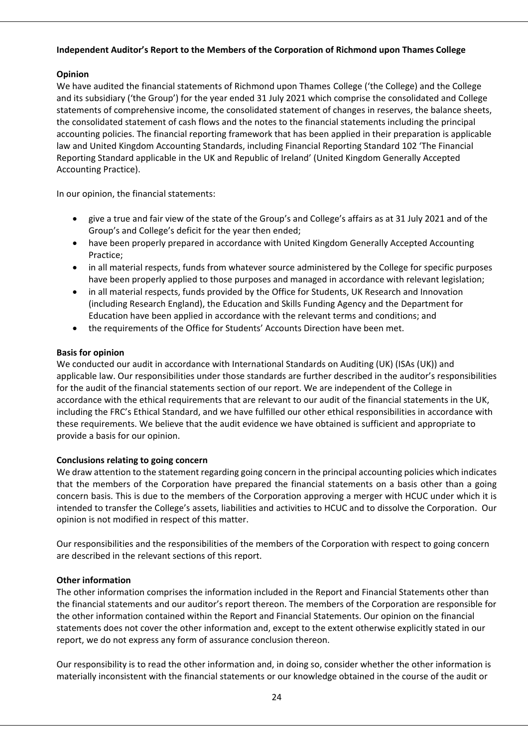**Independent Auditor's Report to the Members of the Corporation of Richmond upon Thames College**

**Opinion**

We have audited the financial statements of Richmond upon Thames College ('the College) and the College and its subsidiary ('the Group') for the year ended 31 July 2021 which comprise the consolidated and College statements of comprehensive income, the consolidated statement of changes in reserves, the balance sheets, the consolidated statement of cash flows and the notes to the financial statements including the principal accounting policies. The financial reporting framework that has been applied in their preparation is applicable law and United Kingdom Accounting Standards, including Financial Reporting Standard 102 'The Financial Reporting Standard applicable in the UK and Republic of Ireland' (United Kingdom Generally Accepted Accounting Practice).

In our opinion, the financial statements:

- give a true and fair view of the state of the Group's and College's affairs as at 31 July 2021 and of the Group's and College's deficit for the year then ended;
- have been properly prepared in accordance with United Kingdom Generally Accepted Accounting Practice;
- in all material respects, funds from whatever source administered by the College for specific purposes have been properly applied to those purposes and managed in accordance with relevant legislation;
- in all material respects, funds provided by the Office for Students, UK Research and Innovation (including Research England), the Education and Skills Funding Agency and the Department for Education have been applied in accordance with the relevant terms and conditions; and
- the requirements of the Office for Students' Accounts Direction have been met.

**Basis for opinion**

We conducted our audit in accordance with International Standards on Auditing (UK) (ISAs (UK)) and applicable law. Our responsibilities under those standards are further described in the auditor's responsibilities for the audit of the financial statements section of our report. We are independent of the College in accordance with the ethical requirements that are relevant to our audit of the financial statements in the UK, including the FRC's Ethical Standard, and we have fulfilled our other ethical responsibilities in accordance with these requirements. We believe that the audit evidence we have obtained is sufficient and appropriate to provide a basis for our opinion.

**Conclusions relating to going concern**

We draw attention to the statement regarding going concern in the principal accounting policies which indicates that the members of the Corporation have prepared the financial statements on a basis other than a going concern basis. This is due to the members of the Corporation approving a merger with HCUC under which it is intended to transfer the College's assets, liabilities and activities to HCUC and to dissolve the Corporation. Our opinion is not modified in respect of this matter.

Our responsibilities and the responsibilities of the members of the Corporation with respect to going concern are described in the relevant sections of this report.

**Other information**

The other information comprises the information included in the Report and Financial Statements other than the financial statements and our auditor's report thereon. The members of the Corporation are responsible for the other information contained within the Report and Financial Statements. Our opinion on the financial statements does not cover the other information and, except to the extent otherwise explicitly stated in our report, we do not express any form of assurance conclusion thereon.

Our responsibility is to read the other information and, in doing so, consider whether the other information is materially inconsistent with the financial statements or our knowledge obtained in the course of the audit or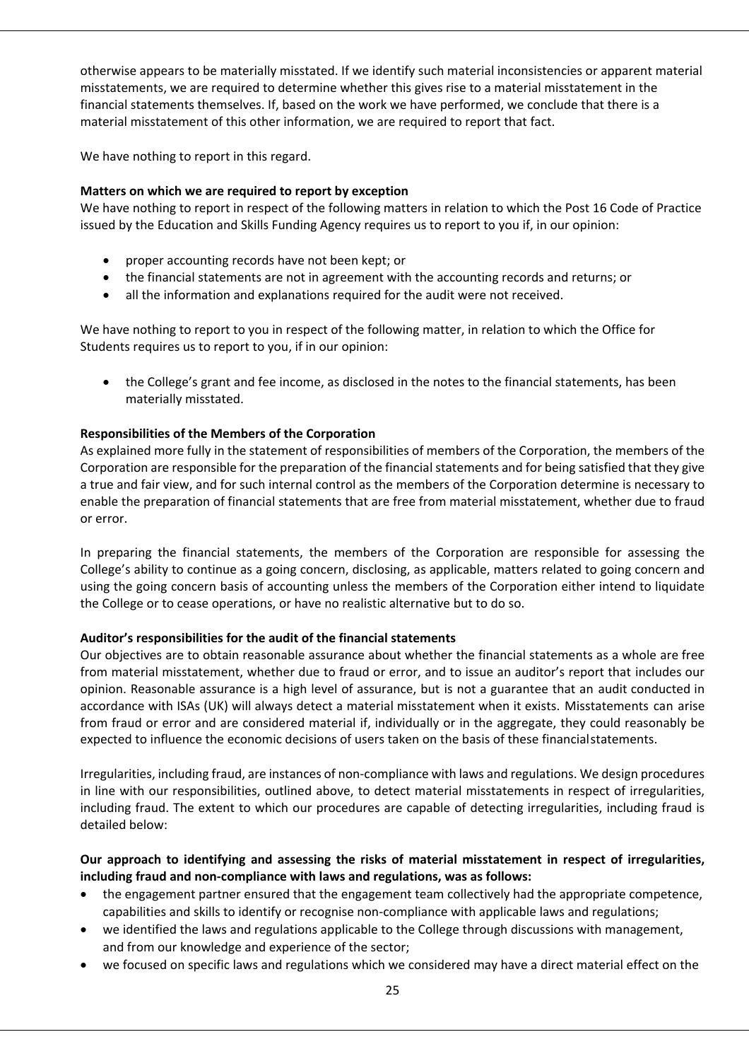otherwise appears to be materially misstated. If we identify such material inconsistencies or apparent material misstatements, we are required to determine whether this gives rise to a material misstatement in the financial statements themselves. If, based on the work we have performed, we conclude that there is a material misstatement of this other information, we are required to report that fact.

We have nothing to report in this regard.

**Matters on which we are required to report by exception**

We have nothing to report in respect of the following matters in relation to which the Post 16 Code of Practice issued by the Education and Skills Funding Agency requires us to report to you if, in our opinion:

- proper accounting records have not been kept; or
- the financial statements are not in agreement with the accounting records and returns; or
- all the information and explanations required for the audit were not received.

We have nothing to report to you in respect of the following matter, in relation to which the Office for Students requires us to report to you, if in our opinion:

- the College's grant and fee income, as disclosed in the notes to the financial statements, has been materially misstated.

**Responsibilities of the Members of the Corporation**

As explained more fully in the statement of responsibilities of members of the Corporation, the members of the Corporation are responsible for the preparation of the financial statements and for being satisfied that they give a true and fair view, and for such internal control as the members of the Corporation determine is necessary to enable the preparation of financial statements that are free from material misstatement, whether due to fraud or error.

In preparing the financial statements, the members of the Corporation are responsible for assessing the College's ability to continue as a going concern, disclosing, as applicable, matters related to going concern and using the going concern basis of accounting unless the members of the Corporation either intend to liquidate the College or to cease operations, or have no realistic alternative but to do so.

**Auditor's responsibilities for the audit of the financial statements**

Our objectives are to obtain reasonable assurance about whether the financial statements as a whole are free from material misstatement, whether due to fraud or error, and to issue an auditor's report that includes our opinion. Reasonable assurance is a high level of assurance, but is not a guarantee that an audit conducted in accordance with ISAs (UK) will always detect a material misstatement when it exists. Misstatements can arise from fraud or error and are considered material if, individually or in the aggregate, they could reasonably be expected to influence the economic decisions of users taken on the basis of these financial statements.

Irregularities, including fraud, are instances of non-compliance with laws and regulations. We design procedures in line with our responsibilities, outlined above, to detect material misstatements in respect of irregularities, including fraud. The extent to which our procedures are capable of detecting irregularities, including fraud is detailed below:

**Our approach to identifying and assessing the risks of material misstatement in respect of irregularities, including fraud and non-compliance with laws and regulations, was as follows:**

- the engagement partner ensured that the engagement team collectively had the appropriate competence, capabilities and skills to identify or recognise non-compliance with applicable laws and regulations;
- we identified the laws and regulations applicable to the College through discussions with management, and from our knowledge and experience of the sector;
- we focused on specific laws and regulations which we considered may have a direct material effect on the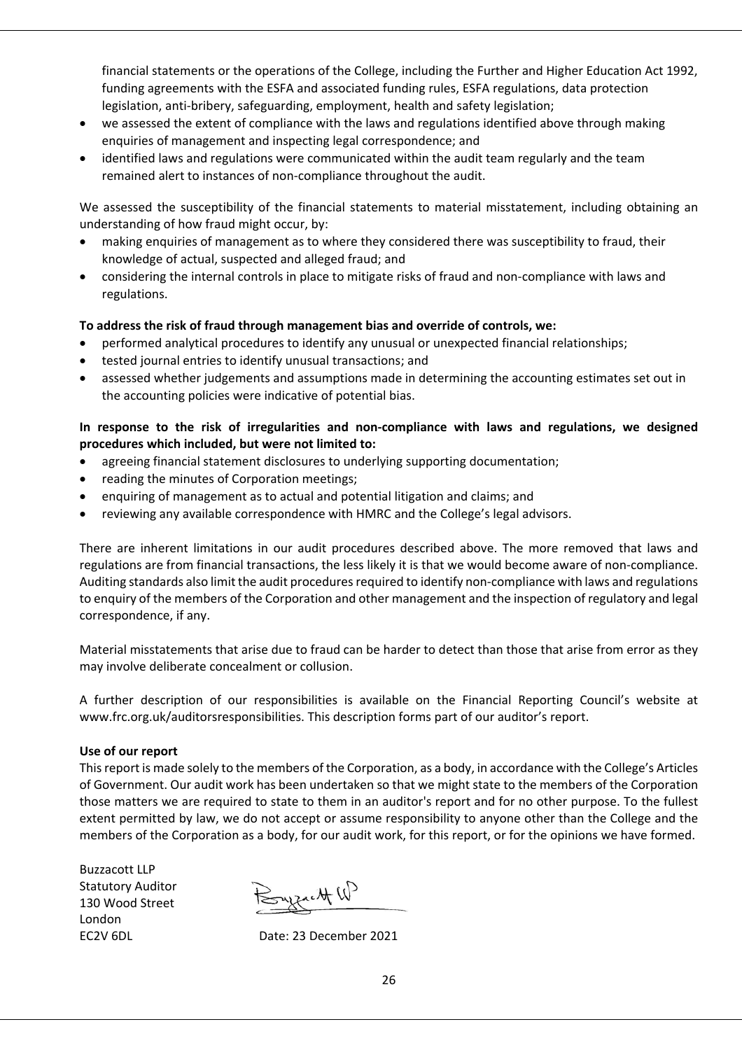financial statements or the operations of the College, including the Further and Higher Education Act 1992, funding agreements with the ESFA and associated funding rules, ESFA regulations, data protection legislation, anti-bribery, safeguarding, employment, health and safety legislation;
- we assessed the extent of compliance with the laws and regulations identified above through making enquiries of management and inspecting legal correspondence; and
- identified laws and regulations were communicated within the audit team regularly and the team remained alert to instances of non-compliance throughout the audit.

We assessed the susceptibility of the financial statements to material misstatement, including obtaining an understanding of how fraud might occur, by:

- making enquiries of management as to where they considered there was susceptibility to fraud, their knowledge of actual, suspected and alleged fraud; and
- considering the internal controls in place to mitigate risks of fraud and non-compliance with laws and regulations.

**To address the risk of fraud through management bias and override of controls, we:**

- performed analytical procedures to identify any unusual or unexpected financial relationships;
- tested journal entries to identify unusual transactions; and
- assessed whether judgements and assumptions made in determining the accounting estimates set out in the accounting policies were indicative of potential bias.

**In response to the risk of irregularities and non-compliance with laws and regulations, we designed procedures which included, but were not limited to:**

- agreeing financial statement disclosures to underlying supporting documentation;
- reading the minutes of Corporation meetings;
- enquiring of management as to actual and potential litigation and claims; and
- reviewing any available correspondence with HMRC and the College's legal advisors.

There are inherent limitations in our audit procedures described above. The more removed that laws and regulations are from financial transactions, the less likely it is that we would become aware of non-compliance. Auditing standards also limit the audit procedures required to identify non-compliance with laws and regulations to enquiry of the members of the Corporation and other management and the inspection of regulatory and legal correspondence, if any.

Material misstatements that arise due to fraud can be harder to detect than those that arise from error as they may involve deliberate concealment or collusion.

A further description of our responsibilities is available on the Financial Reporting Council's website at www.frc.org.uk/auditorsresponsibilities. This description forms part of our auditor's report.

**Use of our report**

This report is made solely to the members of the Corporation, as a body, in accordance with the College's Articles of Government. Our audit work has been undertaken so that we might state to the members of the Corporation those matters we are required to state to them in an auditor's report and for no other purpose. To the fullest extent permitted by law, we do not accept or assume responsibility to anyone other than the College and the members of the Corporation as a body, for our audit work, for this report, or for the opinions we have formed.

Buzzacott LLP
Statutory Auditor
130 Wood Street
London
EC2V 6DL

Date: 23 December 2021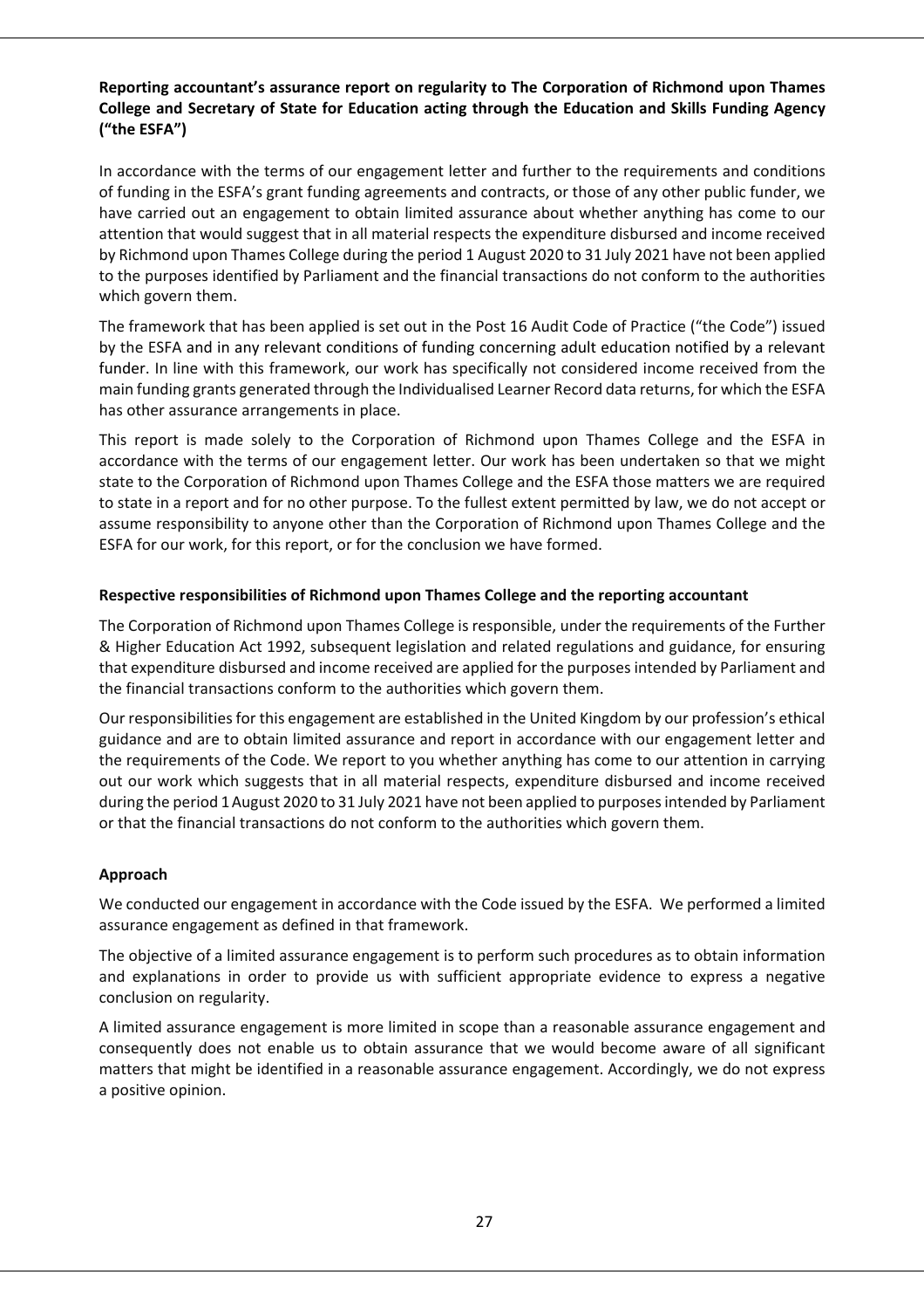**Reporting accountant's assurance report on regularity to The Corporation of Richmond upon Thames College and Secretary of State for Education acting through the Education and Skills Funding Agency ("the ESFA")**

In accordance with the terms of our engagement letter and further to the requirements and conditions of funding in the ESFA's grant funding agreements and contracts, or those of any other public funder, we have carried out an engagement to obtain limited assurance about whether anything has come to our attention that would suggest that in all material respects the expenditure disbursed and income received by Richmond upon Thames College during the period 1 August 2020 to 31 July 2021 have not been applied to the purposes identified by Parliament and the financial transactions do not conform to the authorities which govern them.

The framework that has been applied is set out in the Post 16 Audit Code of Practice ("the Code") issued by the ESFA and in any relevant conditions of funding concerning adult education notified by a relevant funder. In line with this framework, our work has specifically not considered income received from the main funding grants generated through the Individualised Learner Record data returns, for which the ESFA has other assurance arrangements in place.

This report is made solely to the Corporation of Richmond upon Thames College and the ESFA in accordance with the terms of our engagement letter. Our work has been undertaken so that we might state to the Corporation of Richmond upon Thames College and the ESFA those matters we are required to state in a report and for no other purpose. To the fullest extent permitted by law, we do not accept or assume responsibility to anyone other than the Corporation of Richmond upon Thames College and the ESFA for our work, for this report, or for the conclusion we have formed.

**Respective responsibilities of Richmond upon Thames College and the reporting accountant**

The Corporation of Richmond upon Thames College is responsible, under the requirements of the Further & Higher Education Act 1992, subsequent legislation and related regulations and guidance, for ensuring that expenditure disbursed and income received are applied for the purposes intended by Parliament and the financial transactions conform to the authorities which govern them.

Our responsibilities for this engagement are established in the United Kingdom by our profession's ethical guidance and are to obtain limited assurance and report in accordance with our engagement letter and the requirements of the Code. We report to you whether anything has come to our attention in carrying out our work which suggests that in all material respects, expenditure disbursed and income received during the period 1 August 2020 to 31 July 2021 have not been applied to purposes intended by Parliament or that the financial transactions do not conform to the authorities which govern them.

**Approach**

We conducted our engagement in accordance with the Code issued by the ESFA. We performed a limited assurance engagement as defined in that framework.

The objective of a limited assurance engagement is to perform such procedures as to obtain information and explanations in order to provide us with sufficient appropriate evidence to express a negative conclusion on regularity.

A limited assurance engagement is more limited in scope than a reasonable assurance engagement and consequently does not enable us to obtain assurance that we would become aware of all significant matters that might be identified in a reasonable assurance engagement. Accordingly, we do not express a positive opinion.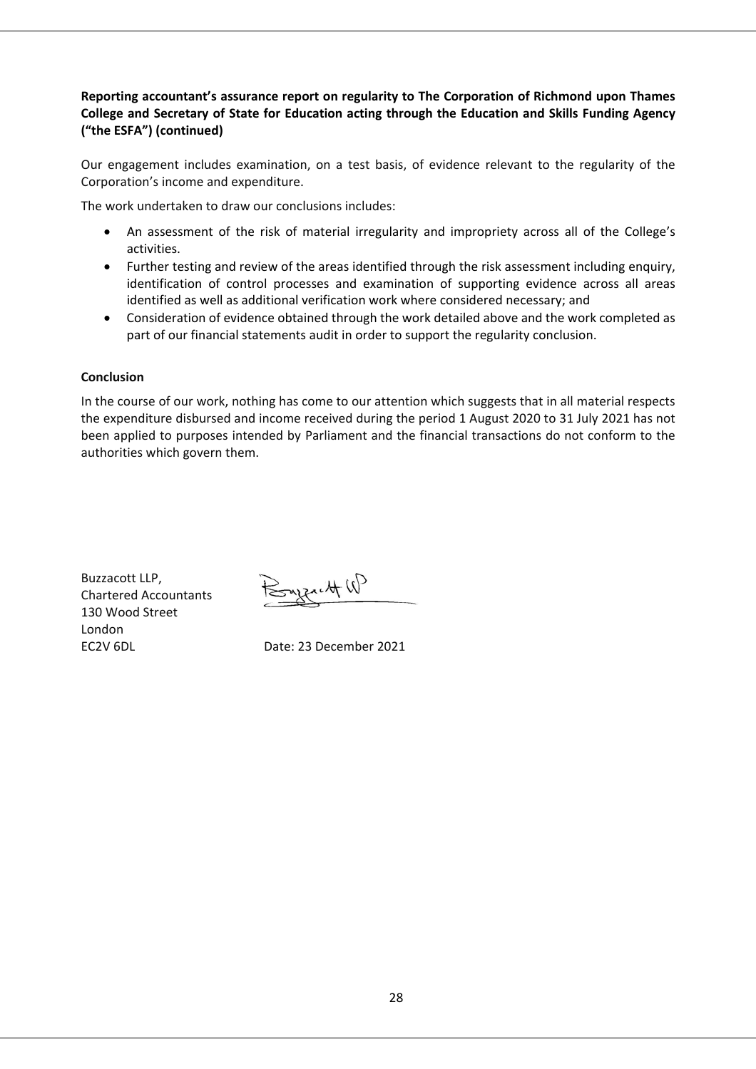**Reporting accountant's assurance report on regularity to The Corporation of Richmond upon Thames College and Secretary of State for Education acting through the Education and Skills Funding Agency ("the ESFA") (continued)**

Our engagement includes examination, on a test basis, of evidence relevant to the regularity of the Corporation's income and expenditure.

The work undertaken to draw our conclusions includes:

- An assessment of the risk of material irregularity and impropriety across all of the College's activities.
- Further testing and review of the areas identified through the risk assessment including enquiry, identification of control processes and examination of supporting evidence across all areas identified as well as additional verification work where considered necessary; and
- Consideration of evidence obtained through the work detailed above and the work completed as part of our financial statements audit in order to support the regularity conclusion.

**Conclusion**

In the course of our work, nothing has come to our attention which suggests that in all material respects the expenditure disbursed and income received during the period 1 August 2020 to 31 July 2021 has not been applied to purposes intended by Parliament and the financial transactions do not conform to the authorities which govern them.

Buzzacott LLP,
Chartered Accountants
130 Wood Street
London
EC2V 6DL

Date: 23 December 2021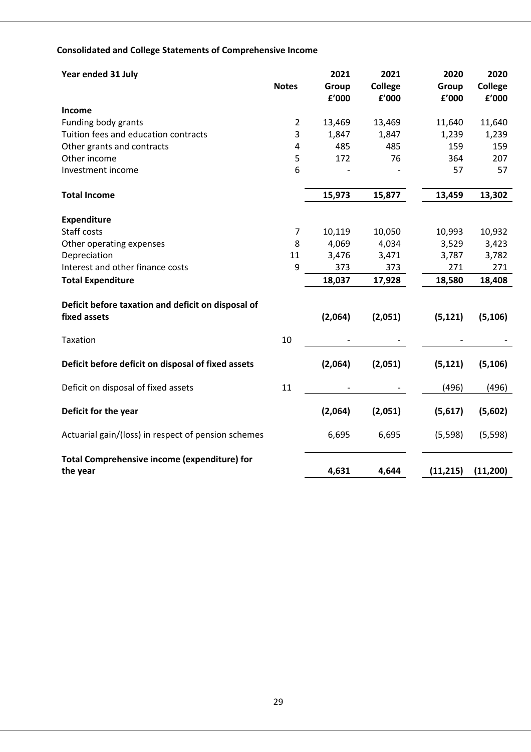**Consolidated and College Statements of Comprehensive Income**

| Year ended 31 July | Notes | 2021 Group £'000 | 2021 College £'000 | 2020 Group £'000 | 2020 College £'000 |
|---|---|---|---|---|---|
| **Income** | | | | | |
| Funding body grants | 2 | 13,469 | 13,469 | 11,640 | 11,640 |
| Tuition fees and education contracts | 3 | 1,847 | 1,847 | 1,239 | 1,239 |
| Other grants and contracts | 4 | 485 | 485 | 159 | 159 |
| Other income | 5 | 172 | 76 | 364 | 207 |
| Investment income | 6 | - | - | 57 | 57 |
| **Total Income** | | **15,973** | **15,877** | **13,459** | **13,302** |
| **Expenditure** | | | | | |
| Staff costs | 7 | 10,119 | 10,050 | 10,993 | 10,932 |
| Other operating expenses | 8 | 4,069 | 4,034 | 3,529 | 3,423 |
| Depreciation | 11 | 3,476 | 3,471 | 3,787 | 3,782 |
| Interest and other finance costs | 9 | 373 | 373 | 271 | 271 |
| **Total Expenditure** | | **18,037** | **17,928** | **18,580** | **18,408** |
| **Deficit before taxation and deficit on disposal of fixed assets** | | **(2,064)** | **(2,051)** | **(5,121)** | **(5,106)** |
| Taxation | 10 | - | - | - | - |
| **Deficit before deficit on disposal of fixed assets** | | **(2,064)** | **(2,051)** | **(5,121)** | **(5,106)** |
| Deficit on disposal of fixed assets | 11 | - | - | (496) | (496) |
| **Deficit for the year** | | **(2,064)** | **(2,051)** | **(5,617)** | **(5,602)** |
| Actuarial gain/(loss) in respect of pension schemes | | 6,695 | 6,695 | (5,598) | (5,598) |
| **Total Comprehensive income (expenditure) for the year** | | **4,631** | **4,644** | **(11,215)** | **(11,200)** |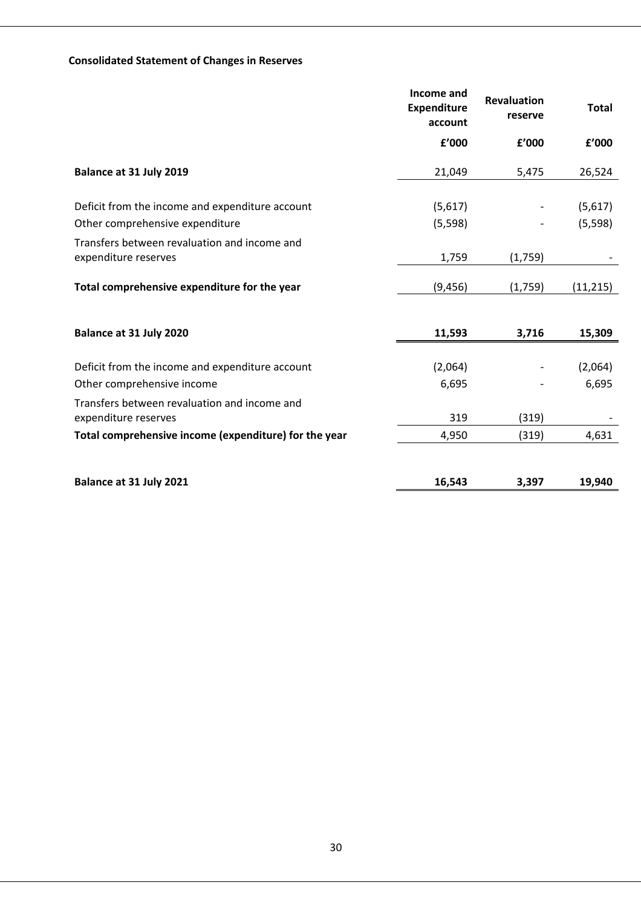**Consolidated Statement of Changes in Reserves**

| | Income and Expenditure account | Revaluation reserve | Total |
|---|---|---|---|
| | £'000 | £'000 | £'000 |
| **Balance at 31 July 2019** | 21,049 | 5,475 | 26,524 |
| Deficit from the income and expenditure account | (5,617) | - | (5,617) |
| Other comprehensive expenditure | (5,598) | - | (5,598) |
| Transfers between revaluation and income and expenditure reserves | 1,759 | (1,759) | - |
| **Total comprehensive expenditure for the year** | (9,456) | (1,759) | (11,215) |
| **Balance at 31 July 2020** | **11,593** | **3,716** | **15,309** |
| Deficit from the income and expenditure account | (2,064) | - | (2,064) |
| Other comprehensive income | 6,695 | - | 6,695 |
| Transfers between revaluation and income and expenditure reserves | 319 | (319) | - |
| **Total comprehensive income (expenditure) for the year** | 4,950 | (319) | 4,631 |
| **Balance at 31 July 2021** | **16,543** | **3,397** | **19,940** |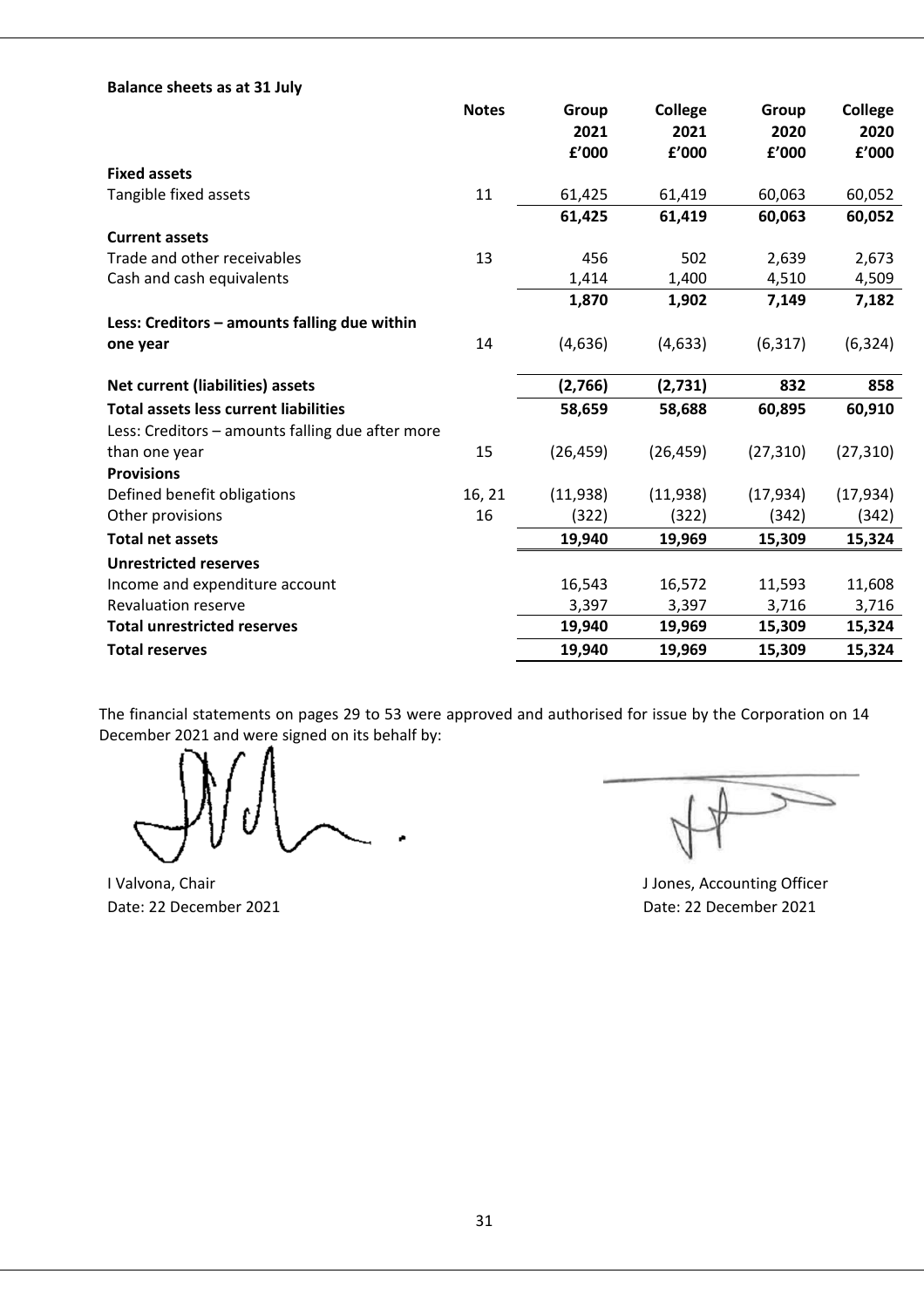**Balance sheets as at 31 July**

| | Notes | Group 2021 £'000 | College 2021 £'000 | Group 2020 £'000 | College 2020 £'000 |
|---|---|---|---|---|---|
| **Fixed assets** | | | | | |
| Tangible fixed assets | 11 | 61,425 | 61,419 | 60,063 | 60,052 |
| | | **61,425** | **61,419** | **60,063** | **60,052** |
| **Current assets** | | | | | |
| Trade and other receivables | 13 | 456 | 502 | 2,639 | 2,673 |
| Cash and cash equivalents | | 1,414 | 1,400 | 4,510 | 4,509 |
| | | **1,870** | **1,902** | **7,149** | **7,182** |
| **Less: Creditors – amounts falling due within one year** | 14 | (4,636) | (4,633) | (6,317) | (6,324) |
| **Net current (liabilities) assets** | | **(2,766)** | **(2,731)** | **832** | **858** |
| **Total assets less current liabilities** | | **58,659** | **58,688** | **60,895** | **60,910** |
| Less: Creditors – amounts falling due after more than one year | 15 | (26,459) | (26,459) | (27,310) | (27,310) |
| **Provisions** | | | | | |
| Defined benefit obligations | 16, 21 | (11,938) | (11,938) | (17,934) | (17,934) |
| Other provisions | 16 | (322) | (322) | (342) | (342) |
| **Total net assets** | | **19,940** | **19,969** | **15,309** | **15,324** |
| **Unrestricted reserves** | | | | | |
| Income and expenditure account | | 16,543 | 16,572 | 11,593 | 11,608 |
| Revaluation reserve | | 3,397 | 3,397 | 3,716 | 3,716 |
| **Total unrestricted reserves** | | **19,940** | **19,969** | **15,309** | **15,324** |
| **Total reserves** | | **19,940** | **19,969** | **15,309** | **15,324** |

The financial statements on pages 29 to 53 were approved and authorised for issue by the Corporation on 14 December 2021 and were signed on its behalf by:

I Valvona, Chair
Date: 22 December 2021

J Jones, Accounting Officer
Date: 22 December 2021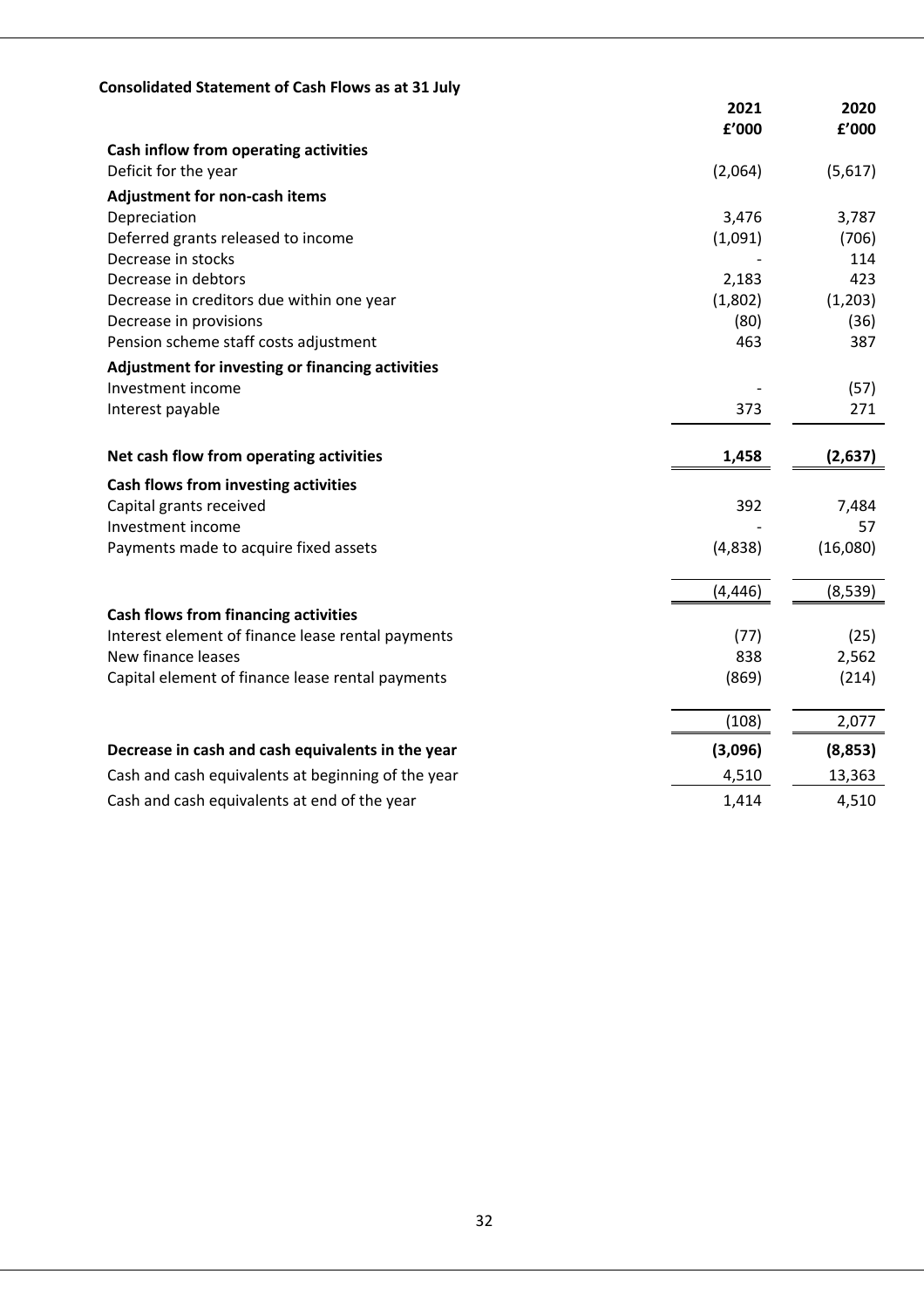**Consolidated Statement of Cash Flows as at 31 July**

| | 2021 | 2020 |
|---|---|---|
| | £'000 | £'000 |
| **Cash inflow from operating activities** | | |
| Deficit for the year | (2,064) | (5,617) |
| **Adjustment for non-cash items** | | |
| Depreciation | 3,476 | 3,787 |
| Deferred grants released to income | (1,091) | (706) |
| Decrease in stocks | - | 114 |
| Decrease in debtors | 2,183 | 423 |
| Decrease in creditors due within one year | (1,802) | (1,203) |
| Decrease in provisions | (80) | (36) |
| Pension scheme staff costs adjustment | 463 | 387 |
| **Adjustment for investing or financing activities** | | |
| Investment income | - | (57) |
| Interest payable | 373 | 271 |
| **Net cash flow from operating activities** | **1,458** | **(2,637)** |
| **Cash flows from investing activities** | | |
| Capital grants received | 392 | 7,484 |
| Investment income | - | 57 |
| Payments made to acquire fixed assets | (4,838) | (16,080) |
| | (4,446) | (8,539) |
| **Cash flows from financing activities** | | |
| Interest element of finance lease rental payments | (77) | (25) |
| New finance leases | 838 | 2,562 |
| Capital element of finance lease rental payments | (869) | (214) |
| | (108) | 2,077 |
| **Decrease in cash and cash equivalents in the year** | **(3,096)** | **(8,853)** |
| Cash and cash equivalents at beginning of the year | 4,510 | 13,363 |
| Cash and cash equivalents at end of the year | 1,414 | 4,510 |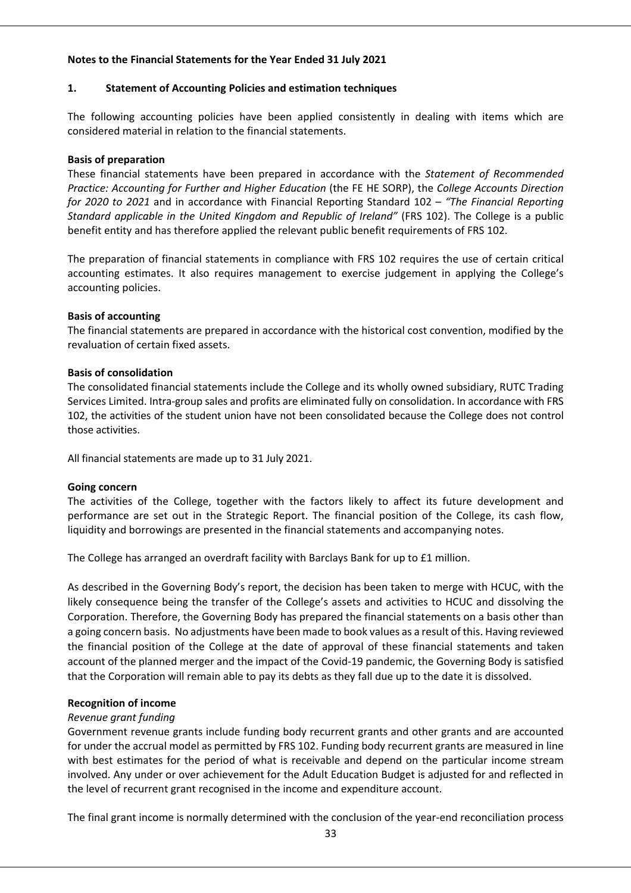**Notes to the Financial Statements for the Year Ended 31 July 2021**

## 1. Statement of Accounting Policies and estimation techniques

The following accounting policies have been applied consistently in dealing with items which are considered material in relation to the financial statements.

**Basis of preparation**

These financial statements have been prepared in accordance with the *Statement of Recommended Practice: Accounting for Further and Higher Education* (the FE HE SORP), the *College Accounts Direction for 2020 to 2021* and in accordance with Financial Reporting Standard 102 – *"The Financial Reporting Standard applicable in the United Kingdom and Republic of Ireland"* (FRS 102). The College is a public benefit entity and has therefore applied the relevant public benefit requirements of FRS 102.

The preparation of financial statements in compliance with FRS 102 requires the use of certain critical accounting estimates. It also requires management to exercise judgement in applying the College's accounting policies.

**Basis of accounting**

The financial statements are prepared in accordance with the historical cost convention, modified by the revaluation of certain fixed assets.

**Basis of consolidation**

The consolidated financial statements include the College and its wholly owned subsidiary, RUTC Trading Services Limited. Intra-group sales and profits are eliminated fully on consolidation. In accordance with FRS 102, the activities of the student union have not been consolidated because the College does not control those activities.

All financial statements are made up to 31 July 2021.

**Going concern**

The activities of the College, together with the factors likely to affect its future development and performance are set out in the Strategic Report. The financial position of the College, its cash flow, liquidity and borrowings are presented in the financial statements and accompanying notes.

The College has arranged an overdraft facility with Barclays Bank for up to £1 million.

As described in the Governing Body's report, the decision has been taken to merge with HCUC, with the likely consequence being the transfer of the College's assets and activities to HCUC and dissolving the Corporation. Therefore, the Governing Body has prepared the financial statements on a basis other than a going concern basis. No adjustments have been made to book values as a result of this. Having reviewed the financial position of the College at the date of approval of these financial statements and taken account of the planned merger and the impact of the Covid-19 pandemic, the Governing Body is satisfied that the Corporation will remain able to pay its debts as they fall due up to the date it is dissolved.

**Recognition of income**

*Revenue grant funding*

Government revenue grants include funding body recurrent grants and other grants and are accounted for under the accrual model as permitted by FRS 102. Funding body recurrent grants are measured in line with best estimates for the period of what is receivable and depend on the particular income stream involved. Any under or over achievement for the Adult Education Budget is adjusted for and reflected in the level of recurrent grant recognised in the income and expenditure account.

The final grant income is normally determined with the conclusion of the year-end reconciliation process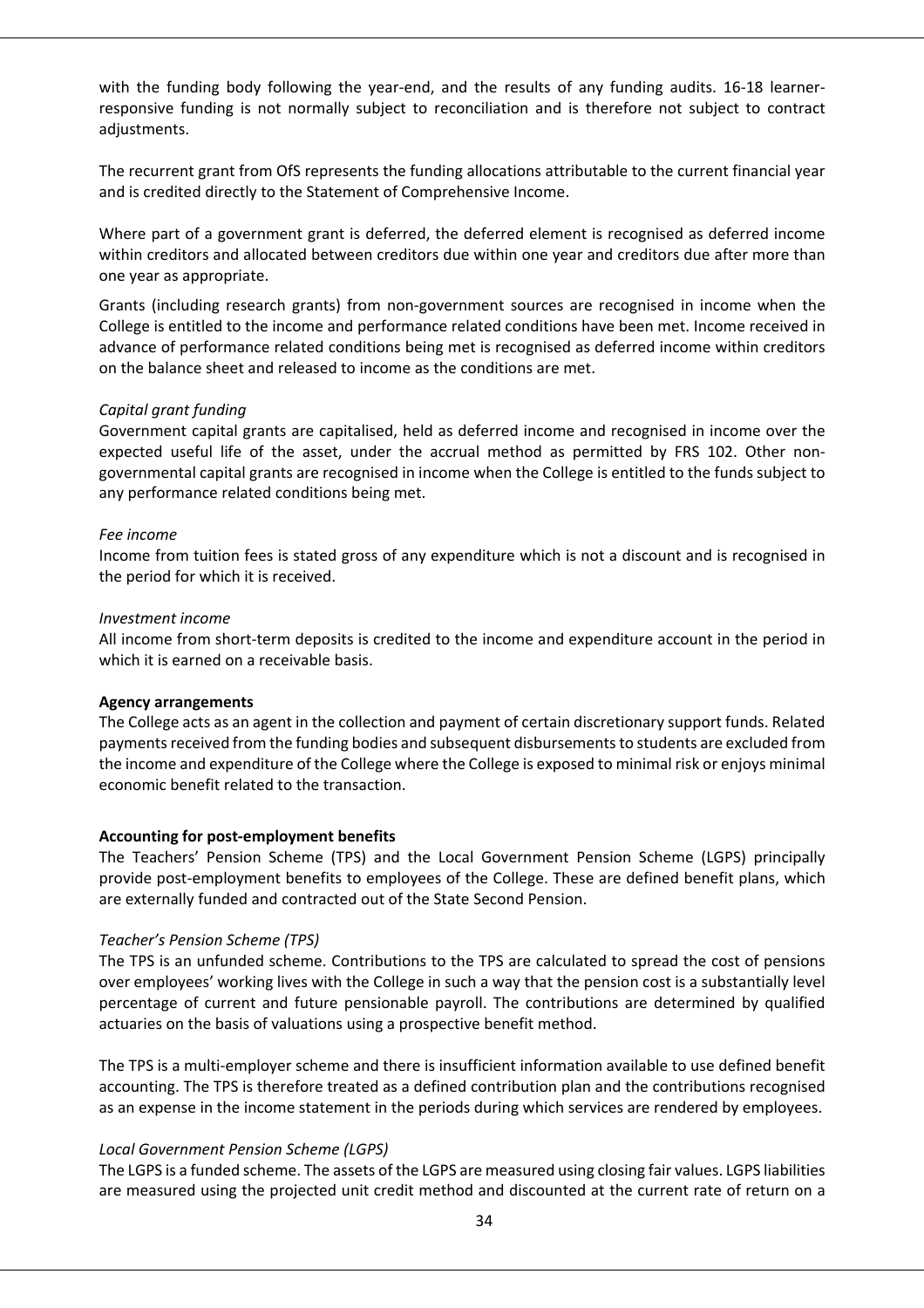with the funding body following the year-end, and the results of any funding audits. 16-18 learner-responsive funding is not normally subject to reconciliation and is therefore not subject to contract adjustments.

The recurrent grant from OfS represents the funding allocations attributable to the current financial year and is credited directly to the Statement of Comprehensive Income.

Where part of a government grant is deferred, the deferred element is recognised as deferred income within creditors and allocated between creditors due within one year and creditors due after more than one year as appropriate.

Grants (including research grants) from non-government sources are recognised in income when the College is entitled to the income and performance related conditions have been met. Income received in advance of performance related conditions being met is recognised as deferred income within creditors on the balance sheet and released to income as the conditions are met.

*Capital grant funding*

Government capital grants are capitalised, held as deferred income and recognised in income over the expected useful life of the asset, under the accrual method as permitted by FRS 102. Other non-governmental capital grants are recognised in income when the College is entitled to the funds subject to any performance related conditions being met.

*Fee income*

Income from tuition fees is stated gross of any expenditure which is not a discount and is recognised in the period for which it is received.

*Investment income*

All income from short-term deposits is credited to the income and expenditure account in the period in which it is earned on a receivable basis.

**Agency arrangements**

The College acts as an agent in the collection and payment of certain discretionary support funds. Related payments received from the funding bodies and subsequent disbursements to students are excluded from the income and expenditure of the College where the College is exposed to minimal risk or enjoys minimal economic benefit related to the transaction.

**Accounting for post-employment benefits**

The Teachers' Pension Scheme (TPS) and the Local Government Pension Scheme (LGPS) principally provide post-employment benefits to employees of the College. These are defined benefit plans, which are externally funded and contracted out of the State Second Pension.

*Teacher's Pension Scheme (TPS)*

The TPS is an unfunded scheme. Contributions to the TPS are calculated to spread the cost of pensions over employees' working lives with the College in such a way that the pension cost is a substantially level percentage of current and future pensionable payroll. The contributions are determined by qualified actuaries on the basis of valuations using a prospective benefit method.

The TPS is a multi-employer scheme and there is insufficient information available to use defined benefit accounting. The TPS is therefore treated as a defined contribution plan and the contributions recognised as an expense in the income statement in the periods during which services are rendered by employees.

*Local Government Pension Scheme (LGPS)*

The LGPS is a funded scheme. The assets of the LGPS are measured using closing fair values. LGPS liabilities are measured using the projected unit credit method and discounted at the current rate of return on a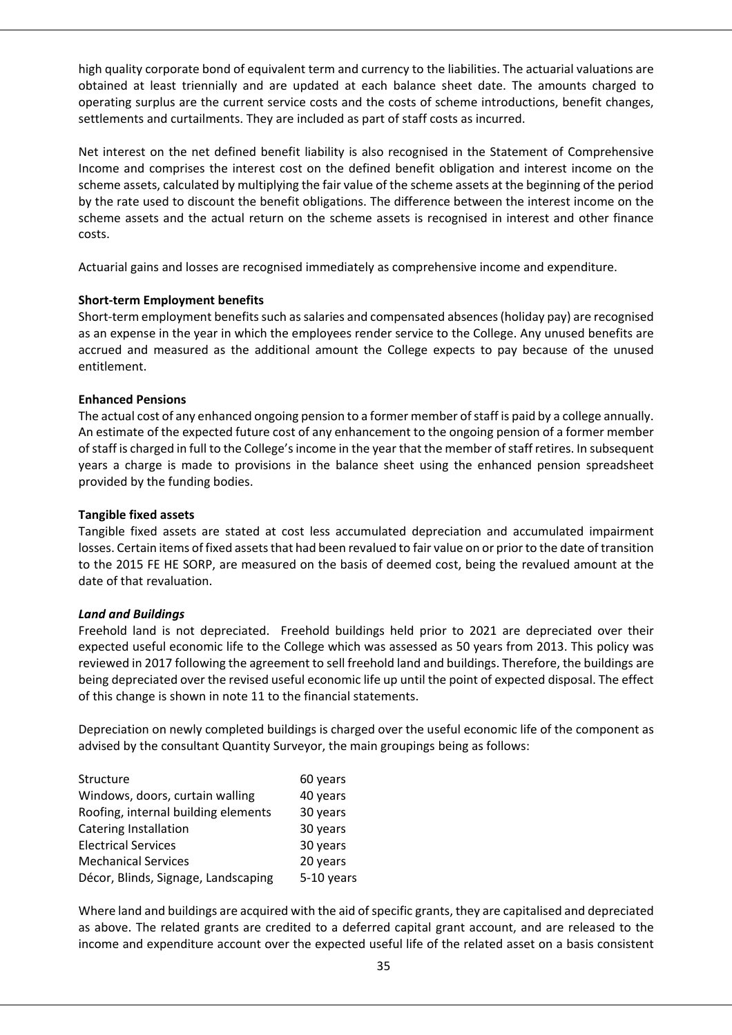high quality corporate bond of equivalent term and currency to the liabilities. The actuarial valuations are obtained at least triennially and are updated at each balance sheet date. The amounts charged to operating surplus are the current service costs and the costs of scheme introductions, benefit changes, settlements and curtailments. They are included as part of staff costs as incurred.

Net interest on the net defined benefit liability is also recognised in the Statement of Comprehensive Income and comprises the interest cost on the defined benefit obligation and interest income on the scheme assets, calculated by multiplying the fair value of the scheme assets at the beginning of the period by the rate used to discount the benefit obligations. The difference between the interest income on the scheme assets and the actual return on the scheme assets is recognised in interest and other finance costs.

Actuarial gains and losses are recognised immediately as comprehensive income and expenditure.

**Short-term Employment benefits**

Short-term employment benefits such as salaries and compensated absences (holiday pay) are recognised as an expense in the year in which the employees render service to the College. Any unused benefits are accrued and measured as the additional amount the College expects to pay because of the unused entitlement.

**Enhanced Pensions**

The actual cost of any enhanced ongoing pension to a former member of staff is paid by a college annually. An estimate of the expected future cost of any enhancement to the ongoing pension of a former member of staff is charged in full to the College's income in the year that the member of staff retires. In subsequent years a charge is made to provisions in the balance sheet using the enhanced pension spreadsheet provided by the funding bodies.

**Tangible fixed assets**

Tangible fixed assets are stated at cost less accumulated depreciation and accumulated impairment losses. Certain items of fixed assets that had been revalued to fair value on or prior to the date of transition to the 2015 FE HE SORP, are measured on the basis of deemed cost, being the revalued amount at the date of that revaluation.

***Land and Buildings***

Freehold land is not depreciated. Freehold buildings held prior to 2021 are depreciated over their expected useful economic life to the College which was assessed as 50 years from 2013. This policy was reviewed in 2017 following the agreement to sell freehold land and buildings. Therefore, the buildings are being depreciated over the revised useful economic life up until the point of expected disposal. The effect of this change is shown in note 11 to the financial statements.

Depreciation on newly completed buildings is charged over the useful economic life of the component as advised by the consultant Quantity Surveyor, the main groupings being as follows:

| | |
|---|---|
| Structure | 60 years |
| Windows, doors, curtain walling | 40 years |
| Roofing, internal building elements | 30 years |
| Catering Installation | 30 years |
| Electrical Services | 30 years |
| Mechanical Services | 20 years |
| Décor, Blinds, Signage, Landscaping | 5-10 years |

Where land and buildings are acquired with the aid of specific grants, they are capitalised and depreciated as above. The related grants are credited to a deferred capital grant account, and are released to the income and expenditure account over the expected useful life of the related asset on a basis consistent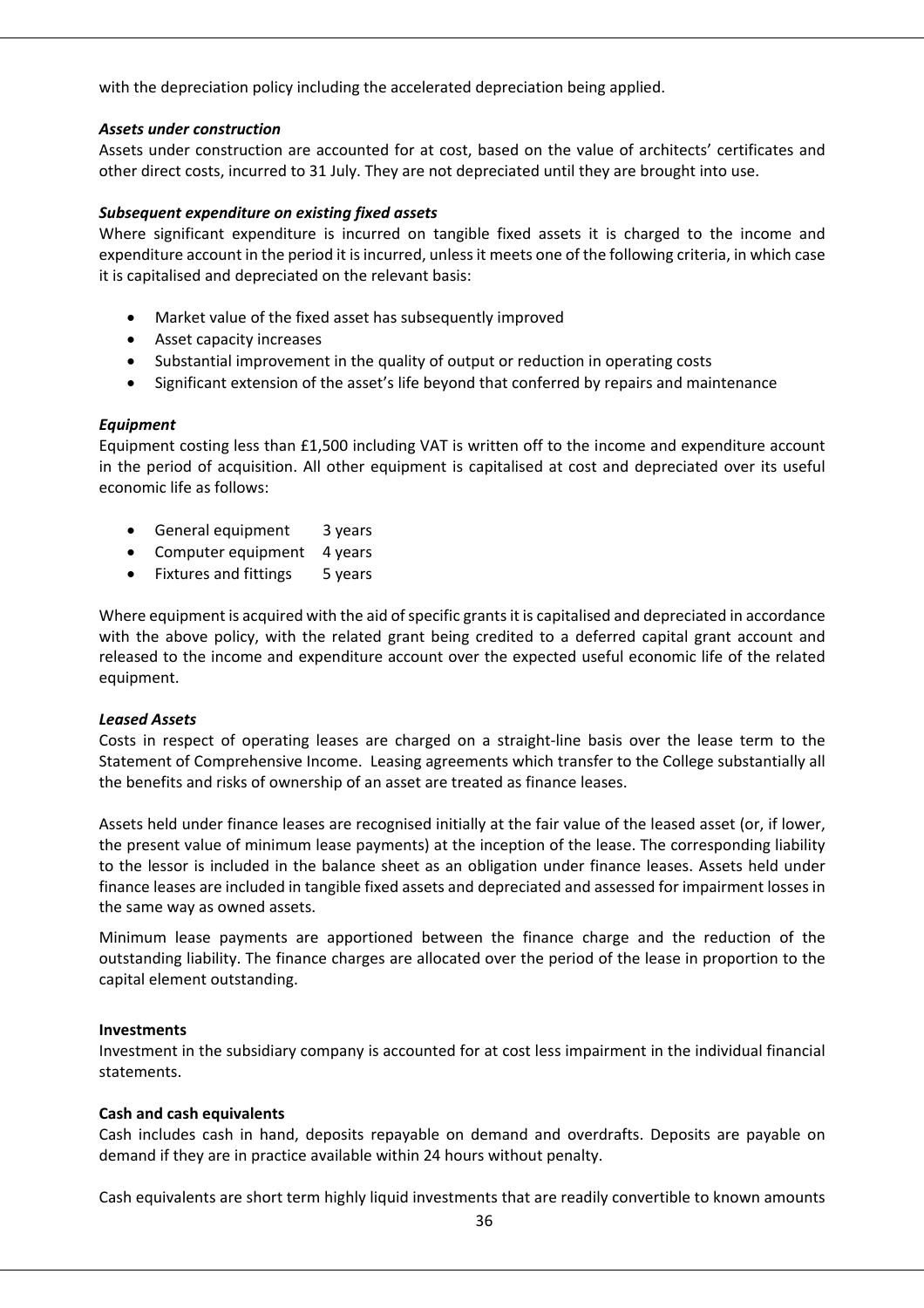with the depreciation policy including the accelerated depreciation being applied.

***Assets under construction***

Assets under construction are accounted for at cost, based on the value of architects' certificates and other direct costs, incurred to 31 July. They are not depreciated until they are brought into use.

***Subsequent expenditure on existing fixed assets***

Where significant expenditure is incurred on tangible fixed assets it is charged to the income and expenditure account in the period it is incurred, unless it meets one of the following criteria, in which case it is capitalised and depreciated on the relevant basis:

- Market value of the fixed asset has subsequently improved
- Asset capacity increases
- Substantial improvement in the quality of output or reduction in operating costs
- Significant extension of the asset's life beyond that conferred by repairs and maintenance

***Equipment***

Equipment costing less than £1,500 including VAT is written off to the income and expenditure account in the period of acquisition. All other equipment is capitalised at cost and depreciated over its useful economic life as follows:

- General equipment 3 years
- Computer equipment 4 years
- Fixtures and fittings 5 years

Where equipment is acquired with the aid of specific grants it is capitalised and depreciated in accordance with the above policy, with the related grant being credited to a deferred capital grant account and released to the income and expenditure account over the expected useful economic life of the related equipment.

***Leased Assets***

Costs in respect of operating leases are charged on a straight-line basis over the lease term to the Statement of Comprehensive Income. Leasing agreements which transfer to the College substantially all the benefits and risks of ownership of an asset are treated as finance leases.

Assets held under finance leases are recognised initially at the fair value of the leased asset (or, if lower, the present value of minimum lease payments) at the inception of the lease. The corresponding liability to the lessor is included in the balance sheet as an obligation under finance leases. Assets held under finance leases are included in tangible fixed assets and depreciated and assessed for impairment losses in the same way as owned assets.

Minimum lease payments are apportioned between the finance charge and the reduction of the outstanding liability. The finance charges are allocated over the period of the lease in proportion to the capital element outstanding.

**Investments**

Investment in the subsidiary company is accounted for at cost less impairment in the individual financial statements.

**Cash and cash equivalents**

Cash includes cash in hand, deposits repayable on demand and overdrafts. Deposits are payable on demand if they are in practice available within 24 hours without penalty.

Cash equivalents are short term highly liquid investments that are readily convertible to known amounts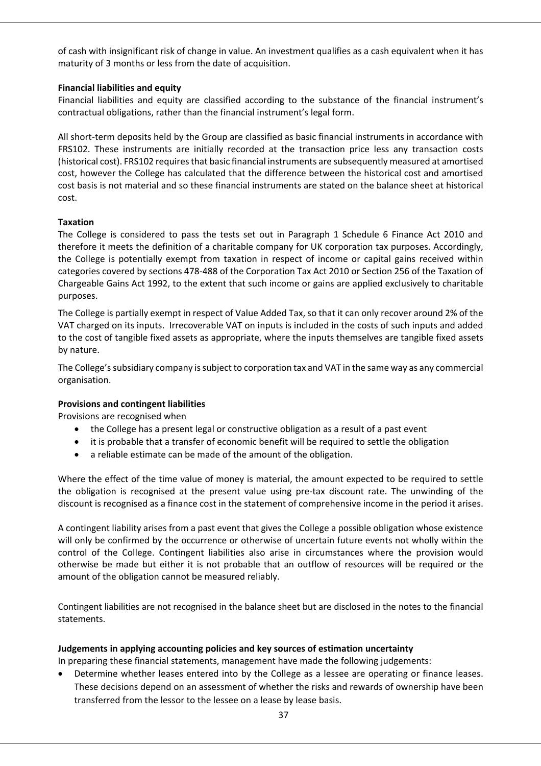of cash with insignificant risk of change in value. An investment qualifies as a cash equivalent when it has maturity of 3 months or less from the date of acquisition.

**Financial liabilities and equity**

Financial liabilities and equity are classified according to the substance of the financial instrument's contractual obligations, rather than the financial instrument's legal form.

All short-term deposits held by the Group are classified as basic financial instruments in accordance with FRS102. These instruments are initially recorded at the transaction price less any transaction costs (historical cost). FRS102 requires that basic financial instruments are subsequently measured at amortised cost, however the College has calculated that the difference between the historical cost and amortised cost basis is not material and so these financial instruments are stated on the balance sheet at historical cost.

**Taxation**

The College is considered to pass the tests set out in Paragraph 1 Schedule 6 Finance Act 2010 and therefore it meets the definition of a charitable company for UK corporation tax purposes. Accordingly, the College is potentially exempt from taxation in respect of income or capital gains received within categories covered by sections 478-488 of the Corporation Tax Act 2010 or Section 256 of the Taxation of Chargeable Gains Act 1992, to the extent that such income or gains are applied exclusively to charitable purposes.

The College is partially exempt in respect of Value Added Tax, so that it can only recover around 2% of the VAT charged on its inputs. Irrecoverable VAT on inputs is included in the costs of such inputs and added to the cost of tangible fixed assets as appropriate, where the inputs themselves are tangible fixed assets by nature.

The College's subsidiary company is subject to corporation tax and VAT in the same way as any commercial organisation.

**Provisions and contingent liabilities**

Provisions are recognised when

- the College has a present legal or constructive obligation as a result of a past event
- it is probable that a transfer of economic benefit will be required to settle the obligation
- a reliable estimate can be made of the amount of the obligation.

Where the effect of the time value of money is material, the amount expected to be required to settle the obligation is recognised at the present value using pre-tax discount rate. The unwinding of the discount is recognised as a finance cost in the statement of comprehensive income in the period it arises.

A contingent liability arises from a past event that gives the College a possible obligation whose existence will only be confirmed by the occurrence or otherwise of uncertain future events not wholly within the control of the College. Contingent liabilities also arise in circumstances where the provision would otherwise be made but either it is not probable that an outflow of resources will be required or the amount of the obligation cannot be measured reliably.

Contingent liabilities are not recognised in the balance sheet but are disclosed in the notes to the financial statements.

**Judgements in applying accounting policies and key sources of estimation uncertainty**

In preparing these financial statements, management have made the following judgements:

- Determine whether leases entered into by the College as a lessee are operating or finance leases. These decisions depend on an assessment of whether the risks and rewards of ownership have been transferred from the lessor to the lessee on a lease by lease basis.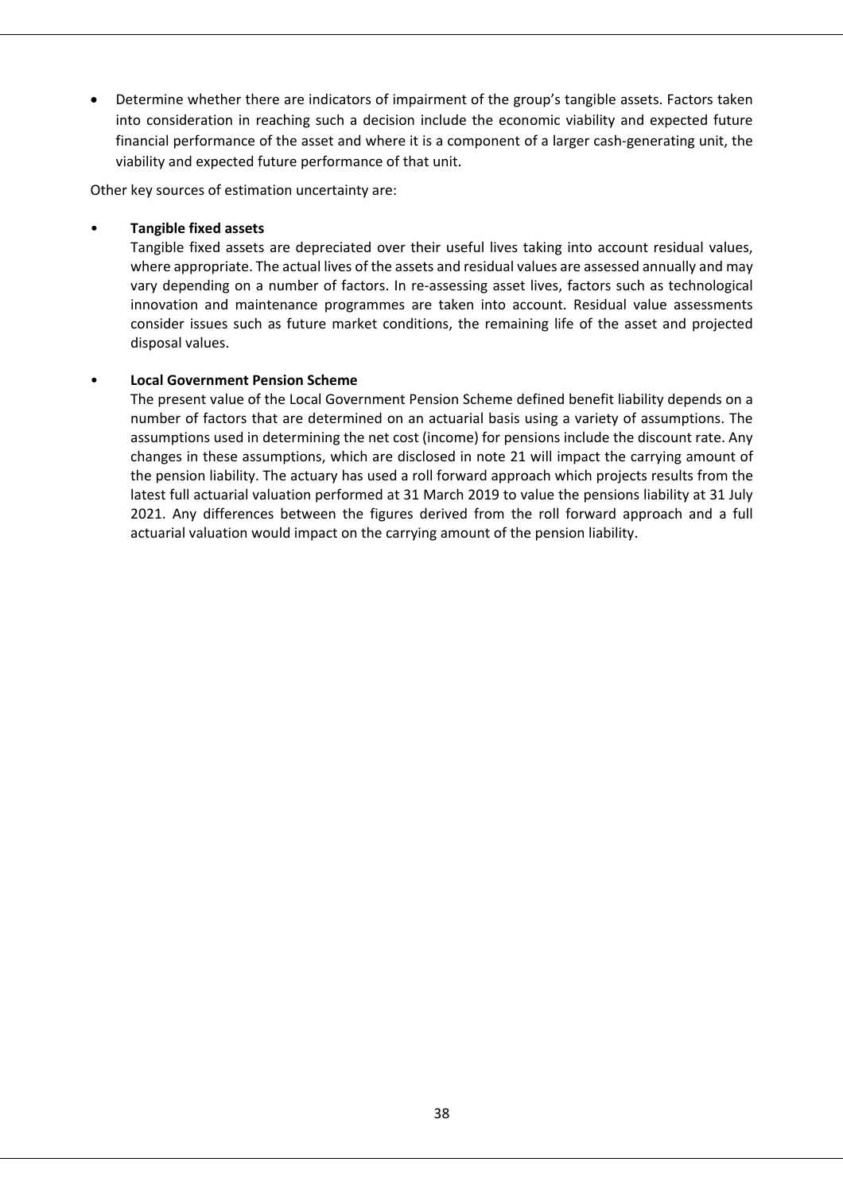- Determine whether there are indicators of impairment of the group's tangible assets. Factors taken into consideration in reaching such a decision include the economic viability and expected future financial performance of the asset and where it is a component of a larger cash-generating unit, the viability and expected future performance of that unit.

Other key sources of estimation uncertainty are:

- **Tangible fixed assets**
  Tangible fixed assets are depreciated over their useful lives taking into account residual values, where appropriate. The actual lives of the assets and residual values are assessed annually and may vary depending on a number of factors. In re-assessing asset lives, factors such as technological innovation and maintenance programmes are taken into account. Residual value assessments consider issues such as future market conditions, the remaining life of the asset and projected disposal values.

- **Local Government Pension Scheme**
  The present value of the Local Government Pension Scheme defined benefit liability depends on a number of factors that are determined on an actuarial basis using a variety of assumptions. The assumptions used in determining the net cost (income) for pensions include the discount rate. Any changes in these assumptions, which are disclosed in note 21 will impact the carrying amount of the pension liability. The actuary has used a roll forward approach which projects results from the latest full actuarial valuation performed at 31 March 2019 to value the pensions liability at 31 July 2021. Any differences between the figures derived from the roll forward approach and a full actuarial valuation would impact on the carrying amount of the pension liability.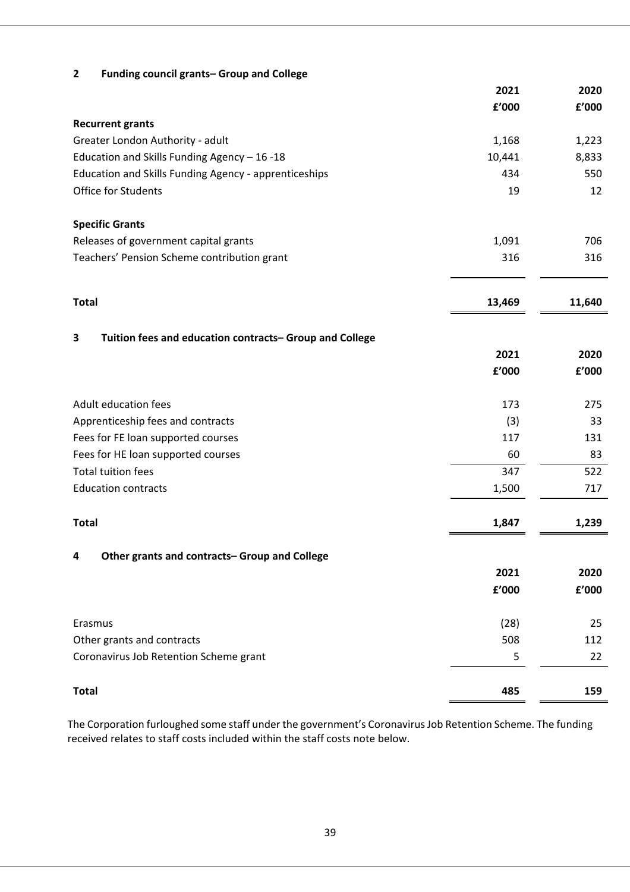## 2 Funding council grants– Group and College

| | 2021 | 2020 |
|---|---|---|
| | £'000 | £'000 |
| **Recurrent grants** | | |
| Greater London Authority - adult | 1,168 | 1,223 |
| Education and Skills Funding Agency – 16 -18 | 10,441 | 8,833 |
| Education and Skills Funding Agency - apprenticeships | 434 | 550 |
| Office for Students | 19 | 12 |
| **Specific Grants** | | |
| Releases of government capital grants | 1,091 | 706 |
| Teachers' Pension Scheme contribution grant | 316 | 316 |
| **Total** | **13,469** | **11,640** |

## 3 Tuition fees and education contracts– Group and College

| | 2021 | 2020 |
|---|---|---|
| | £'000 | £'000 |
| Adult education fees | 173 | 275 |
| Apprenticeship fees and contracts | (3) | 33 |
| Fees for FE loan supported courses | 117 | 131 |
| Fees for HE loan supported courses | 60 | 83 |
| Total tuition fees | 347 | 522 |
| Education contracts | 1,500 | 717 |
| **Total** | **1,847** | **1,239** |

## 4 Other grants and contracts– Group and College

| | 2021 | 2020 |
|---|---|---|
| | £'000 | £'000 |
| Erasmus | (28) | 25 |
| Other grants and contracts | 508 | 112 |
| Coronavirus Job Retention Scheme grant | 5 | 22 |
| **Total** | **485** | **159** |

The Corporation furloughed some staff under the government's Coronavirus Job Retention Scheme. The funding received relates to staff costs included within the staff costs note below.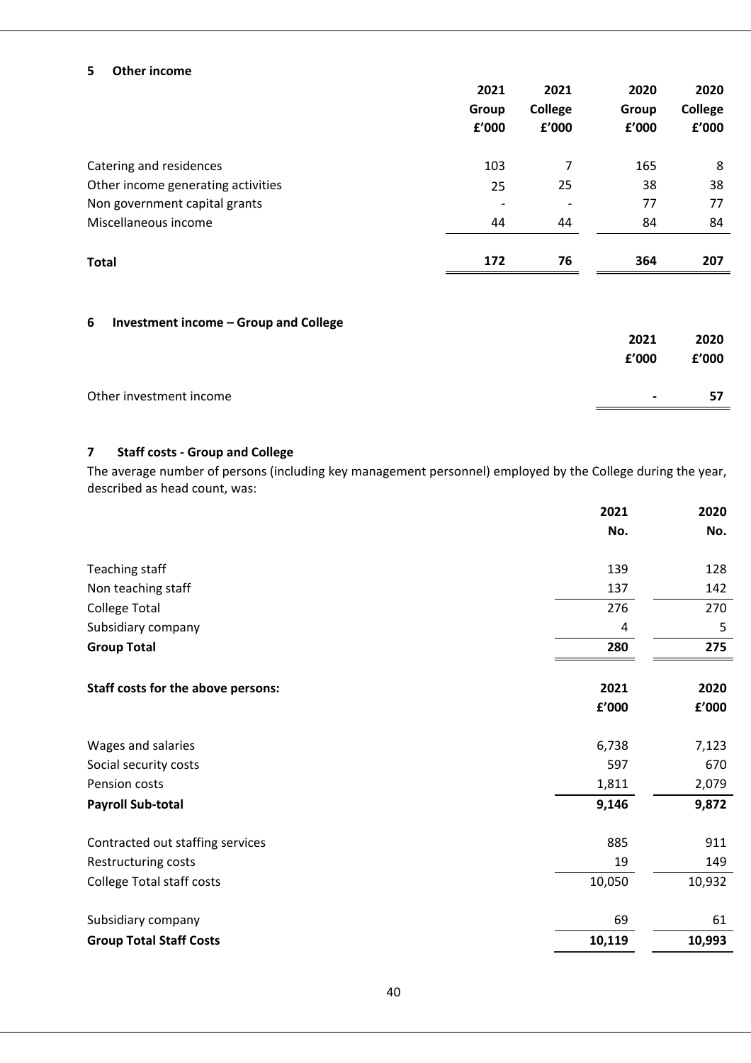## 5 Other income

| | 2021 Group £'000 | 2021 College £'000 | 2020 Group £'000 | 2020 College £'000 |
|---|---|---|---|---|
| Catering and residences | 103 | 7 | 165 | 8 |
| Other income generating activities | 25 | 25 | 38 | 38 |
| Non government capital grants | - | - | 77 | 77 |
| Miscellaneous income | 44 | 44 | 84 | 84 |
| **Total** | **172** | **76** | **364** | **207** |

## 6 Investment income – Group and College

| | 2021 £'000 | 2020 £'000 |
|---|---|---|
| Other investment income | **-** | **57** |

## 7 Staff costs - Group and College

The average number of persons (including key management personnel) employed by the College during the year, described as head count, was:

| | 2021 No. | 2020 No. |
|---|---|---|
| Teaching staff | 139 | 128 |
| Non teaching staff | 137 | 142 |
| College Total | 276 | 270 |
| Subsidiary company | 4 | 5 |
| **Group Total** | **280** | **275** |

| **Staff costs for the above persons:** | 2021 £'000 | 2020 £'000 |
|---|---|---|
| Wages and salaries | 6,738 | 7,123 |
| Social security costs | 597 | 670 |
| Pension costs | 1,811 | 2,079 |
| **Payroll Sub-total** | **9,146** | **9,872** |
| Contracted out staffing services | 885 | 911 |
| Restructuring costs | 19 | 149 |
| College Total staff costs | 10,050 | 10,932 |
| Subsidiary company | 69 | 61 |
| **Group Total Staff Costs** | **10,119** | **10,993** |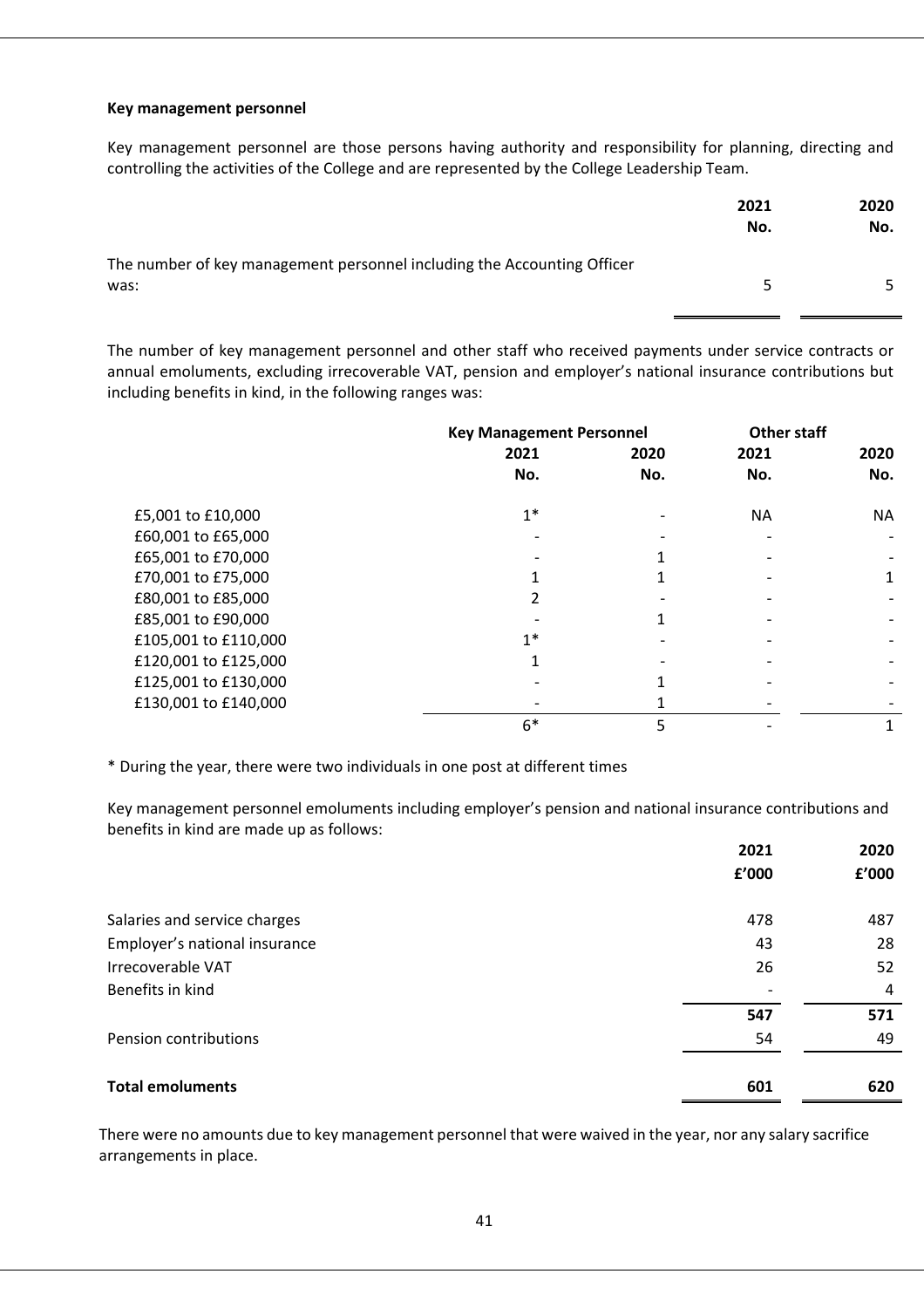**Key management personnel**

Key management personnel are those persons having authority and responsibility for planning, directing and controlling the activities of the College and are represented by the College Leadership Team.

| | 2021 No. | 2020 No. |
|---|---|---|
| The number of key management personnel including the Accounting Officer was: | 5 | 5 |

The number of key management personnel and other staff who received payments under service contracts or annual emoluments, excluding irrecoverable VAT, pension and employer's national insurance contributions but including benefits in kind, in the following ranges was:

| | Key Management Personnel | | Other staff | |
|---|---|---|---|---|
| | 2021 No. | 2020 No. | 2021 No. | 2020 No. |
| £5,001 to £10,000 | 1* | - | NA | NA |
| £60,001 to £65,000 | - | - | - | - |
| £65,001 to £70,000 | - | 1 | - | - |
| £70,001 to £75,000 | 1 | 1 | - | 1 |
| £80,001 to £85,000 | 2 | - | - | - |
| £85,001 to £90,000 | - | 1 | - | - |
| £105,001 to £110,000 | 1* | - | - | - |
| £120,001 to £125,000 | 1 | - | - | - |
| £125,001 to £130,000 | - | 1 | - | - |
| £130,001 to £140,000 | - | 1 | - | - |
| | 6* | 5 | - | 1 |

* During the year, there were two individuals in one post at different times

Key management personnel emoluments including employer's pension and national insurance contributions and benefits in kind are made up as follows:

| | 2021 £'000 | 2020 £'000 |
|---|---|---|
| Salaries and service charges | 478 | 487 |
| Employer's national insurance | 43 | 28 |
| Irrecoverable VAT | 26 | 52 |
| Benefits in kind | - | 4 |
| | **547** | **571** |
| Pension contributions | 54 | 49 |
| **Total emoluments** | **601** | **620** |

There were no amounts due to key management personnel that were waived in the year, nor any salary sacrifice arrangements in place.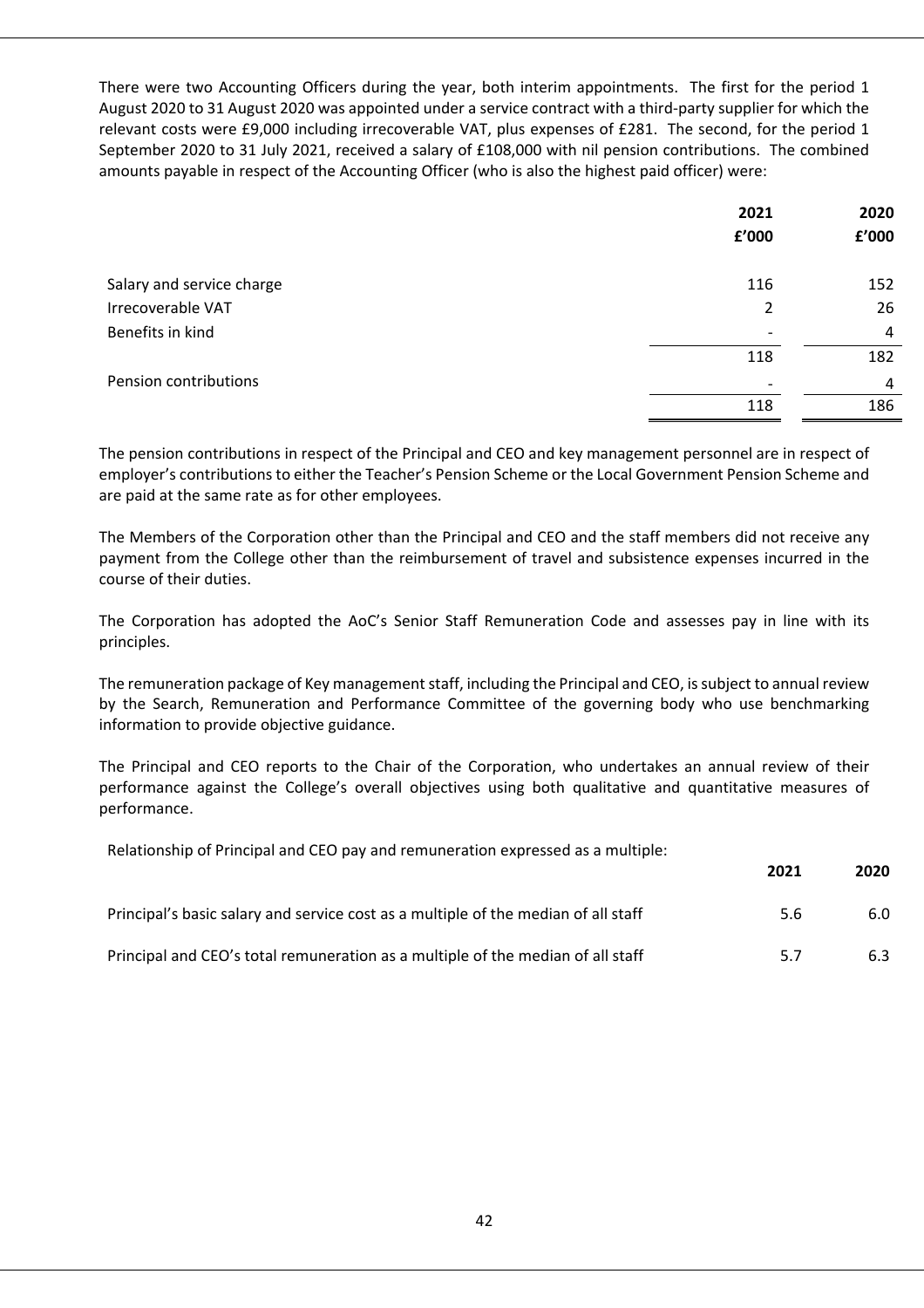There were two Accounting Officers during the year, both interim appointments. The first for the period 1 August 2020 to 31 August 2020 was appointed under a service contract with a third-party supplier for which the relevant costs were £9,000 including irrecoverable VAT, plus expenses of £281. The second, for the period 1 September 2020 to 31 July 2021, received a salary of £108,000 with nil pension contributions. The combined amounts payable in respect of the Accounting Officer (who is also the highest paid officer) were:

| | 2021 | 2020 |
|---|---|---|
| | £'000 | £'000 |
| Salary and service charge | 116 | 152 |
| Irrecoverable VAT | 2 | 26 |
| Benefits in kind | - | 4 |
| | 118 | 182 |
| Pension contributions | - | 4 |
| | 118 | 186 |

The pension contributions in respect of the Principal and CEO and key management personnel are in respect of employer's contributions to either the Teacher's Pension Scheme or the Local Government Pension Scheme and are paid at the same rate as for other employees.

The Members of the Corporation other than the Principal and CEO and the staff members did not receive any payment from the College other than the reimbursement of travel and subsistence expenses incurred in the course of their duties.

The Corporation has adopted the AoC's Senior Staff Remuneration Code and assesses pay in line with its principles.

The remuneration package of Key management staff, including the Principal and CEO, is subject to annual review by the Search, Remuneration and Performance Committee of the governing body who use benchmarking information to provide objective guidance.

The Principal and CEO reports to the Chair of the Corporation, who undertakes an annual review of their performance against the College's overall objectives using both qualitative and quantitative measures of performance.

Relationship of Principal and CEO pay and remuneration expressed as a multiple:

| | 2021 | 2020 |
|---|---|---|
| Principal's basic salary and service cost as a multiple of the median of all staff | 5.6 | 6.0 |
| Principal and CEO's total remuneration as a multiple of the median of all staff | 5.7 | 6.3 |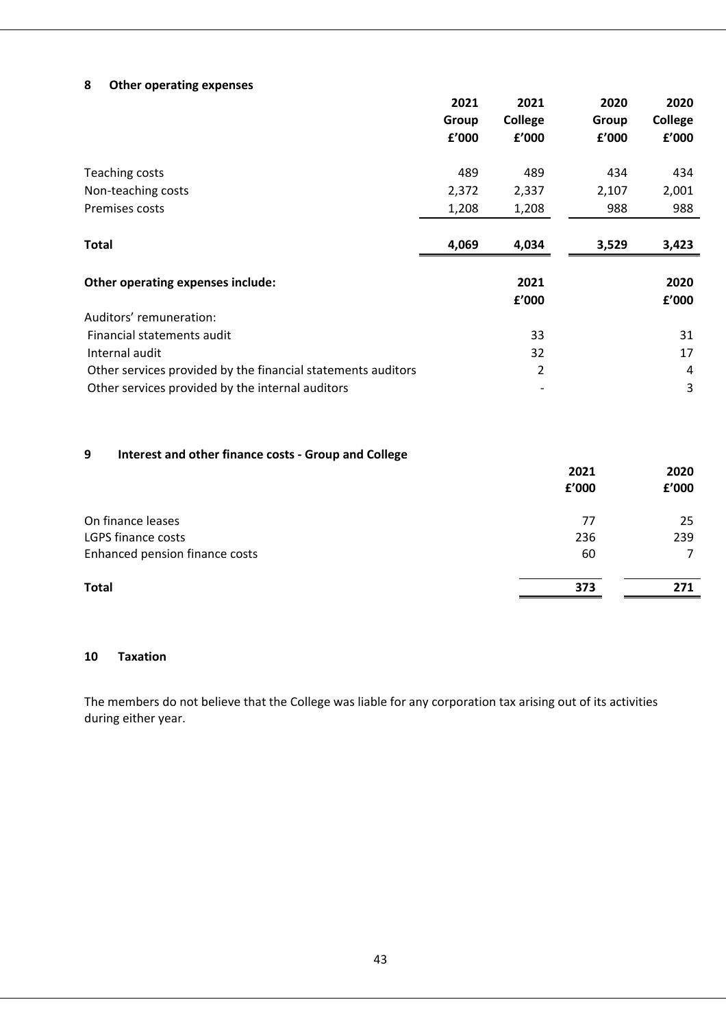## 8 Other operating expenses

| | 2021 Group £'000 | 2021 College £'000 | 2020 Group £'000 | 2020 College £'000 |
|---|---|---|---|---|
| Teaching costs | 489 | 489 | 434 | 434 |
| Non-teaching costs | 2,372 | 2,337 | 2,107 | 2,001 |
| Premises costs | 1,208 | 1,208 | 988 | 988 |
| **Total** | **4,069** | **4,034** | **3,529** | **3,423** |

| **Other operating expenses include:** | **2021 £'000** | **2020 £'000** |
|---|---|---|
| Auditors' remuneration: | | |
| Financial statements audit | 33 | 31 |
| Internal audit | 32 | 17 |
| Other services provided by the financial statements auditors | 2 | 4 |
| Other services provided by the internal auditors | - | 3 |

## 9 Interest and other finance costs - Group and College

| | 2021 £'000 | 2020 £'000 |
|---|---|---|
| On finance leases | 77 | 25 |
| LGPS finance costs | 236 | 239 |
| Enhanced pension finance costs | 60 | 7 |
| **Total** | **373** | **271** |

## 10 Taxation

The members do not believe that the College was liable for any corporation tax arising out of its activities during either year.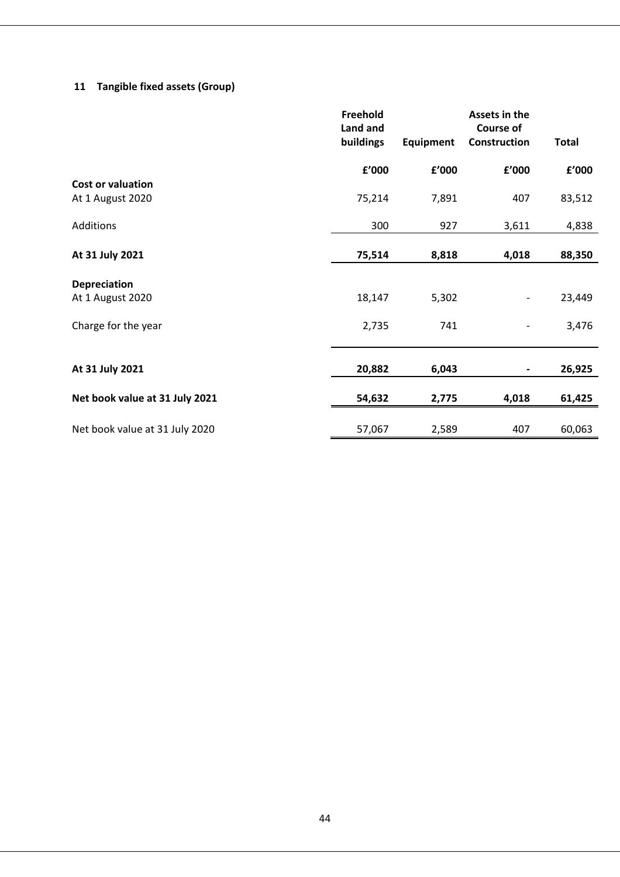## 11 Tangible fixed assets (Group)

| | Freehold Land and buildings | Equipment | Assets in the Course of Construction | Total |
|---|---|---|---|---|
| | £'000 | £'000 | £'000 | £'000 |
| **Cost or valuation** | | | | |
| At 1 August 2020 | 75,214 | 7,891 | 407 | 83,512 |
| Additions | 300 | 927 | 3,611 | 4,838 |
| **At 31 July 2021** | **75,514** | **8,818** | **4,018** | **88,350** |
| **Depreciation** | | | | |
| At 1 August 2020 | 18,147 | 5,302 | - | 23,449 |
| Charge for the year | 2,735 | 741 | - | 3,476 |
| **At 31 July 2021** | **20,882** | **6,043** | **-** | **26,925** |
| **Net book value at 31 July 2021** | **54,632** | **2,775** | **4,018** | **61,425** |
| Net book value at 31 July 2020 | 57,067 | 2,589 | 407 | 60,063 |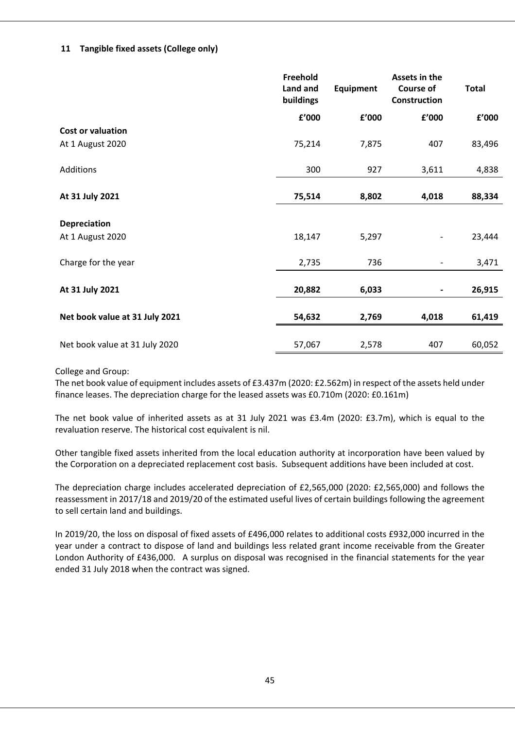### 11 Tangible fixed assets (College only)

| | Freehold Land and buildings | Equipment | Assets in the Course of Construction | Total |
|---|---|---|---|---|
| | £'000 | £'000 | £'000 | £'000 |
| **Cost or valuation** | | | | |
| At 1 August 2020 | 75,214 | 7,875 | 407 | 83,496 |
| Additions | 300 | 927 | 3,611 | 4,838 |
| **At 31 July 2021** | **75,514** | **8,802** | **4,018** | **88,334** |
| **Depreciation** | | | | |
| At 1 August 2020 | 18,147 | 5,297 | - | 23,444 |
| Charge for the year | 2,735 | 736 | - | 3,471 |
| **At 31 July 2021** | **20,882** | **6,033** | **-** | **26,915** |
| **Net book value at 31 July 2021** | **54,632** | **2,769** | **4,018** | **61,419** |
| Net book value at 31 July 2020 | 57,067 | 2,578 | 407 | 60,052 |

College and Group:
The net book value of equipment includes assets of £3.437m (2020: £2.562m) in respect of the assets held under finance leases. The depreciation charge for the leased assets was £0.710m (2020: £0.161m)

The net book value of inherited assets as at 31 July 2021 was £3.4m (2020: £3.7m), which is equal to the revaluation reserve. The historical cost equivalent is nil.

Other tangible fixed assets inherited from the local education authority at incorporation have been valued by the Corporation on a depreciated replacement cost basis. Subsequent additions have been included at cost.

The depreciation charge includes accelerated depreciation of £2,565,000 (2020: £2,565,000) and follows the reassessment in 2017/18 and 2019/20 of the estimated useful lives of certain buildings following the agreement to sell certain land and buildings.

In 2019/20, the loss on disposal of fixed assets of £496,000 relates to additional costs £932,000 incurred in the year under a contract to dispose of land and buildings less related grant income receivable from the Greater London Authority of £436,000. A surplus on disposal was recognised in the financial statements for the year ended 31 July 2018 when the contract was signed.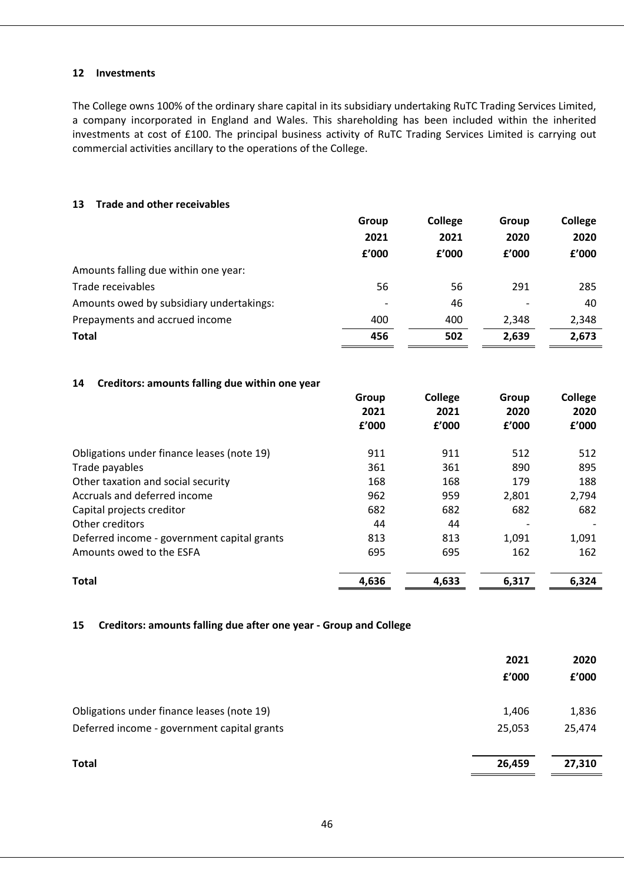## 12 Investments

The College owns 100% of the ordinary share capital in its subsidiary undertaking RuTC Trading Services Limited, a company incorporated in England and Wales. This shareholding has been included within the inherited investments at cost of £100. The principal business activity of RuTC Trading Services Limited is carrying out commercial activities ancillary to the operations of the College.

## 13 Trade and other receivables

| | Group 2021 £'000 | College 2021 £'000 | Group 2020 £'000 | College 2020 £'000 |
|---|---|---|---|---|
| Amounts falling due within one year: | | | | |
| Trade receivables | 56 | 56 | 291 | 285 |
| Amounts owed by subsidiary undertakings: | - | 46 | - | 40 |
| Prepayments and accrued income | 400 | 400 | 2,348 | 2,348 |
| **Total** | **456** | **502** | **2,639** | **2,673** |

## 14 Creditors: amounts falling due within one year

| | Group 2021 £'000 | College 2021 £'000 | Group 2020 £'000 | College 2020 £'000 |
|---|---|---|---|---|
| Obligations under finance leases (note 19) | 911 | 911 | 512 | 512 |
| Trade payables | 361 | 361 | 890 | 895 |
| Other taxation and social security | 168 | 168 | 179 | 188 |
| Accruals and deferred income | 962 | 959 | 2,801 | 2,794 |
| Capital projects creditor | 682 | 682 | 682 | 682 |
| Other creditors | 44 | 44 | - | - |
| Deferred income - government capital grants | 813 | 813 | 1,091 | 1,091 |
| Amounts owed to the ESFA | 695 | 695 | 162 | 162 |
| **Total** | **4,636** | **4,633** | **6,317** | **6,324** |

## 15 Creditors: amounts falling due after one year - Group and College

| | 2021 £'000 | 2020 £'000 |
|---|---|---|
| Obligations under finance leases (note 19) | 1,406 | 1,836 |
| Deferred income - government capital grants | 25,053 | 25,474 |
| **Total** | **26,459** | **27,310** |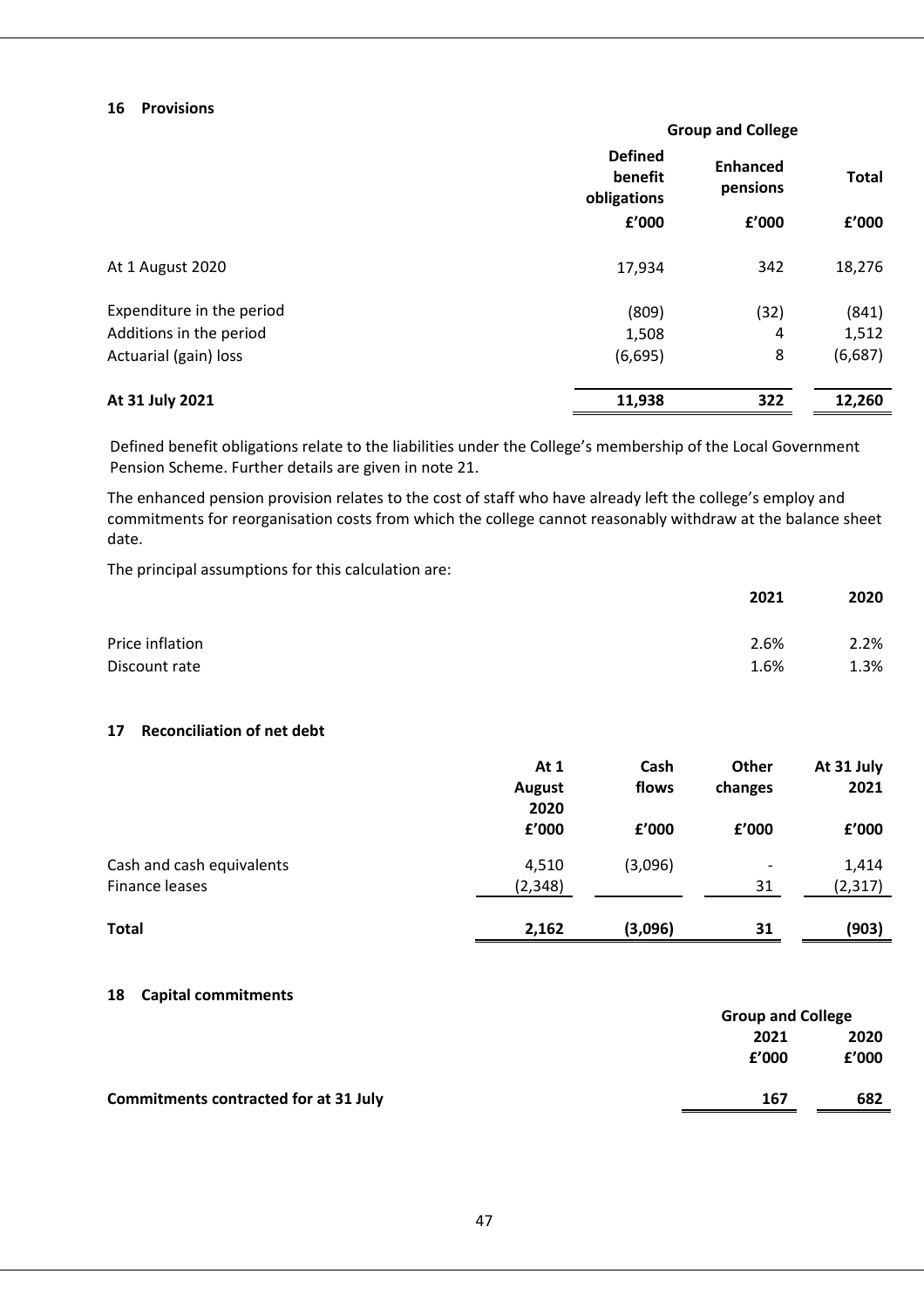## 16 Provisions

| | Group and College | | |
|---|---|---|---|
| | Defined benefit obligations | Enhanced pensions | Total |
| | £'000 | £'000 | £'000 |
| At 1 August 2020 | 17,934 | 342 | 18,276 |
| Expenditure in the period | (809) | (32) | (841) |
| Additions in the period | 1,508 | 4 | 1,512 |
| Actuarial (gain) loss | (6,695) | 8 | (6,687) |
| **At 31 July 2021** | **11,938** | **322** | **12,260** |

Defined benefit obligations relate to the liabilities under the College's membership of the Local Government Pension Scheme. Further details are given in note 21.

The enhanced pension provision relates to the cost of staff who have already left the college's employ and commitments for reorganisation costs from which the college cannot reasonably withdraw at the balance sheet date.

The principal assumptions for this calculation are:

| | 2021 | 2020 |
|---|---|---|
| Price inflation | 2.6% | 2.2% |
| Discount rate | 1.6% | 1.3% |

## 17 Reconciliation of net debt

| | At 1 August 2020 | Cash flows | Other changes | At 31 July 2021 |
|---|---|---|---|---|
| | £'000 | £'000 | £'000 | £'000 |
| Cash and cash equivalents | 4,510 | (3,096) | - | 1,414 |
| Finance leases | (2,348) | | 31 | (2,317) |
| **Total** | **2,162** | **(3,096)** | **31** | **(903)** |

## 18 Capital commitments

| | Group and College | |
|---|---|---|
| | 2021 | 2020 |
| | £'000 | £'000 |
| **Commitments contracted for at 31 July** | **167** | **682** |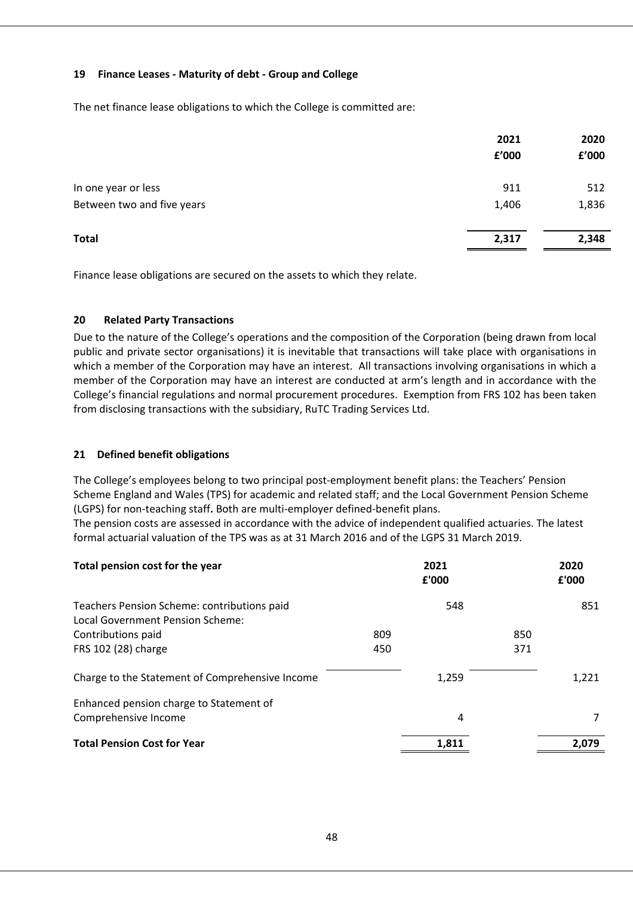## 19 Finance Leases - Maturity of debt - Group and College

The net finance lease obligations to which the College is committed are:

| | 2021 £'000 | 2020 £'000 |
|---|---|---|
| In one year or less | 911 | 512 |
| Between two and five years | 1,406 | 1,836 |
| **Total** | **2,317** | **2,348** |

Finance lease obligations are secured on the assets to which they relate.

## 20 Related Party Transactions

Due to the nature of the College's operations and the composition of the Corporation (being drawn from local public and private sector organisations) it is inevitable that transactions will take place with organisations in which a member of the Corporation may have an interest. All transactions involving organisations in which a member of the Corporation may have an interest are conducted at arm's length and in accordance with the College's financial regulations and normal procurement procedures. Exemption from FRS 102 has been taken from disclosing transactions with the subsidiary, RuTC Trading Services Ltd.

## 21 Defined benefit obligations

The College's employees belong to two principal post-employment benefit plans: the Teachers' Pension Scheme England and Wales (TPS) for academic and related staff; and the Local Government Pension Scheme (LGPS) for non-teaching staff**.** Both are multi-employer defined-benefit plans.
The pension costs are assessed in accordance with the advice of independent qualified actuaries. The latest formal actuarial valuation of the TPS was as at 31 March 2016 and of the LGPS 31 March 2019.

| **Total pension cost for the year** | | 2021 £'000 | | 2020 £'000 |
|---|---|---|---|---|
| Teachers Pension Scheme: contributions paid | | 548 | | 851 |
| Local Government Pension Scheme: | | | | |
| Contributions paid | 809 | | 850 | |
| FRS 102 (28) charge | 450 | | 371 | |
| Charge to the Statement of Comprehensive Income | | 1,259 | | 1,221 |
| Enhanced pension charge to Statement of Comprehensive Income | | 4 | | 7 |
| **Total Pension Cost for Year** | | **1,811** | | **2,079** |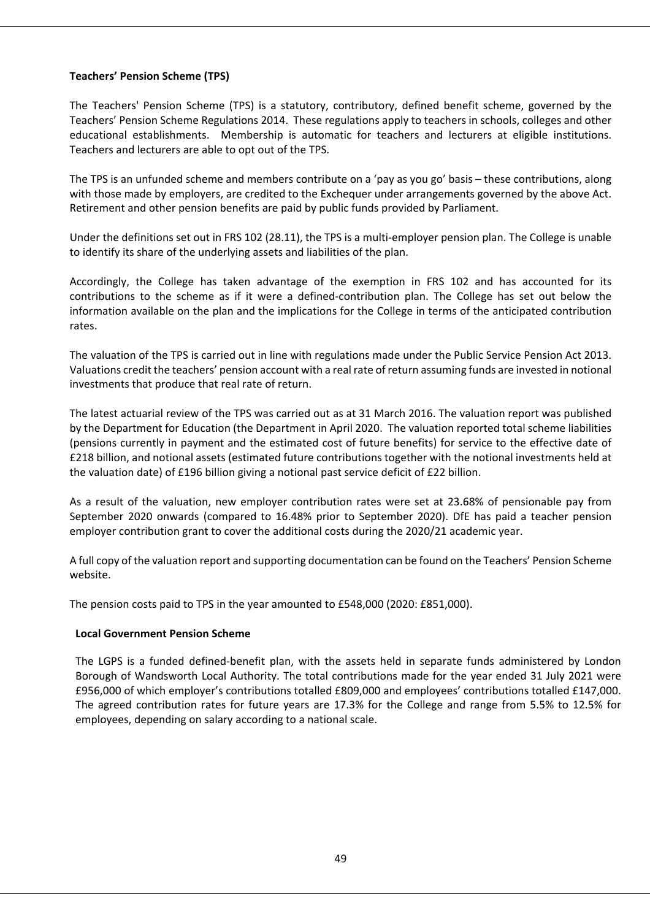**Teachers' Pension Scheme (TPS)**

The Teachers' Pension Scheme (TPS) is a statutory, contributory, defined benefit scheme, governed by the Teachers' Pension Scheme Regulations 2014. These regulations apply to teachers in schools, colleges and other educational establishments. Membership is automatic for teachers and lecturers at eligible institutions. Teachers and lecturers are able to opt out of the TPS.

The TPS is an unfunded scheme and members contribute on a 'pay as you go' basis – these contributions, along with those made by employers, are credited to the Exchequer under arrangements governed by the above Act. Retirement and other pension benefits are paid by public funds provided by Parliament.

Under the definitions set out in FRS 102 (28.11), the TPS is a multi-employer pension plan. The College is unable to identify its share of the underlying assets and liabilities of the plan.

Accordingly, the College has taken advantage of the exemption in FRS 102 and has accounted for its contributions to the scheme as if it were a defined-contribution plan. The College has set out below the information available on the plan and the implications for the College in terms of the anticipated contribution rates.

The valuation of the TPS is carried out in line with regulations made under the Public Service Pension Act 2013. Valuations credit the teachers' pension account with a real rate of return assuming funds are invested in notional investments that produce that real rate of return.

The latest actuarial review of the TPS was carried out as at 31 March 2016. The valuation report was published by the Department for Education (the Department in April 2020. The valuation reported total scheme liabilities (pensions currently in payment and the estimated cost of future benefits) for service to the effective date of £218 billion, and notional assets (estimated future contributions together with the notional investments held at the valuation date) of £196 billion giving a notional past service deficit of £22 billion.

As a result of the valuation, new employer contribution rates were set at 23.68% of pensionable pay from September 2020 onwards (compared to 16.48% prior to September 2020). DfE has paid a teacher pension employer contribution grant to cover the additional costs during the 2020/21 academic year.

A full copy of the valuation report and supporting documentation can be found on the Teachers' Pension Scheme website.

The pension costs paid to TPS in the year amounted to £548,000 (2020: £851,000).

**Local Government Pension Scheme**

The LGPS is a funded defined-benefit plan, with the assets held in separate funds administered by London Borough of Wandsworth Local Authority. The total contributions made for the year ended 31 July 2021 were £956,000 of which employer's contributions totalled £809,000 and employees' contributions totalled £147,000. The agreed contribution rates for future years are 17.3% for the College and range from 5.5% to 12.5% for employees, depending on salary according to a national scale.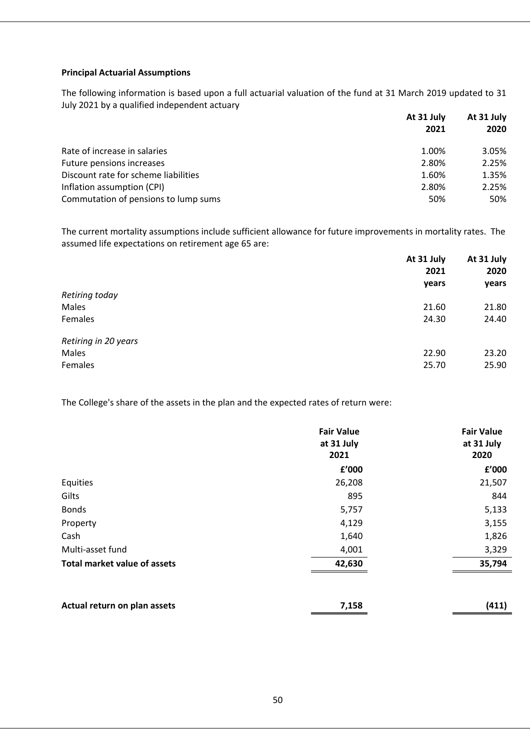**Principal Actuarial Assumptions**

The following information is based upon a full actuarial valuation of the fund at 31 March 2019 updated to 31 July 2021 by a qualified independent actuary

| | At 31 July 2021 | At 31 July 2020 |
|---|---|---|
| Rate of increase in salaries | 1.00% | 3.05% |
| Future pensions increases | 2.80% | 2.25% |
| Discount rate for scheme liabilities | 1.60% | 1.35% |
| Inflation assumption (CPI) | 2.80% | 2.25% |
| Commutation of pensions to lump sums | 50% | 50% |

The current mortality assumptions include sufficient allowance for future improvements in mortality rates. The assumed life expectations on retirement age 65 are:

| | At 31 July 2021 years | At 31 July 2020 years |
|---|---|---|
| *Retiring today* | | |
| Males | 21.60 | 21.80 |
| Females | 24.30 | 24.40 |
| *Retiring in 20 years* | | |
| Males | 22.90 | 23.20 |
| Females | 25.70 | 25.90 |

The College's share of the assets in the plan and the expected rates of return were:

| | Fair Value at 31 July 2021 | Fair Value at 31 July 2020 |
|---|---|---|
| | £'000 | £'000 |
| Equities | 26,208 | 21,507 |
| Gilts | 895 | 844 |
| Bonds | 5,757 | 5,133 |
| Property | 4,129 | 3,155 |
| Cash | 1,640 | 1,826 |
| Multi-asset fund | 4,001 | 3,329 |
| **Total market value of assets** | **42,630** | **35,794** |
| | | |
| **Actual return on plan assets** | **7,158** | **(411)** |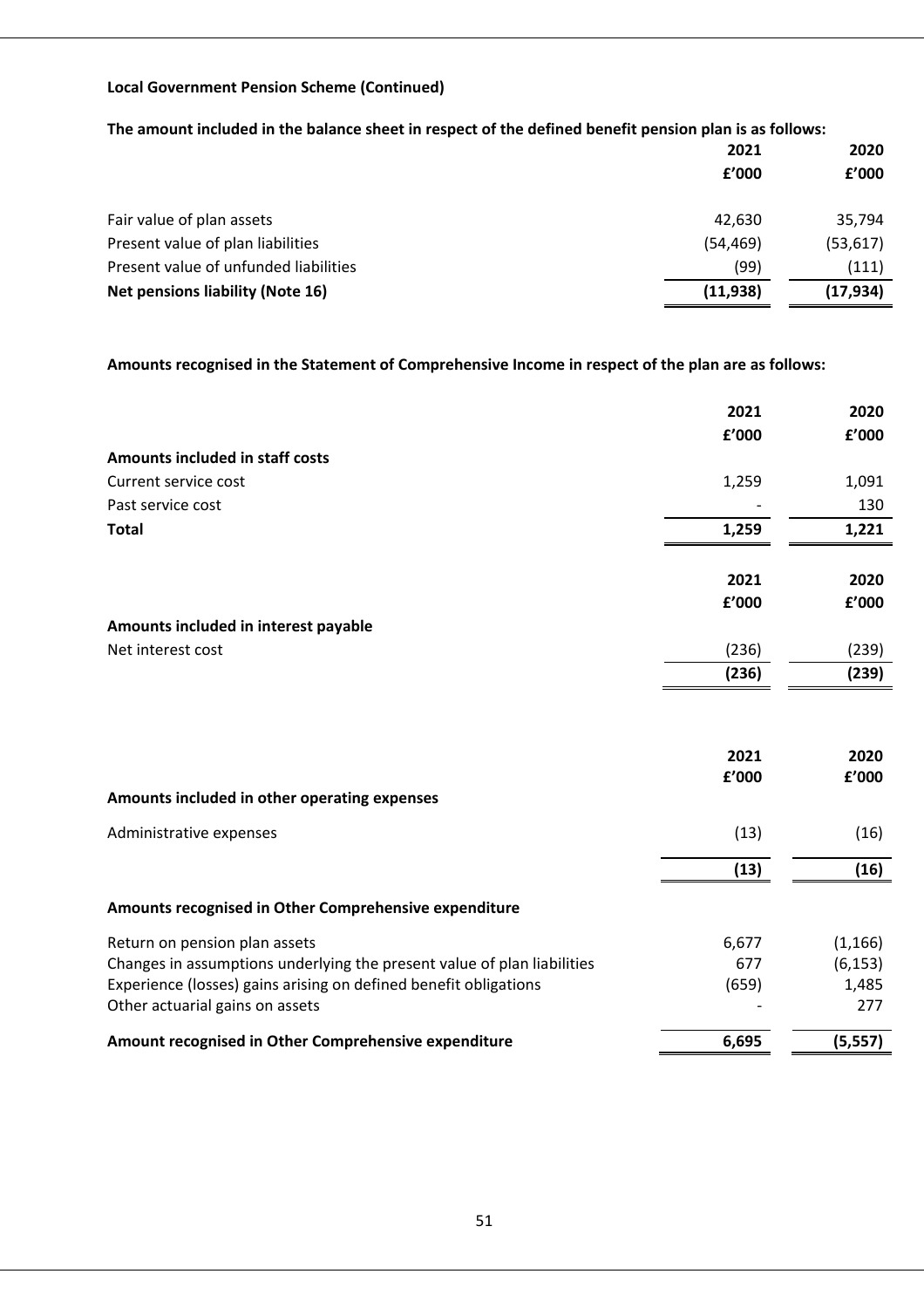**Local Government Pension Scheme (Continued)**

**The amount included in the balance sheet in respect of the defined benefit pension plan is as follows:**

| | 2021 | 2020 |
|---|---|---|
| | £'000 | £'000 |
| Fair value of plan assets | 42,630 | 35,794 |
| Present value of plan liabilities | (54,469) | (53,617) |
| Present value of unfunded liabilities | (99) | (111) |
| **Net pensions liability (Note 16)** | **(11,938)** | **(17,934)** |

**Amounts recognised in the Statement of Comprehensive Income in respect of the plan are as follows:**

| | 2021 | 2020 |
|---|---|---|
| | £'000 | £'000 |
| **Amounts included in staff costs** | | |
| Current service cost | 1,259 | 1,091 |
| Past service cost | - | 130 |
| **Total** | **1,259** | **1,221** |

| | 2021 | 2020 |
|---|---|---|
| | £'000 | £'000 |
| **Amounts included in interest payable** | | |
| Net interest cost | (236) | (239) |
| | **(236)** | **(239)** |

| | 2021 | 2020 |
|---|---|---|
| | £'000 | £'000 |
| **Amounts included in other operating expenses** | | |
| Administrative expenses | (13) | (16) |
| | **(13)** | **(16)** |
| **Amounts recognised in Other Comprehensive expenditure** | | |
| Return on pension plan assets | 6,677 | (1,166) |
| Changes in assumptions underlying the present value of plan liabilities | 677 | (6,153) |
| Experience (losses) gains arising on defined benefit obligations | (659) | 1,485 |
| Other actuarial gains on assets | - | 277 |
| **Amount recognised in Other Comprehensive expenditure** | **6,695** | **(5,557)** |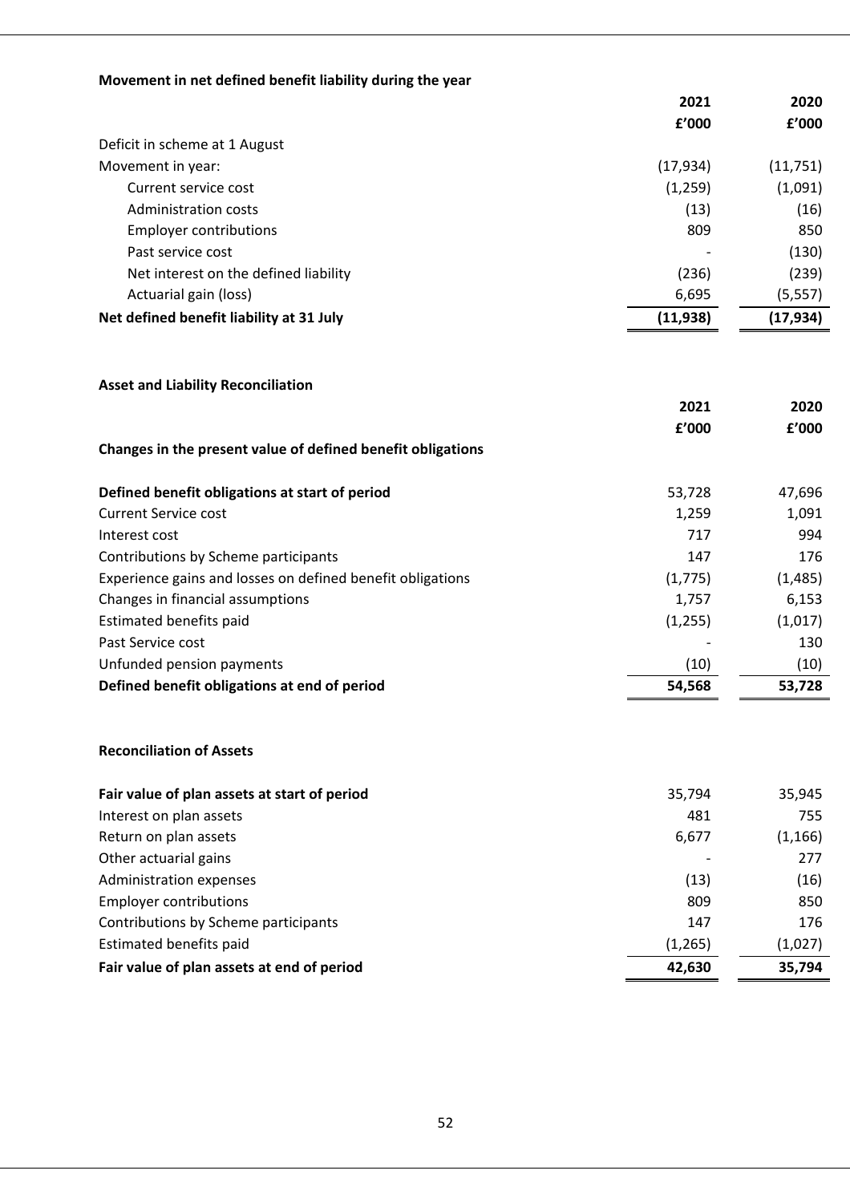### Movement in net defined benefit liability during the year

| | 2021 | 2020 |
|---|---|---|
| | £'000 | £'000 |
| Deficit in scheme at 1 August | | |
| Movement in year: | (17,934) | (11,751) |
| Current service cost | (1,259) | (1,091) |
| Administration costs | (13) | (16) |
| Employer contributions | 809 | 850 |
| Past service cost | - | (130) |
| Net interest on the defined liability | (236) | (239) |
| Actuarial gain (loss) | 6,695 | (5,557) |
| **Net defined benefit liability at 31 July** | **(11,938)** | **(17,934)** |

### Asset and Liability Reconciliation

| | 2021 | 2020 |
|---|---|---|
| | £'000 | £'000 |
| **Changes in the present value of defined benefit obligations** | | |
| **Defined benefit obligations at start of period** | 53,728 | 47,696 |
| Current Service cost | 1,259 | 1,091 |
| Interest cost | 717 | 994 |
| Contributions by Scheme participants | 147 | 176 |
| Experience gains and losses on defined benefit obligations | (1,775) | (1,485) |
| Changes in financial assumptions | 1,757 | 6,153 |
| Estimated benefits paid | (1,255) | (1,017) |
| Past Service cost | - | 130 |
| Unfunded pension payments | (10) | (10) |
| **Defined benefit obligations at end of period** | **54,568** | **53,728** |

### Reconciliation of Assets

| | 2021 | 2020 |
|---|---|---|
| **Fair value of plan assets at start of period** | 35,794 | 35,945 |
| Interest on plan assets | 481 | 755 |
| Return on plan assets | 6,677 | (1,166) |
| Other actuarial gains | - | 277 |
| Administration expenses | (13) | (16) |
| Employer contributions | 809 | 850 |
| Contributions by Scheme participants | 147 | 176 |
| Estimated benefits paid | (1,265) | (1,027) |
| **Fair value of plan assets at end of period** | **42,630** | **35,794** |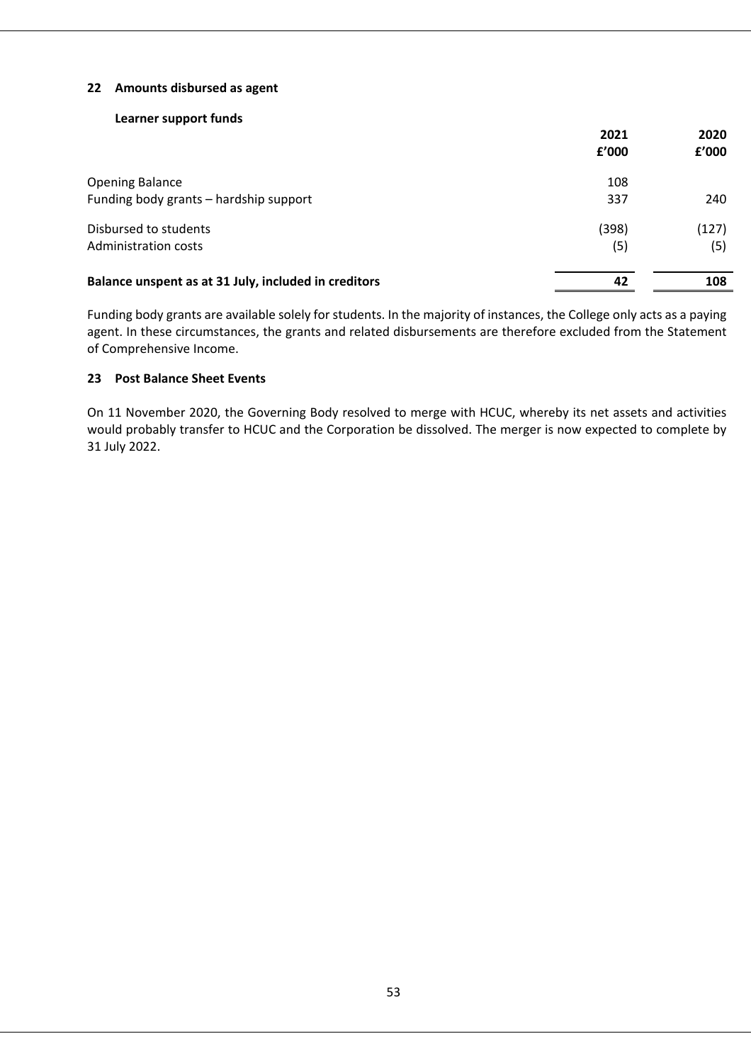## 22 Amounts disbursed as agent

**Learner support funds**

| | 2021 £'000 | 2020 £'000 |
|---|---|---|
| Opening Balance | 108 | |
| Funding body grants – hardship support | 337 | 240 |
| Disbursed to students | (398) | (127) |
| Administration costs | (5) | (5) |
| **Balance unspent as at 31 July, included in creditors** | **42** | **108** |

Funding body grants are available solely for students. In the majority of instances, the College only acts as a paying agent. In these circumstances, the grants and related disbursements are therefore excluded from the Statement of Comprehensive Income.

## 23 Post Balance Sheet Events

On 11 November 2020, the Governing Body resolved to merge with HCUC, whereby its net assets and activities would probably transfer to HCUC and the Corporation be dissolved. The merger is now expected to complete by 31 July 2022.